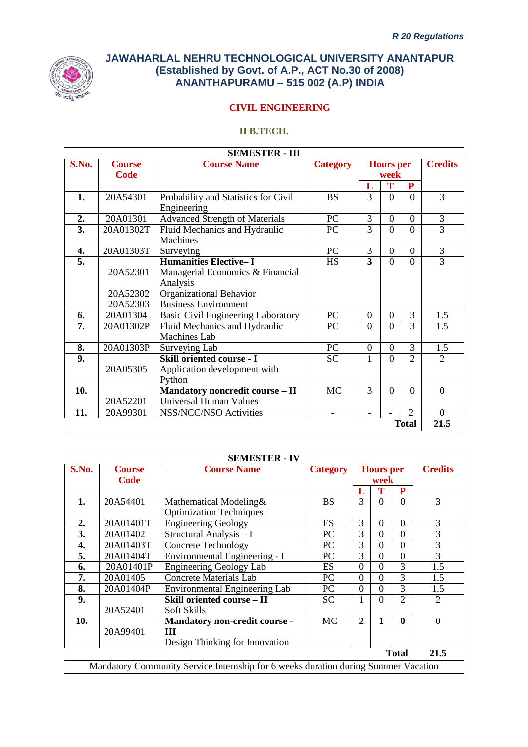*R 20 Regulations*

# JAWAHARLAL NEHRU TECHNOLOGICAL UNIVERSITY ANANTAPUR
## (Established by Govt. of A.P., ACT No.30 of 2008)
## ANANTHAPURAMU – 515 002 (A.P) INDIA

### CIVIL ENGINEERING

### II B.TECH.

| SEMESTER - III | | | | | | | |
|---|---|---|---|---|---|---|---|
| **S.No.** | **Course Code** | **Course Name** | **Category** | **Hours per week** | | | **Credits** |
| | | | | **L** | **T** | **P** | |
| **1.** | 20A54301 | Probability and Statistics for Civil Engineering | BS | 3 | 0 | 0 | 3 |
| **2.** | 20A01301 | Advanced Strength of Materials | PC | 3 | 0 | 0 | 3 |
| **3.** | 20A01302T | Fluid Mechanics and Hydraulic Machines | PC | 3 | 0 | 0 | 3 |
| **4.** | 20A01303T | Surveying | PC | 3 | 0 | 0 | 3 |
| **5.** | 20A52301<br>20A52302<br>20A52303 | **Humanities Elective– I**<br>Managerial Economics & Financial Analysis<br>Organizational Behavior<br>Business Environment | HS | **3** | 0 | 0 | 3 |
| **6.** | 20A01304 | Basic Civil Engineering Laboratory | PC | 0 | 0 | 3 | 1.5 |
| **7.** | 20A01302P | Fluid Mechanics and Hydraulic Machines Lab | PC | 0 | 0 | 3 | 1.5 |
| **8.** | 20A01303P | Surveying Lab | PC | 0 | 0 | 3 | 1.5 |
| **9.** | 20A05305 | **Skill oriented course - I**<br>Application development with Python | SC | 1 | 0 | 2 | 2 |
| **10.** | 20A52201 | **Mandatory noncredit course – II**<br>Universal Human Values | MC | 3 | 0 | 0 | 0 |
| **11.** | 20A99301 | NSS/NCC/NSO Activities | - | - | - | 2 | 0 |
| | | | | | | **Total** | **21.5** |

| SEMESTER - IV | | | | | | | |
|---|---|---|---|---|---|---|---|
| **S.No.** | **Course Code** | **Course Name** | **Category** | **Hours per week** | | | **Credits** |
| | | | | **L** | **T** | **P** | |
| **1.** | 20A54401 | Mathematical Modeling& Optimization Techniques | BS | 3 | 0 | 0 | 3 |
| **2.** | 20A01401T | Engineering Geology | ES | 3 | 0 | 0 | 3 |
| **3.** | 20A01402 | Structural Analysis – I | PC | 3 | 0 | 0 | 3 |
| **4.** | 20A01403T | Concrete Technology | PC | 3 | 0 | 0 | 3 |
| **5.** | 20A01404T | Environmental Engineering - I | PC | 3 | 0 | 0 | 3 |
| **6.** | 20A01401P | Engineering Geology Lab | ES | 0 | 0 | 3 | 1.5 |
| **7.** | 20A01405 | Concrete Materials Lab | PC | 0 | 0 | 3 | 1.5 |
| **8.** | 20A01404P | Environmental Engineering Lab | PC | 0 | 0 | 3 | 1.5 |
| **9.** | 20A52401 | **Skill oriented course – II**<br>Soft Skills | SC | 1 | 0 | 2 | 2 |
| **10.** | 20A99401 | **Mandatory non-credit course - III**<br>Design Thinking for Innovation | MC | **2** | **1** | **0** | 0 |
| | | | | | | **Total** | **21.5** |
| Mandatory Community Service Internship for 6 weeks duration during Summer Vacation | | | | | | | |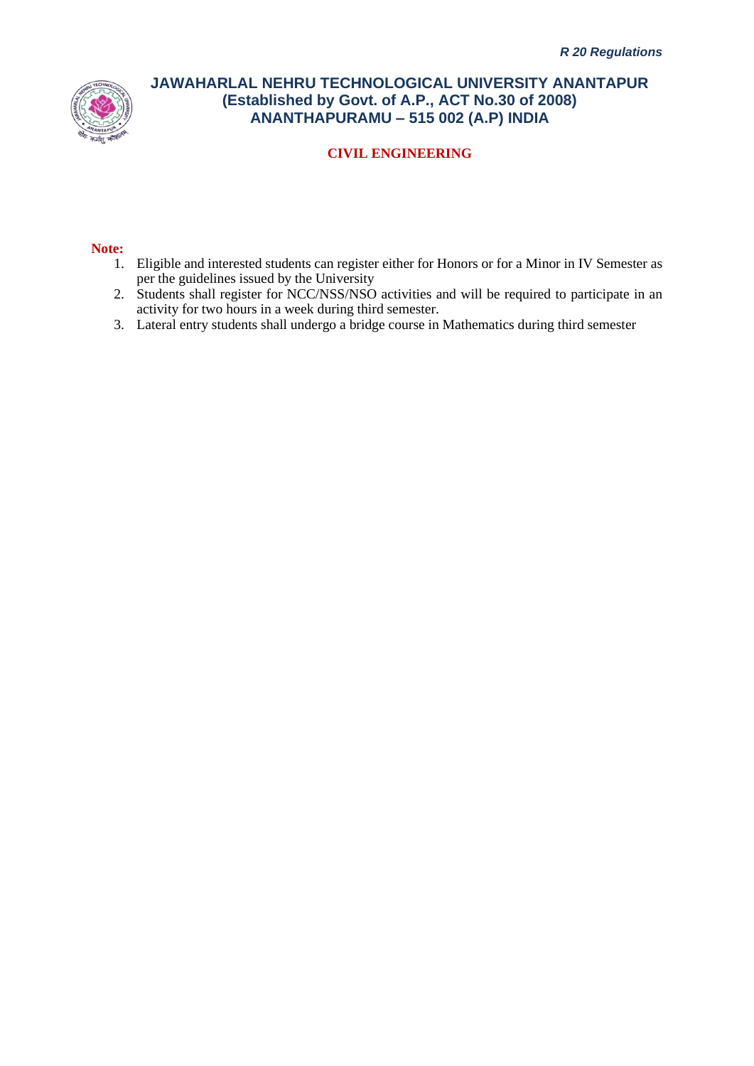# JAWAHARLAL NEHRU TECHNOLOGICAL UNIVERSITY ANANTAPUR
## (Established by Govt. of A.P., ACT No.30 of 2008)
## ANANTHAPURAMU – 515 002 (A.P) INDIA

### CIVIL ENGINEERING

**Note:**

1. Eligible and interested students can register either for Honors or for a Minor in IV Semester as per the guidelines issued by the University
2. Students shall register for NCC/NSS/NSO activities and will be required to participate in an activity for two hours in a week during third semester.
3. Lateral entry students shall undergo a bridge course in Mathematics during third semester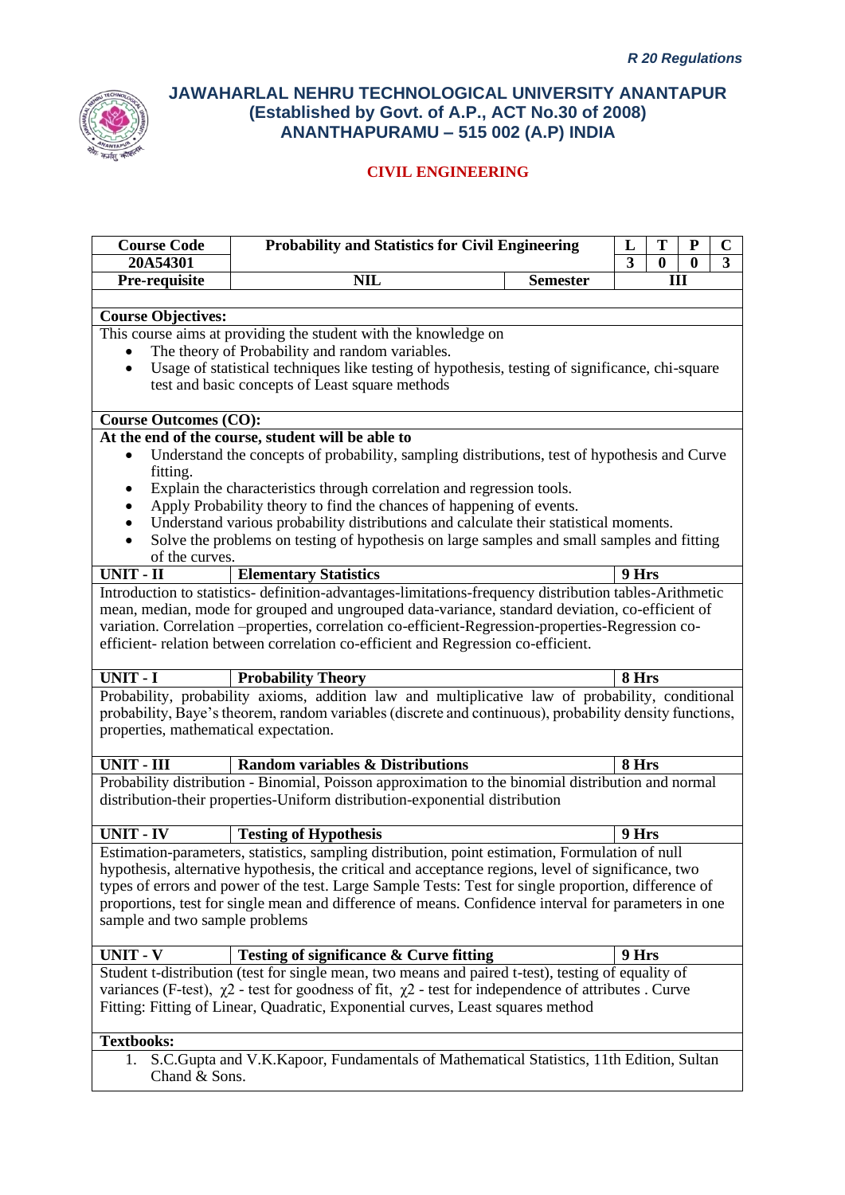*R 20 Regulations*

## JAWAHARLAL NEHRU TECHNOLOGICAL UNIVERSITY ANANTAPUR
## (Established by Govt. of A.P., ACT No.30 of 2008)
## ANANTHAPURAMU – 515 002 (A.P) INDIA

### CIVIL ENGINEERING

| Course Code | Probability and Statistics for Civil Engineering | | L | T | P | C |
|---|---|---|---|---|---|---|
| 20A54301 | | | 3 | 0 | 0 | 3 |
| Pre-requisite | NIL | Semester | III | | | |

**Course Objectives:**

This course aims at providing the student with the knowledge on

- The theory of Probability and random variables.
- Usage of statistical techniques like testing of hypothesis, testing of significance, chi-square test and basic concepts of Least square methods

**Course Outcomes (CO):**

**At the end of the course, student will be able to**

- Understand the concepts of probability, sampling distributions, test of hypothesis and Curve fitting.
- Explain the characteristics through correlation and regression tools.
- Apply Probability theory to find the chances of happening of events.
- Understand various probability distributions and calculate their statistical moments.
- Solve the problems on testing of hypothesis on large samples and small samples and fitting of the curves.

**UNIT - II | Elementary Statistics | 9 Hrs**

Introduction to statistics- definition-advantages-limitations-frequency distribution tables-Arithmetic mean, median, mode for grouped and ungrouped data-variance, standard deviation, co-efficient of variation. Correlation –properties, correlation co-efficient-Regression-properties-Regression co-efficient- relation between correlation co-efficient and Regression co-efficient.

**UNIT - I | Probability Theory | 8 Hrs**

Probability, probability axioms, addition law and multiplicative law of probability, conditional probability, Baye's theorem, random variables (discrete and continuous), probability density functions, properties, mathematical expectation.

**UNIT - III | Random variables & Distributions | 8 Hrs**

Probability distribution - Binomial, Poisson approximation to the binomial distribution and normal distribution-their properties-Uniform distribution-exponential distribution

**UNIT - IV | Testing of Hypothesis | 9 Hrs**

Estimation-parameters, statistics, sampling distribution, point estimation, Formulation of null hypothesis, alternative hypothesis, the critical and acceptance regions, level of significance, two types of errors and power of the test. Large Sample Tests: Test for single proportion, difference of proportions, test for single mean and difference of means. Confidence interval for parameters in one sample and two sample problems

**UNIT - V | Testing of significance & Curve fitting | 9 Hrs**

Student t-distribution (test for single mean, two means and paired t-test), testing of equality of variances (F-test), $\chi 2$ - test for goodness of fit, $\chi 2$ - test for independence of attributes . Curve Fitting: Fitting of Linear, Quadratic, Exponential curves, Least squares method

**Textbooks:**

1. S.C.Gupta and V.K.Kapoor, Fundamentals of Mathematical Statistics, 11th Edition, Sultan Chand & Sons.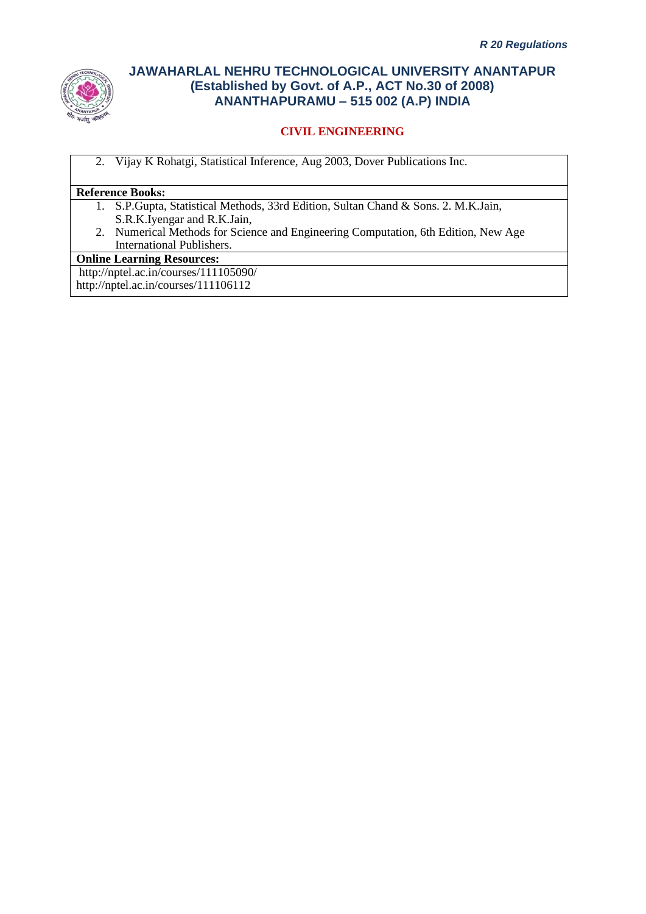2. Vijay K Rohatgi, Statistical Inference, Aug 2003, Dover Publications Inc.

**Reference Books:**

1. S.P.Gupta, Statistical Methods, 33rd Edition, Sultan Chand & Sons. 2. M.K.Jain, S.R.K.Iyengar and R.K.Jain,
2. Numerical Methods for Science and Engineering Computation, 6th Edition, New Age International Publishers.

**Online Learning Resources:**

http://nptel.ac.in/courses/111105090/
http://nptel.ac.in/courses/111106112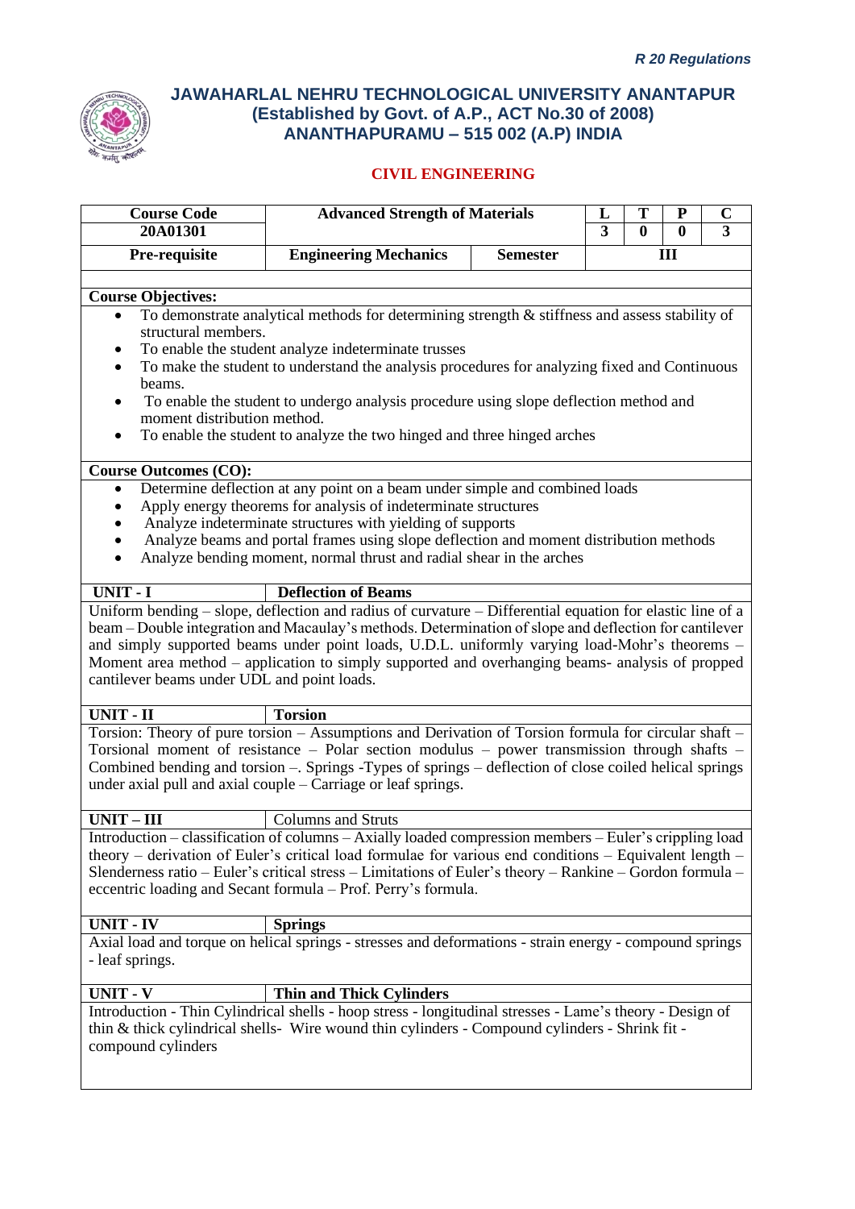# JAWAHARLAL NEHRU TECHNOLOGICAL UNIVERSITY ANANTAPUR
## (Established by Govt. of A.P., ACT No.30 of 2008)
## ANANTHAPURAMU – 515 002 (A.P) INDIA

### CIVIL ENGINEERING

| Course Code | Advanced Strength of Materials | | L | T | P | C |
|---|---|---|---|---|---|---|
| 20A01301 | | | 3 | 0 | 0 | 3 |
| Pre-requisite | Engineering Mechanics | Semester | III | | | |

**Course Objectives:**

- To demonstrate analytical methods for determining strength & stiffness and assess stability of structural members.
- To enable the student analyze indeterminate trusses
- To make the student to understand the analysis procedures for analyzing fixed and Continuous beams.
- To enable the student to undergo analysis procedure using slope deflection method and moment distribution method.
- To enable the student to analyze the two hinged and three hinged arches

**Course Outcomes (CO):**

- Determine deflection at any point on a beam under simple and combined loads
- Apply energy theorems for analysis of indeterminate structures
- Analyze indeterminate structures with yielding of supports
- Analyze beams and portal frames using slope deflection and moment distribution methods
- Analyze bending moment, normal thrust and radial shear in the arches

**UNIT - I** | **Deflection of Beams**

Uniform bending – slope, deflection and radius of curvature – Differential equation for elastic line of a beam – Double integration and Macaulay's methods. Determination of slope and deflection for cantilever and simply supported beams under point loads, U.D.L. uniformly varying load-Mohr's theorems – Moment area method – application to simply supported and overhanging beams- analysis of propped cantilever beams under UDL and point loads.

**UNIT - II** | **Torsion**

Torsion: Theory of pure torsion – Assumptions and Derivation of Torsion formula for circular shaft – Torsional moment of resistance – Polar section modulus – power transmission through shafts – Combined bending and torsion –. Springs -Types of springs – deflection of close coiled helical springs under axial pull and axial couple – Carriage or leaf springs.

**UNIT – III** | Columns and Struts

Introduction – classification of columns – Axially loaded compression members – Euler's crippling load theory – derivation of Euler's critical load formulae for various end conditions – Equivalent length – Slenderness ratio – Euler's critical stress – Limitations of Euler's theory – Rankine – Gordon formula – eccentric loading and Secant formula – Prof. Perry's formula.

**UNIT - IV** | **Springs**

Axial load and torque on helical springs - stresses and deformations - strain energy - compound springs - leaf springs.

**UNIT - V** | **Thin and Thick Cylinders**

Introduction - Thin Cylindrical shells - hoop stress - longitudinal stresses - Lame's theory - Design of thin & thick cylindrical shells- Wire wound thin cylinders - Compound cylinders - Shrink fit - compound cylinders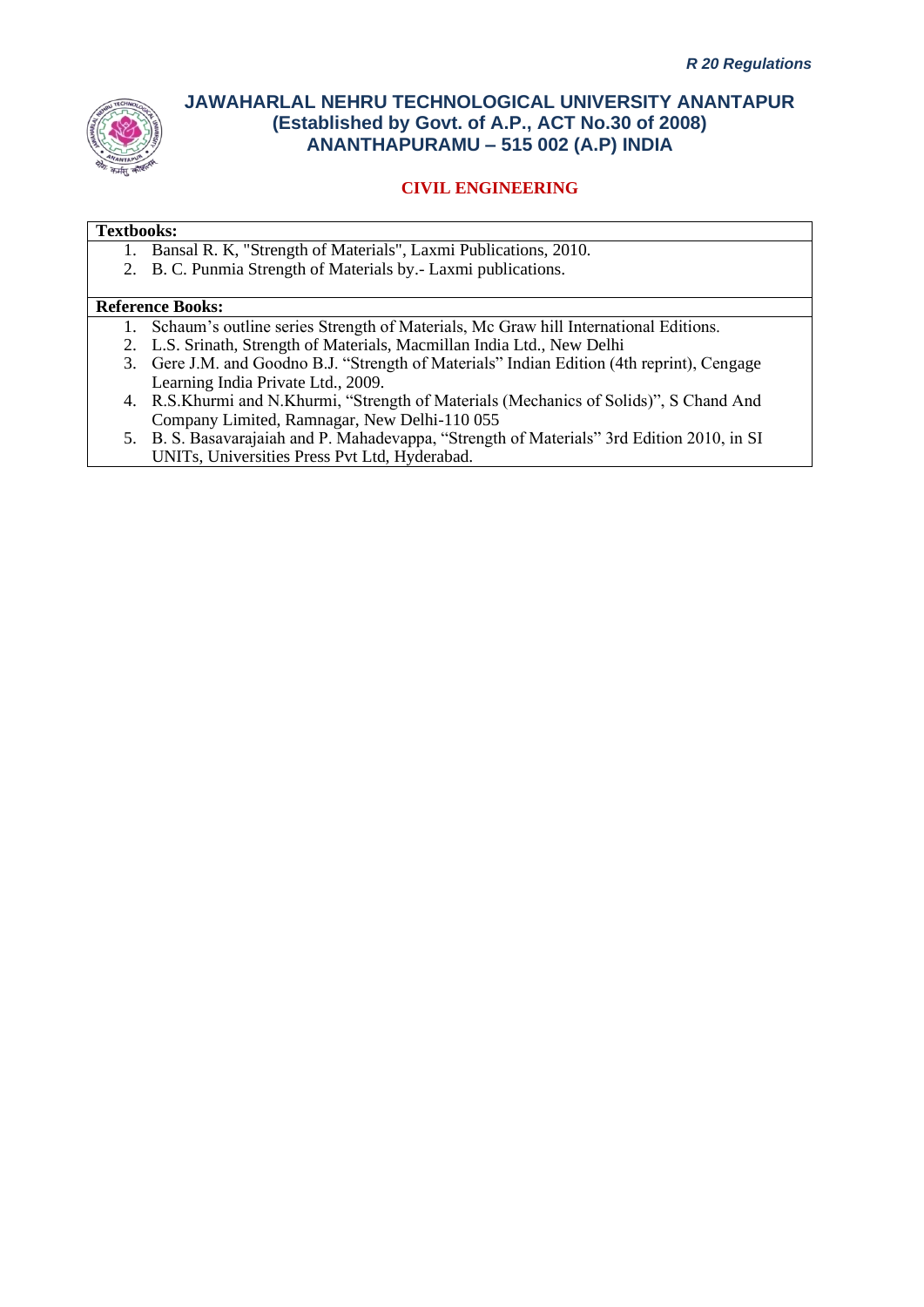**Textbooks:**

1. Bansal R. K, "Strength of Materials", Laxmi Publications, 2010.
2. B. C. Punmia Strength of Materials by.- Laxmi publications.

**Reference Books:**

1. Schaum's outline series Strength of Materials, Mc Graw hill International Editions.
2. L.S. Srinath, Strength of Materials, Macmillan India Ltd., New Delhi
3. Gere J.M. and Goodno B.J. "Strength of Materials" Indian Edition (4th reprint), Cengage Learning India Private Ltd., 2009.
4. R.S.Khurmi and N.Khurmi, "Strength of Materials (Mechanics of Solids)", S Chand And Company Limited, Ramnagar, New Delhi-110 055
5. B. S. Basavarajaiah and P. Mahadevappa, "Strength of Materials" 3rd Edition 2010, in SI UNITs, Universities Press Pvt Ltd, Hyderabad.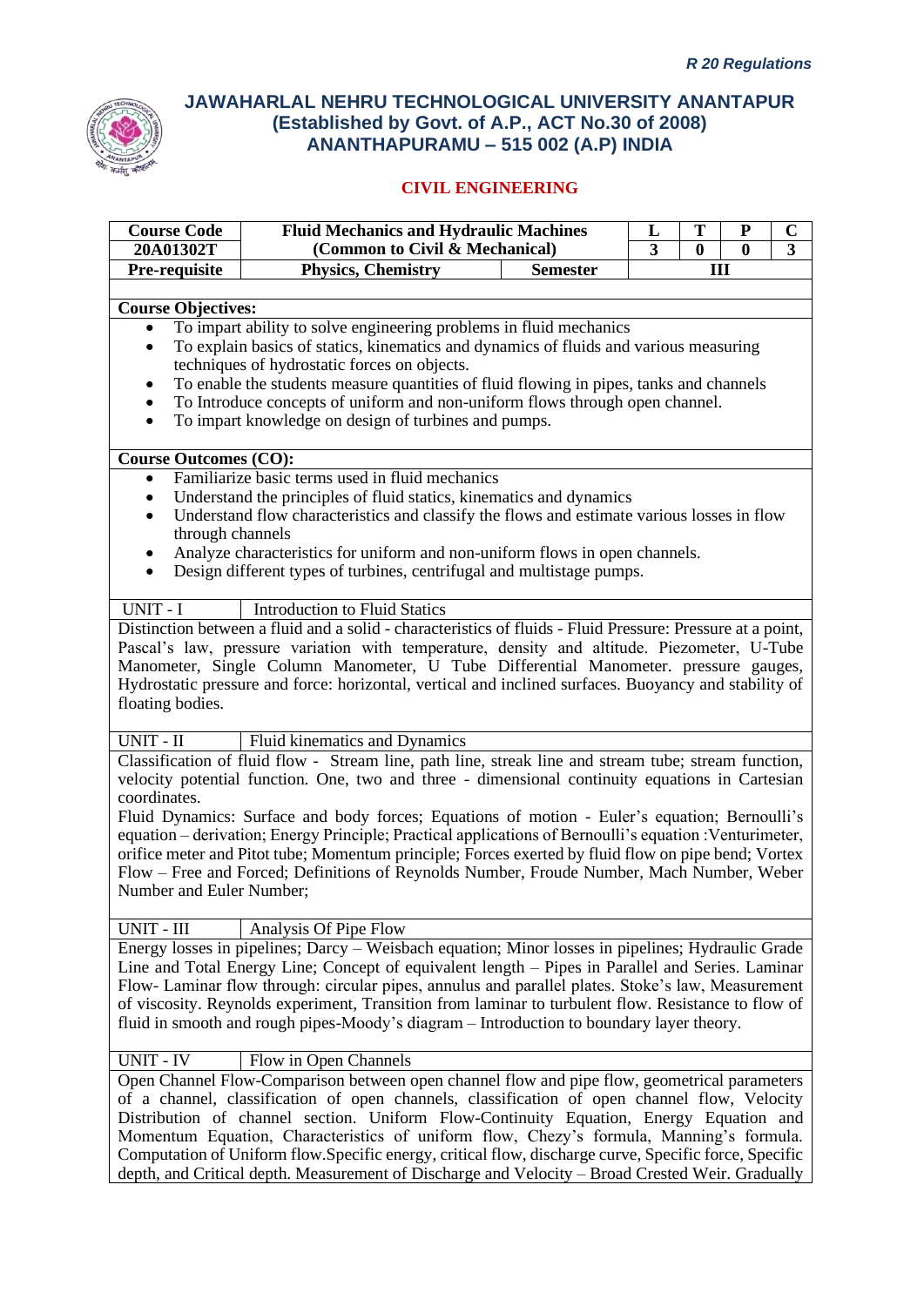*R 20 Regulations*

# JAWAHARLAL NEHRU TECHNOLOGICAL UNIVERSITY ANANTAPUR
## (Established by Govt. of A.P., ACT No.30 of 2008)
## ANANTHAPURAMU – 515 002 (A.P) INDIA

### CIVIL ENGINEERING

| Course Code | Fluid Mechanics and Hydraulic Machines | | L | T | P | C |
|---|---|---|---|---|---|---|
| 20A01302T | (Common to Civil & Mechanical) | | 3 | 0 | 0 | 3 |
| Pre-requisite | Physics, Chemistry | Semester | III | | | |

**Course Objectives:**

- To impart ability to solve engineering problems in fluid mechanics
- To explain basics of statics, kinematics and dynamics of fluids and various measuring techniques of hydrostatic forces on objects.
- To enable the students measure quantities of fluid flowing in pipes, tanks and channels
- To Introduce concepts of uniform and non-uniform flows through open channel.
- To impart knowledge on design of turbines and pumps.

**Course Outcomes (CO):**

- Familiarize basic terms used in fluid mechanics
- Understand the principles of fluid statics, kinematics and dynamics
- Understand flow characteristics and classify the flows and estimate various losses in flow through channels
- Analyze characteristics for uniform and non-uniform flows in open channels.
- Design different types of turbines, centrifugal and multistage pumps.

**UNIT - I** Introduction to Fluid Statics

Distinction between a fluid and a solid - characteristics of fluids - Fluid Pressure: Pressure at a point, Pascal's law, pressure variation with temperature, density and altitude. Piezometer, U-Tube Manometer, Single Column Manometer, U Tube Differential Manometer. pressure gauges, Hydrostatic pressure and force: horizontal, vertical and inclined surfaces. Buoyancy and stability of floating bodies.

**UNIT - II** Fluid kinematics and Dynamics

Classification of fluid flow - Stream line, path line, streak line and stream tube; stream function, velocity potential function. One, two and three - dimensional continuity equations in Cartesian coordinates.

Fluid Dynamics: Surface and body forces; Equations of motion - Euler's equation; Bernoulli's equation – derivation; Energy Principle; Practical applications of Bernoulli's equation :Venturimeter, orifice meter and Pitot tube; Momentum principle; Forces exerted by fluid flow on pipe bend; Vortex Flow – Free and Forced; Definitions of Reynolds Number, Froude Number, Mach Number, Weber Number and Euler Number;

**UNIT - III** Analysis Of Pipe Flow

Energy losses in pipelines; Darcy – Weisbach equation; Minor losses in pipelines; Hydraulic Grade Line and Total Energy Line; Concept of equivalent length – Pipes in Parallel and Series. Laminar Flow- Laminar flow through: circular pipes, annulus and parallel plates. Stoke's law, Measurement of viscosity. Reynolds experiment, Transition from laminar to turbulent flow. Resistance to flow of fluid in smooth and rough pipes-Moody's diagram – Introduction to boundary layer theory.

**UNIT - IV** Flow in Open Channels

Open Channel Flow-Comparison between open channel flow and pipe flow, geometrical parameters of a channel, classification of open channels, classification of open channel flow, Velocity Distribution of channel section. Uniform Flow-Continuity Equation, Energy Equation and Momentum Equation, Characteristics of uniform flow, Chezy's formula, Manning's formula. Computation of Uniform flow.Specific energy, critical flow, discharge curve, Specific force, Specific depth, and Critical depth. Measurement of Discharge and Velocity – Broad Crested Weir. Gradually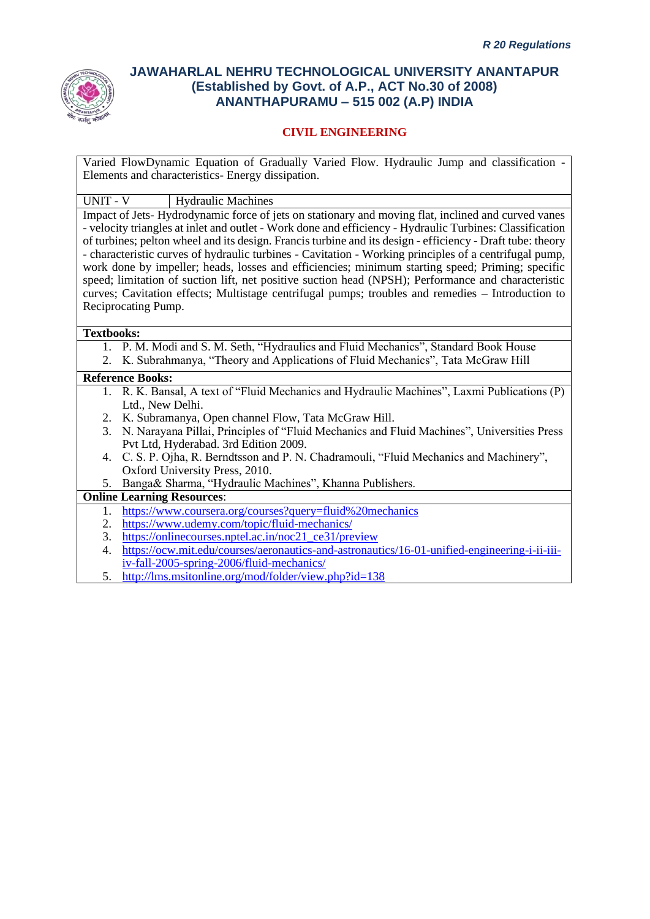Varied FlowDynamic Equation of Gradually Varied Flow. Hydraulic Jump and classification - Elements and characteristics- Energy dissipation.

| UNIT - V | Hydraulic Machines |
|---|---|

Impact of Jets- Hydrodynamic force of jets on stationary and moving flat, inclined and curved vanes - velocity triangles at inlet and outlet - Work done and efficiency - Hydraulic Turbines: Classification of turbines; pelton wheel and its design. Francis turbine and its design - efficiency - Draft tube: theory - characteristic curves of hydraulic turbines - Cavitation - Working principles of a centrifugal pump, work done by impeller; heads, losses and efficiencies; minimum starting speed; Priming; specific speed; limitation of suction lift, net positive suction head (NPSH); Performance and characteristic curves; Cavitation effects; Multistage centrifugal pumps; troubles and remedies – Introduction to Reciprocating Pump.

**Textbooks:**

1. P. M. Modi and S. M. Seth, "Hydraulics and Fluid Mechanics", Standard Book House
2. K. Subrahmanya, "Theory and Applications of Fluid Mechanics", Tata McGraw Hill

**Reference Books:**

1. R. K. Bansal, A text of "Fluid Mechanics and Hydraulic Machines", Laxmi Publications (P) Ltd., New Delhi.
2. K. Subramanya, Open channel Flow, Tata McGraw Hill.
3. N. Narayana Pillai, Principles of "Fluid Mechanics and Fluid Machines", Universities Press Pvt Ltd, Hyderabad. 3rd Edition 2009.
4. C. S. P. Ojha, R. Berndtsson and P. N. Chadramouli, "Fluid Mechanics and Machinery", Oxford University Press, 2010.
5. Banga& Sharma, "Hydraulic Machines", Khanna Publishers.

**Online Learning Resources**:

1. https://www.coursera.org/courses?query=fluid%20mechanics
2. https://www.udemy.com/topic/fluid-mechanics/
3. https://onlinecourses.nptel.ac.in/noc21_ce31/preview
4. https://ocw.mit.edu/courses/aeronautics-and-astronautics/16-01-unified-engineering-i-ii-iii-iv-fall-2005-spring-2006/fluid-mechanics/
5. http://lms.msitonline.org/mod/folder/view.php?id=138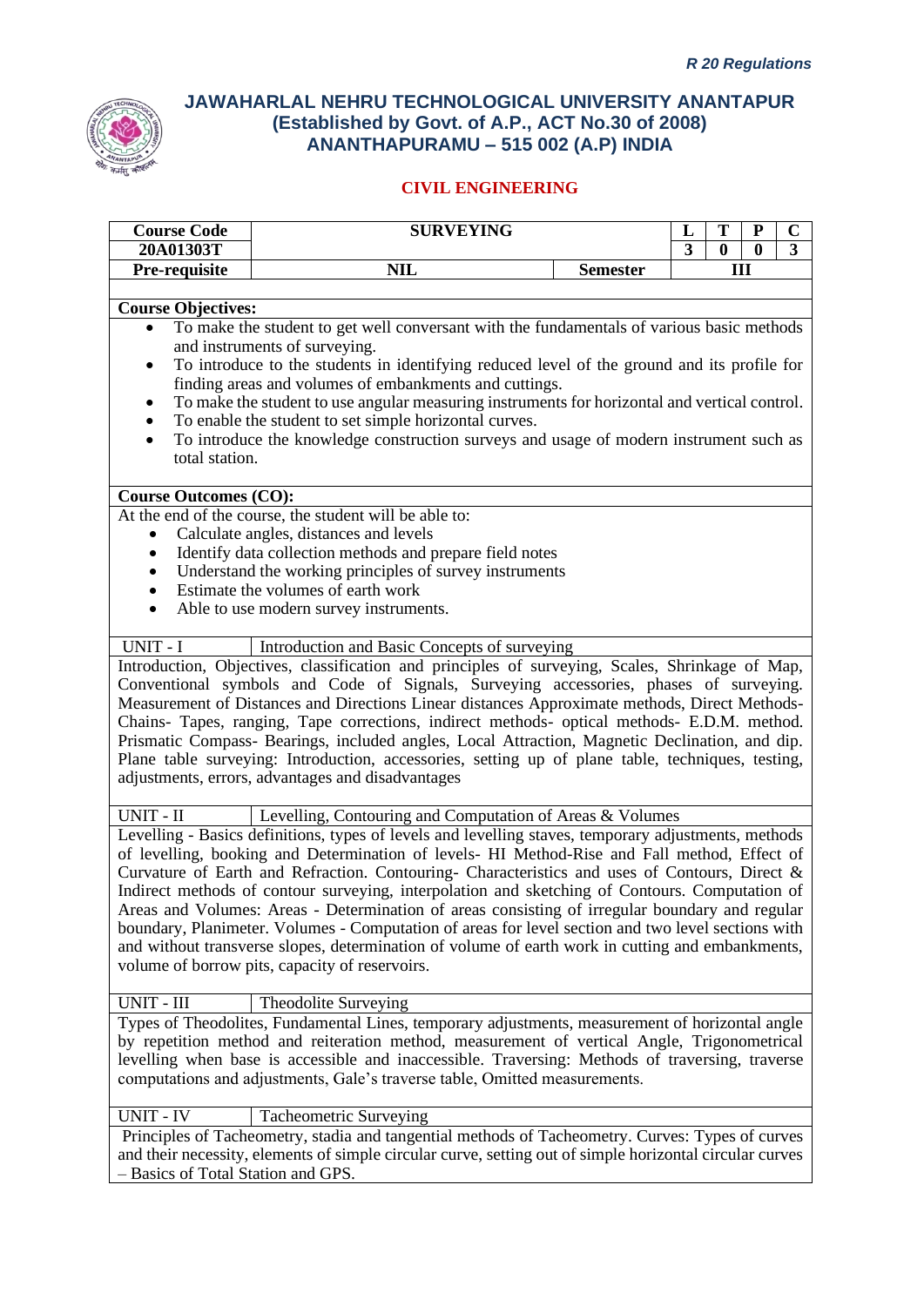*R 20 Regulations*

# JAWAHARLAL NEHRU TECHNOLOGICAL UNIVERSITY ANANTAPUR
## (Established by Govt. of A.P., ACT No.30 of 2008)
## ANANTHAPURAMU – 515 002 (A.P) INDIA

### CIVIL ENGINEERING

| Course Code | SURVEYING | | L | T | P | C |
|---|---|---|---|---|---|---|
| 20A01303T | | | 3 | 0 | 0 | 3 |
| Pre-requisite | NIL | Semester | III | | | |

**Course Objectives:**

- To make the student to get well conversant with the fundamentals of various basic methods and instruments of surveying.
- To introduce to the students in identifying reduced level of the ground and its profile for finding areas and volumes of embankments and cuttings.
- To make the student to use angular measuring instruments for horizontal and vertical control.
- To enable the student to set simple horizontal curves.
- To introduce the knowledge construction surveys and usage of modern instrument such as total station.

**Course Outcomes (CO):**

At the end of the course, the student will be able to:

- Calculate angles, distances and levels
- Identify data collection methods and prepare field notes
- Understand the working principles of survey instruments
- Estimate the volumes of earth work
- Able to use modern survey instruments.

**UNIT - I** Introduction and Basic Concepts of surveying

Introduction, Objectives, classification and principles of surveying, Scales, Shrinkage of Map, Conventional symbols and Code of Signals, Surveying accessories, phases of surveying. Measurement of Distances and Directions Linear distances Approximate methods, Direct Methods- Chains- Tapes, ranging, Tape corrections, indirect methods- optical methods- E.D.M. method. Prismatic Compass- Bearings, included angles, Local Attraction, Magnetic Declination, and dip. Plane table surveying: Introduction, accessories, setting up of plane table, techniques, testing, adjustments, errors, advantages and disadvantages

**UNIT - II** Levelling, Contouring and Computation of Areas & Volumes

Levelling - Basics definitions, types of levels and levelling staves, temporary adjustments, methods of levelling, booking and Determination of levels- HI Method-Rise and Fall method, Effect of Curvature of Earth and Refraction. Contouring- Characteristics and uses of Contours, Direct & Indirect methods of contour surveying, interpolation and sketching of Contours. Computation of Areas and Volumes: Areas - Determination of areas consisting of irregular boundary and regular boundary, Planimeter. Volumes - Computation of areas for level section and two level sections with and without transverse slopes, determination of volume of earth work in cutting and embankments, volume of borrow pits, capacity of reservoirs.

**UNIT - III** Theodolite Surveying

Types of Theodolites, Fundamental Lines, temporary adjustments, measurement of horizontal angle by repetition method and reiteration method, measurement of vertical Angle, Trigonometrical levelling when base is accessible and inaccessible. Traversing: Methods of traversing, traverse computations and adjustments, Gale's traverse table, Omitted measurements.

**UNIT - IV** Tacheometric Surveying

Principles of Tacheometry, stadia and tangential methods of Tacheometry. Curves: Types of curves and their necessity, elements of simple circular curve, setting out of simple horizontal circular curves – Basics of Total Station and GPS.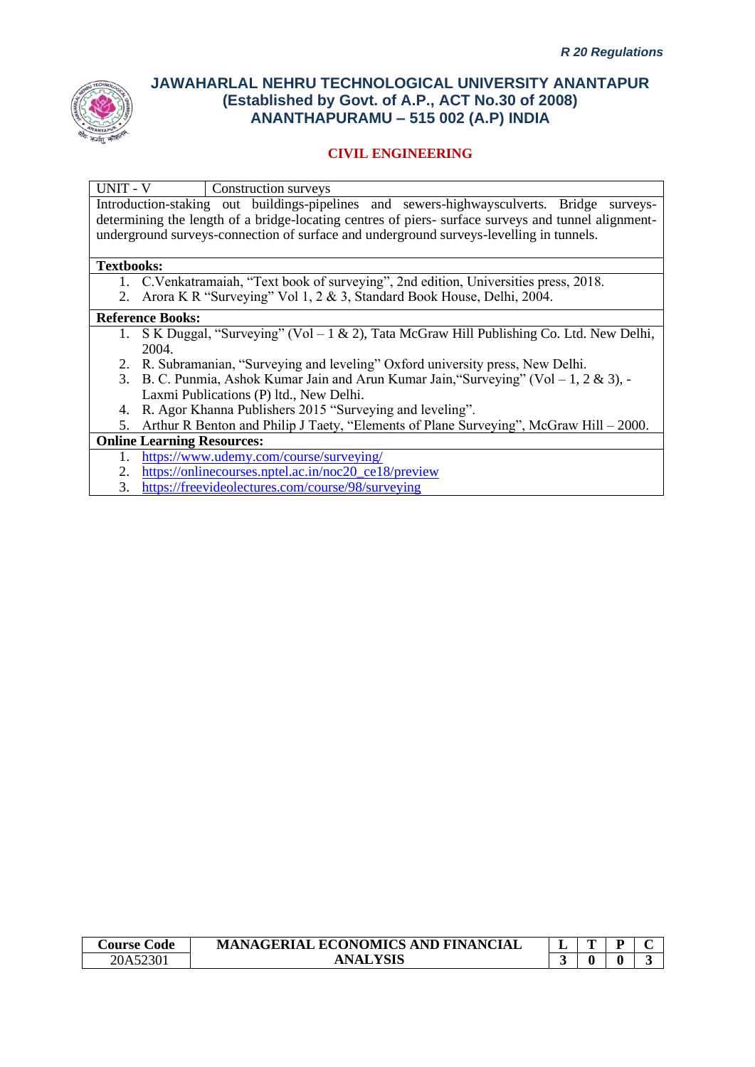| UNIT - V | Construction surveys |
|---|---|
| Introduction-staking out buildings-pipelines and sewers-highwaysculverts. Bridge surveys-determining the length of a bridge-locating centres of piers- surface surveys and tunnel alignment-underground surveys-connection of surface and underground surveys-levelling in tunnels. | |

**Textbooks:**

1. C.Venkatramaiah, "Text book of surveying", 2nd edition, Universities press, 2018.
2. Arora K R "Surveying" Vol 1, 2 & 3, Standard Book House, Delhi, 2004.

**Reference Books:**

1. S K Duggal, "Surveying" (Vol – 1 & 2), Tata McGraw Hill Publishing Co. Ltd. New Delhi, 2004.
2. R. Subramanian, "Surveying and leveling" Oxford university press, New Delhi.
3. B. C. Punmia, Ashok Kumar Jain and Arun Kumar Jain,"Surveying" (Vol – 1, 2 & 3), -Laxmi Publications (P) ltd., New Delhi.
4. R. Agor Khanna Publishers 2015 "Surveying and leveling".
5. Arthur R Benton and Philip J Taety, "Elements of Plane Surveying", McGraw Hill – 2000.

**Online Learning Resources:**

1. https://www.udemy.com/course/surveying/
2. https://onlinecourses.nptel.ac.in/noc20_ce18/preview
3. https://freevideolectures.com/course/98/surveying

| Course Code | MANAGERIAL ECONOMICS AND FINANCIAL ANALYSIS | L | T | P | C |
|---|---|---|---|---|---|
| 20A52301 | | 3 | 0 | 0 | 3 |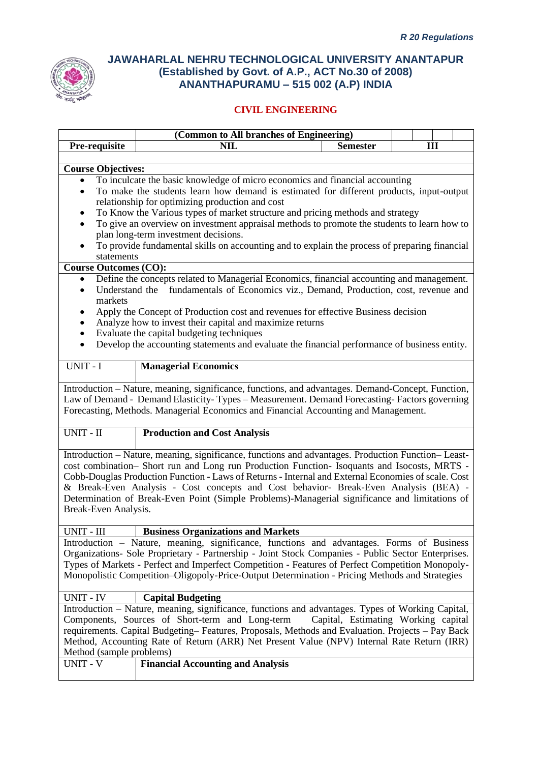# JAWAHARLAL NEHRU TECHNOLOGICAL UNIVERSITY ANANTAPUR
## (Established by Govt. of A.P., ACT No.30 of 2008)
## ANANTHAPURAMU – 515 002 (A.P) INDIA

### CIVIL ENGINEERING

| | (Common to All branches of Engineering) | | | | | |
|---|---|---|---|---|---|---|
| **Pre-requisite** | **NIL** | **Semester** | | **III** | | |

**Course Objectives:**

- To inculcate the basic knowledge of micro economics and financial accounting
- To make the students learn how demand is estimated for different products, input-output relationship for optimizing production and cost
- To Know the Various types of market structure and pricing methods and strategy
- To give an overview on investment appraisal methods to promote the students to learn how to plan long-term investment decisions.
- To provide fundamental skills on accounting and to explain the process of preparing financial statements

**Course Outcomes (CO):**

- Define the concepts related to Managerial Economics, financial accounting and management.
- Understand the fundamentals of Economics viz., Demand, Production, cost, revenue and markets
- Apply the Concept of Production cost and revenues for effective Business decision
- Analyze how to invest their capital and maximize returns
- Evaluate the capital budgeting techniques
- Develop the accounting statements and evaluate the financial performance of business entity.

| UNIT - I | **Managerial Economics** |
|---|---|

Introduction – Nature, meaning, significance, functions, and advantages. Demand-Concept, Function, Law of Demand - Demand Elasticity- Types – Measurement. Demand Forecasting- Factors governing Forecasting, Methods. Managerial Economics and Financial Accounting and Management.

| UNIT - II | **Production and Cost Analysis** |
|---|---|

Introduction – Nature, meaning, significance, functions and advantages. Production Function– Least-cost combination– Short run and Long run Production Function- Isoquants and Isocosts, MRTS - Cobb-Douglas Production Function - Laws of Returns - Internal and External Economies of scale. Cost & Break-Even Analysis - Cost concepts and Cost behavior- Break-Even Analysis (BEA) - Determination of Break-Even Point (Simple Problems)-Managerial significance and limitations of Break-Even Analysis.

| UNIT - III | **Business Organizations and Markets** |
|---|---|

Introduction – Nature, meaning, significance, functions and advantages. Forms of Business Organizations- Sole Proprietary - Partnership - Joint Stock Companies - Public Sector Enterprises. Types of Markets - Perfect and Imperfect Competition - Features of Perfect Competition Monopoly-Monopolistic Competition–Oligopoly-Price-Output Determination - Pricing Methods and Strategies

| UNIT - IV | **Capital Budgeting** |
|---|---|

Introduction – Nature, meaning, significance, functions and advantages. Types of Working Capital, Components, Sources of Short-term and Long-term Capital, Estimating Working capital requirements. Capital Budgeting– Features, Proposals, Methods and Evaluation. Projects – Pay Back Method, Accounting Rate of Return (ARR) Net Present Value (NPV) Internal Rate Return (IRR) Method (sample problems)

| UNIT - V | **Financial Accounting and Analysis** |
|---|---|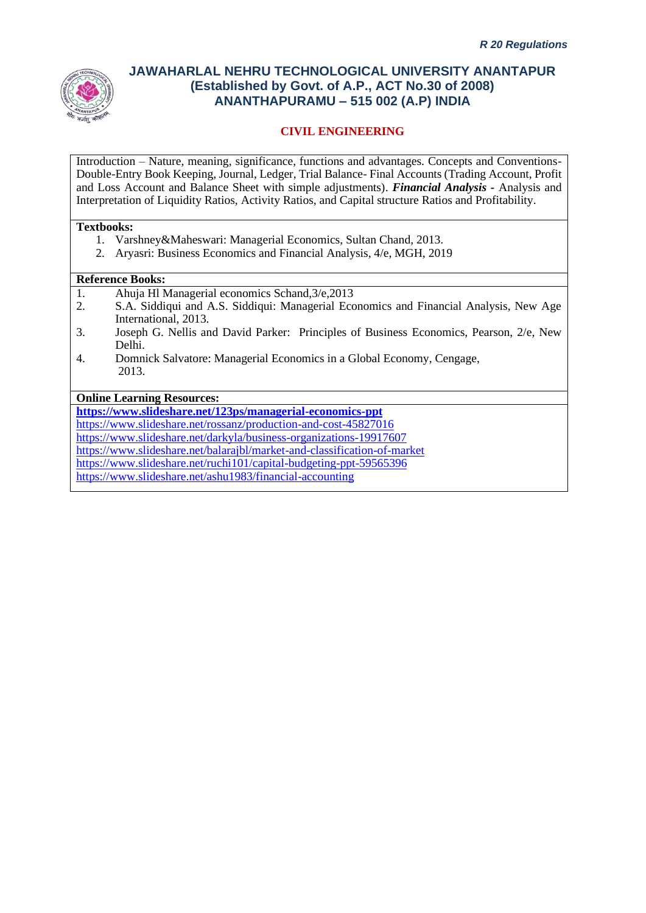## CIVIL ENGINEERING

Introduction – Nature, meaning, significance, functions and advantages. Concepts and Conventions- Double-Entry Book Keeping, Journal, Ledger, Trial Balance- Final Accounts (Trading Account, Profit and Loss Account and Balance Sheet with simple adjustments). ***Financial Analysis*** - Analysis and Interpretation of Liquidity Ratios, Activity Ratios, and Capital structure Ratios and Profitability.

**Textbooks:**

1. Varshney&Maheswari: Managerial Economics, Sultan Chand, 2013.
2. Aryasri: Business Economics and Financial Analysis, 4/e, MGH, 2019

**Reference Books:**

1. Ahuja Hl Managerial economics Schand,3/e,2013
2. S.A. Siddiqui and A.S. Siddiqui: Managerial Economics and Financial Analysis, New Age International, 2013.
3. Joseph G. Nellis and David Parker: Principles of Business Economics, Pearson, 2/e, New Delhi.
4. Domnick Salvatore: Managerial Economics in a Global Economy, Cengage, 2013.

**Online Learning Resources:**

**https://www.slideshare.net/123ps/managerial-economics-ppt**
https://www.slideshare.net/rossanz/production-and-cost-45827016
https://www.slideshare.net/darkyla/business-organizations-19917607
https://www.slideshare.net/balarajbl/market-and-classification-of-market
https://www.slideshare.net/ruchi101/capital-budgeting-ppt-59565396
https://www.slideshare.net/ashu1983/financial-accounting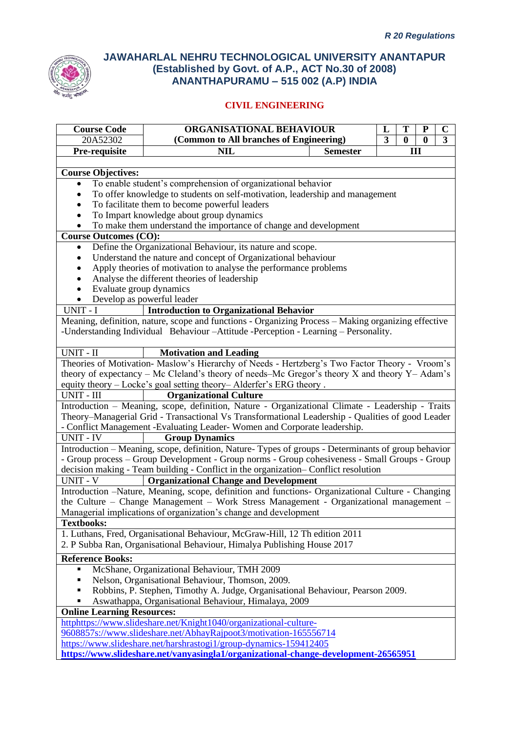*R 20 Regulations*

# JAWAHARLAL NEHRU TECHNOLOGICAL UNIVERSITY ANANTAPUR
## (Established by Govt. of A.P., ACT No.30 of 2008)
## ANANTHAPURAMU – 515 002 (A.P) INDIA

### CIVIL ENGINEERING

| Course Code | ORGANISATIONAL BEHAVIOUR | | L | T | P | C |
|---|---|---|---|---|---|---|
| 20A52302 | (Common to All branches of Engineering) | | 3 | 0 | 0 | 3 |
| **Pre-requisite** | **NIL** | **Semester** | **III** | | | |

**Course Objectives:**

- To enable student's comprehension of organizational behavior
- To offer knowledge to students on self-motivation, leadership and management
- To facilitate them to become powerful leaders
- To Impart knowledge about group dynamics
- To make them understand the importance of change and development

**Course Outcomes (CO):**

- Define the Organizational Behaviour, its nature and scope.
- Understand the nature and concept of Organizational behaviour
- Apply theories of motivation to analyse the performance problems
- Analyse the different theories of leadership
- Evaluate group dynamics
- Develop as powerful leader

**UNIT - I Introduction to Organizational Behavior**

Meaning, definition, nature, scope and functions - Organizing Process – Making organizing effective -Understanding Individual Behaviour –Attitude -Perception - Learning – Personality.

**UNIT - II Motivation and Leading**

Theories of Motivation- Maslow's Hierarchy of Needs - Hertzberg's Two Factor Theory - Vroom's theory of expectancy – Mc Cleland's theory of needs–Mc Gregor's theory X and theory Y– Adam's equity theory – Locke's goal setting theory– Alderfer's ERG theory .

**UNIT - III Organizational Culture**

Introduction – Meaning, scope, definition, Nature - Organizational Climate - Leadership - Traits Theory–Managerial Grid - Transactional Vs Transformational Leadership - Qualities of good Leader - Conflict Management -Evaluating Leader- Women and Corporate leadership.

**UNIT - IV Group Dynamics**

Introduction – Meaning, scope, definition, Nature- Types of groups - Determinants of group behavior - Group process – Group Development - Group norms - Group cohesiveness - Small Groups - Group decision making - Team building - Conflict in the organization– Conflict resolution

**UNIT - V Organizational Change and Development**

Introduction –Nature, Meaning, scope, definition and functions- Organizational Culture - Changing the Culture – Change Management – Work Stress Management - Organizational management – Managerial implications of organization's change and development

**Textbooks:**

1. Luthans, Fred, Organisational Behaviour, McGraw-Hill, 12 Th edition 2011
2. P Subba Ran, Organisational Behaviour, Himalya Publishing House 2017

**Reference Books:**

- McShane, Organizational Behaviour, TMH 2009
- Nelson, Organisational Behaviour, Thomson, 2009.
- Robbins, P. Stephen, Timothy A. Judge, Organisational Behaviour, Pearson 2009.
- Aswathappa, Organisational Behaviour, Himalaya, 2009

**Online Learning Resources:**

httphttps://www.slideshare.net/Knight1040/organizational-culture-9608857s://www.slideshare.net/AbhayRajpoot3/motivation-165556714
https://www.slideshare.net/harshrastogi1/group-dynamics-159412405
**https://www.slideshare.net/vanyasingla1/organizational-change-development-26565951**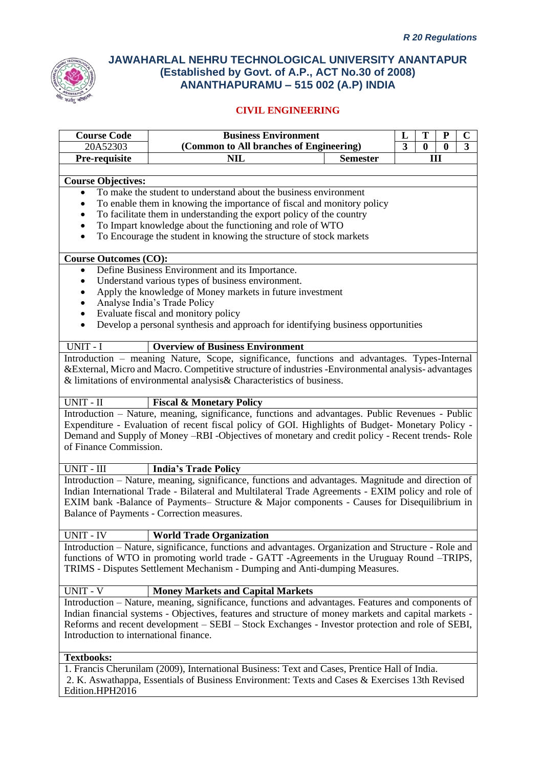*R 20 Regulations*

# JAWAHARLAL NEHRU TECHNOLOGICAL UNIVERSITY ANANTAPUR
## (Established by Govt. of A.P., ACT No.30 of 2008)
## ANANTHAPURAMU – 515 002 (A.P) INDIA

### CIVIL ENGINEERING

| Course Code | Business Environment | | L | T | P | C |
|---|---|---|---|---|---|---|
| 20A52303 | (Common to All branches of Engineering) | | 3 | 0 | 0 | 3 |
| Pre-requisite | NIL | Semester | III | | | |

**Course Objectives:**

- To make the student to understand about the business environment
- To enable them in knowing the importance of fiscal and monitory policy
- To facilitate them in understanding the export policy of the country
- To Impart knowledge about the functioning and role of WTO
- To Encourage the student in knowing the structure of stock markets

**Course Outcomes (CO):**

- Define Business Environment and its Importance.
- Understand various types of business environment.
- Apply the knowledge of Money markets in future investment
- Analyse India's Trade Policy
- Evaluate fiscal and monitory policy
- Develop a personal synthesis and approach for identifying business opportunities

**UNIT - I | Overview of Business Environment**

Introduction – meaning Nature, Scope, significance, functions and advantages. Types-Internal &External, Micro and Macro. Competitive structure of industries -Environmental analysis- advantages & limitations of environmental analysis& Characteristics of business.

**UNIT - II | Fiscal & Monetary Policy**

Introduction – Nature, meaning, significance, functions and advantages. Public Revenues - Public Expenditure - Evaluation of recent fiscal policy of GOI. Highlights of Budget- Monetary Policy - Demand and Supply of Money –RBI -Objectives of monetary and credit policy - Recent trends- Role of Finance Commission.

**UNIT - III | India's Trade Policy**

Introduction – Nature, meaning, significance, functions and advantages. Magnitude and direction of Indian International Trade - Bilateral and Multilateral Trade Agreements - EXIM policy and role of EXIM bank -Balance of Payments– Structure & Major components - Causes for Disequilibrium in Balance of Payments - Correction measures.

**UNIT - IV | World Trade Organization**

Introduction – Nature, significance, functions and advantages. Organization and Structure - Role and functions of WTO in promoting world trade - GATT -Agreements in the Uruguay Round –TRIPS, TRIMS - Disputes Settlement Mechanism - Dumping and Anti-dumping Measures.

**UNIT - V | Money Markets and Capital Markets**

Introduction – Nature, meaning, significance, functions and advantages. Features and components of Indian financial systems - Objectives, features and structure of money markets and capital markets - Reforms and recent development – SEBI – Stock Exchanges - Investor protection and role of SEBI, Introduction to international finance.

**Textbooks:**

1. Francis Cherunilam (2009), International Business: Text and Cases, Prentice Hall of India.
2. K. Aswathappa, Essentials of Business Environment: Texts and Cases & Exercises 13th Revised Edition.HPH2016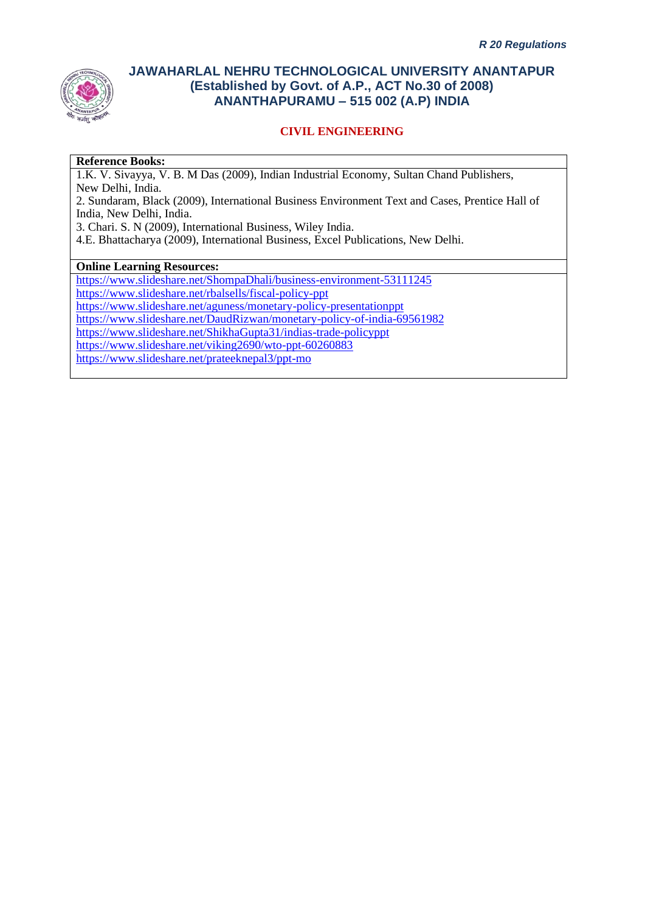**Reference Books:**

1.K. V. Sivayya, V. B. M Das (2009), Indian Industrial Economy, Sultan Chand Publishers, New Delhi, India.

2. Sundaram, Black (2009), International Business Environment Text and Cases, Prentice Hall of India, New Delhi, India.

3. Chari. S. N (2009), International Business, Wiley India.

4.E. Bhattacharya (2009), International Business, Excel Publications, New Delhi.

**Online Learning Resources:**

https://www.slideshare.net/ShompaDhali/business-environment-53111245
https://www.slideshare.net/rbalsells/fiscal-policy-ppt
https://www.slideshare.net/aguness/monetary-policy-presentationppt
https://www.slideshare.net/DaudRizwan/monetary-policy-of-india-69561982
https://www.slideshare.net/ShikhaGupta31/indias-trade-policyppt
https://www.slideshare.net/viking2690/wto-ppt-60260883
https://www.slideshare.net/prateeknepal3/ppt-mo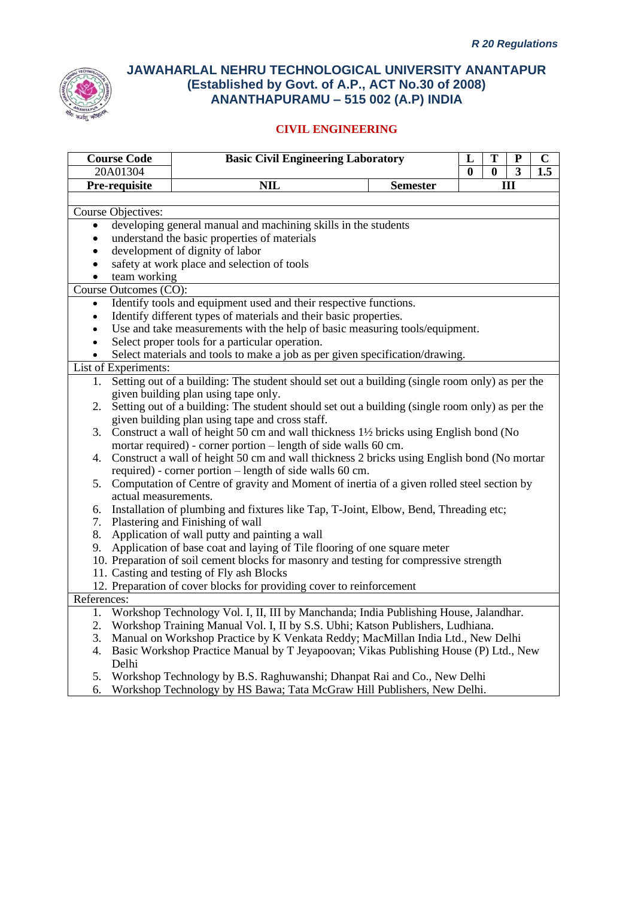*R 20 Regulations*

# JAWAHARLAL NEHRU TECHNOLOGICAL UNIVERSITY ANANTAPUR
## (Established by Govt. of A.P., ACT No.30 of 2008)
## ANANTHAPURAMU – 515 002 (A.P) INDIA

### CIVIL ENGINEERING

| Course Code | Basic Civil Engineering Laboratory | | L | T | P | C |
|---|---|---|---|---|---|---|
| 20A01304 | | | 0 | 0 | 3 | 1.5 |
| **Pre-requisite** | **NIL** | **Semester** | **III** | | | |

**Course Objectives:**

- developing general manual and machining skills in the students
- understand the basic properties of materials
- development of dignity of labor
- safety at work place and selection of tools
- team working

**Course Outcomes (CO):**

- Identify tools and equipment used and their respective functions.
- Identify different types of materials and their basic properties.
- Use and take measurements with the help of basic measuring tools/equipment.
- Select proper tools for a particular operation.
- Select materials and tools to make a job as per given specification/drawing.

**List of Experiments:**

1. Setting out of a building: The student should set out a building (single room only) as per the given building plan using tape only.
2. Setting out of a building: The student should set out a building (single room only) as per the given building plan using tape and cross staff.
3. Construct a wall of height 50 cm and wall thickness 1½ bricks using English bond (No mortar required) - corner portion – length of side walls 60 cm.
4. Construct a wall of height 50 cm and wall thickness 2 bricks using English bond (No mortar required) - corner portion – length of side walls 60 cm.
5. Computation of Centre of gravity and Moment of inertia of a given rolled steel section by actual measurements.
6. Installation of plumbing and fixtures like Tap, T-Joint, Elbow, Bend, Threading etc;
7. Plastering and Finishing of wall
8. Application of wall putty and painting a wall
9. Application of base coat and laying of Tile flooring of one square meter
10. Preparation of soil cement blocks for masonry and testing for compressive strength
11. Casting and testing of Fly ash Blocks
12. Preparation of cover blocks for providing cover to reinforcement

**References:**

1. Workshop Technology Vol. I, II, III by Manchanda; India Publishing House, Jalandhar.
2. Workshop Training Manual Vol. I, II by S.S. Ubhi; Katson Publishers, Ludhiana.
3. Manual on Workshop Practice by K Venkata Reddy; MacMillan India Ltd., New Delhi
4. Basic Workshop Practice Manual by T Jeyapoovan; Vikas Publishing House (P) Ltd., New Delhi
5. Workshop Technology by B.S. Raghuwanshi; Dhanpat Rai and Co., New Delhi
6. Workshop Technology by HS Bawa; Tata McGraw Hill Publishers, New Delhi.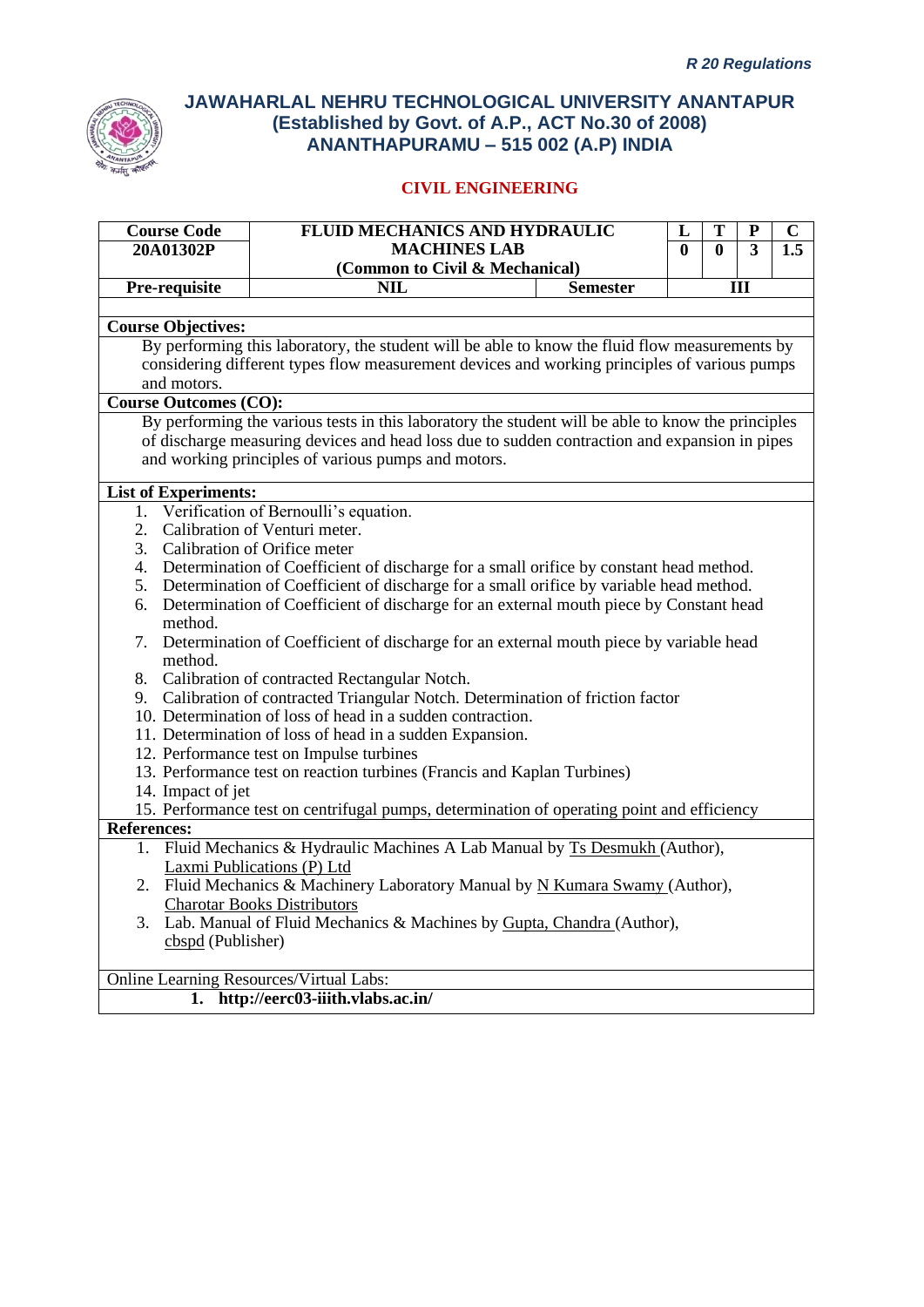*R 20 Regulations*

# JAWAHARLAL NEHRU TECHNOLOGICAL UNIVERSITY ANANTAPUR
## (Established by Govt. of A.P., ACT No.30 of 2008)
## ANANTHAPURAMU – 515 002 (A.P) INDIA

### CIVIL ENGINEERING

| Course Code | FLUID MECHANICS AND HYDRAULIC MACHINES LAB (Common to Civil & Mechanical) | | L | T | P | C |
|---|---|---|---|---|---|---|
| 20A01302P | | | 0 | 0 | 3 | 1.5 |
| Pre-requisite | NIL | Semester | III | | | |

**Course Objectives:**

By performing this laboratory, the student will be able to know the fluid flow measurements by considering different types flow measurement devices and working principles of various pumps and motors.

**Course Outcomes (CO):**

By performing the various tests in this laboratory the student will be able to know the principles of discharge measuring devices and head loss due to sudden contraction and expansion in pipes and working principles of various pumps and motors.

**List of Experiments:**

1. Verification of Bernoulli's equation.
2. Calibration of Venturi meter.
3. Calibration of Orifice meter
4. Determination of Coefficient of discharge for a small orifice by constant head method.
5. Determination of Coefficient of discharge for a small orifice by variable head method.
6. Determination of Coefficient of discharge for an external mouth piece by Constant head method.
7. Determination of Coefficient of discharge for an external mouth piece by variable head method.
8. Calibration of contracted Rectangular Notch.
9. Calibration of contracted Triangular Notch. Determination of friction factor
10. Determination of loss of head in a sudden contraction.
11. Determination of loss of head in a sudden Expansion.
12. Performance test on Impulse turbines
13. Performance test on reaction turbines (Francis and Kaplan Turbines)
14. Impact of jet
15. Performance test on centrifugal pumps, determination of operating point and efficiency

**References:**

1. Fluid Mechanics & Hydraulic Machines A Lab Manual by Ts Desmukh (Author), Laxmi Publications (P) Ltd
2. Fluid Mechanics & Machinery Laboratory Manual by N Kumara Swamy (Author), Charotar Books Distributors
3. Lab. Manual of Fluid Mechanics & Machines by Gupta, Chandra (Author), cbspd (Publisher)

Online Learning Resources/Virtual Labs:

1. **http://eerc03-iiith.vlabs.ac.in/**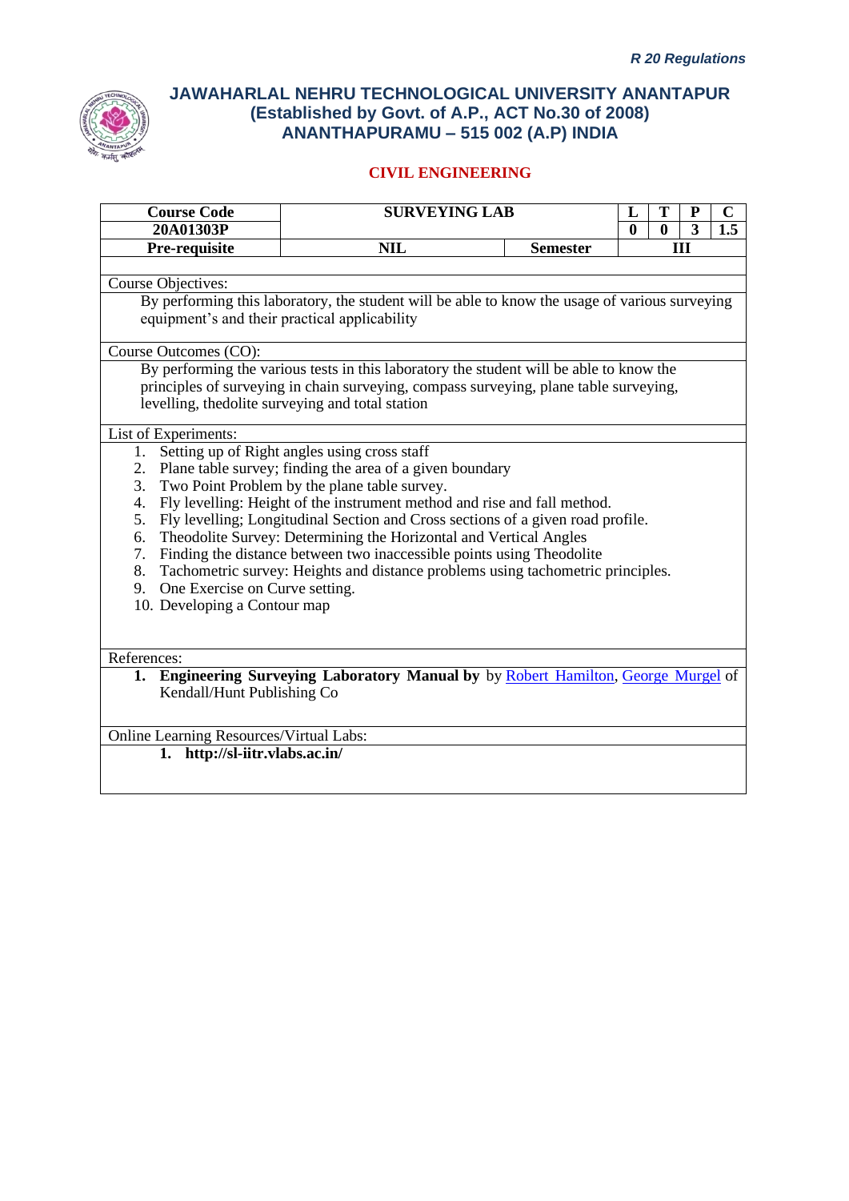*R 20 Regulations*

# JAWAHARLAL NEHRU TECHNOLOGICAL UNIVERSITY ANANTAPUR
## (Established by Govt. of A.P., ACT No.30 of 2008)
## ANANTHAPURAMU – 515 002 (A.P) INDIA

### CIVIL ENGINEERING

| Course Code | SURVEYING LAB | | L | T | P | C |
|---|---|---|---|---|---|---|
| 20A01303P | | | 0 | 0 | 3 | 1.5 |
| Pre-requisite | NIL | Semester | III | | | |

**Course Objectives:**

By performing this laboratory, the student will be able to know the usage of various surveying equipment's and their practical applicability

**Course Outcomes (CO):**

By performing the various tests in this laboratory the student will be able to know the principles of surveying in chain surveying, compass surveying, plane table surveying, levelling, thedolite surveying and total station

**List of Experiments:**

1. Setting up of Right angles using cross staff
2. Plane table survey; finding the area of a given boundary
3. Two Point Problem by the plane table survey.
4. Fly levelling: Height of the instrument method and rise and fall method.
5. Fly levelling; Longitudinal Section and Cross sections of a given road profile.
6. Theodolite Survey: Determining the Horizontal and Vertical Angles
7. Finding the distance between two inaccessible points using Theodolite
8. Tachometric survey: Heights and distance problems using tachometric principles.
9. One Exercise on Curve setting.
10. Developing a Contour map

**References:**

1. **Engineering Surveying Laboratory Manual by** by Robert Hamilton, George Murgel of Kendall/Hunt Publishing Co

**Online Learning Resources/Virtual Labs:**

1. **http://sl-iitr.vlabs.ac.in/**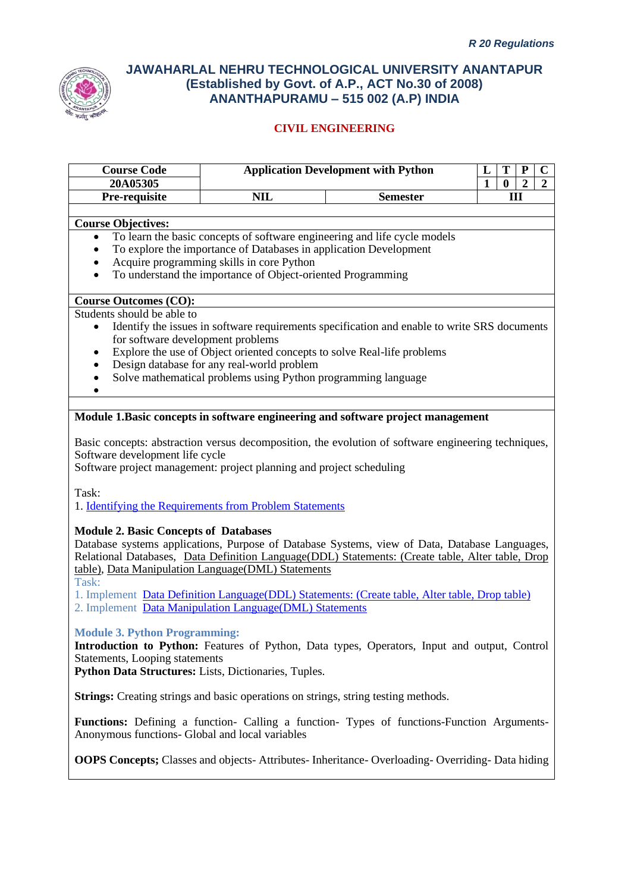*R 20 Regulations*

# JAWAHARLAL NEHRU TECHNOLOGICAL UNIVERSITY ANANTAPUR
## (Established by Govt. of A.P., ACT No.30 of 2008)
## ANANTHAPURAMU – 515 002 (A.P) INDIA

### CIVIL ENGINEERING

| Course Code | Application Development with Python | | L | T | P | C |
|---|---|---|---|---|---|---|
| 20A05305 | | | 1 | 0 | 2 | 2 |
| Pre-requisite | NIL | Semester | III | | | |

**Course Objectives:**

- To learn the basic concepts of software engineering and life cycle models
- To explore the importance of Databases in application Development
- Acquire programming skills in core Python
- To understand the importance of Object-oriented Programming

**Course Outcomes (CO):**

Students should be able to

- Identify the issues in software requirements specification and enable to write SRS documents for software development problems
- Explore the use of Object oriented concepts to solve Real-life problems
- Design database for any real-world problem
- Solve mathematical problems using Python programming language

**Module 1.Basic concepts in software engineering and software project management**

Basic concepts: abstraction versus decomposition, the evolution of software engineering techniques, Software development life cycle
Software project management: project planning and project scheduling

Task:
1. Identifying the Requirements from Problem Statements

**Module 2. Basic Concepts of Databases**
Database systems applications, Purpose of Database Systems, view of Data, Database Languages, Relational Databases, Data Definition Language(DDL) Statements: (Create table, Alter table, Drop table), Data Manipulation Language(DML) Statements
Task:
1. Implement Data Definition Language(DDL) Statements: (Create table, Alter table, Drop table)
2. Implement Data Manipulation Language(DML) Statements

**Module 3. Python Programming:**
**Introduction to Python:** Features of Python, Data types, Operators, Input and output, Control Statements, Looping statements
**Python Data Structures:** Lists, Dictionaries, Tuples.

**Strings:** Creating strings and basic operations on strings, string testing methods.

**Functions:** Defining a function- Calling a function- Types of functions-Function Arguments-Anonymous functions- Global and local variables

**OOPS Concepts;** Classes and objects- Attributes- Inheritance- Overloading- Overriding- Data hiding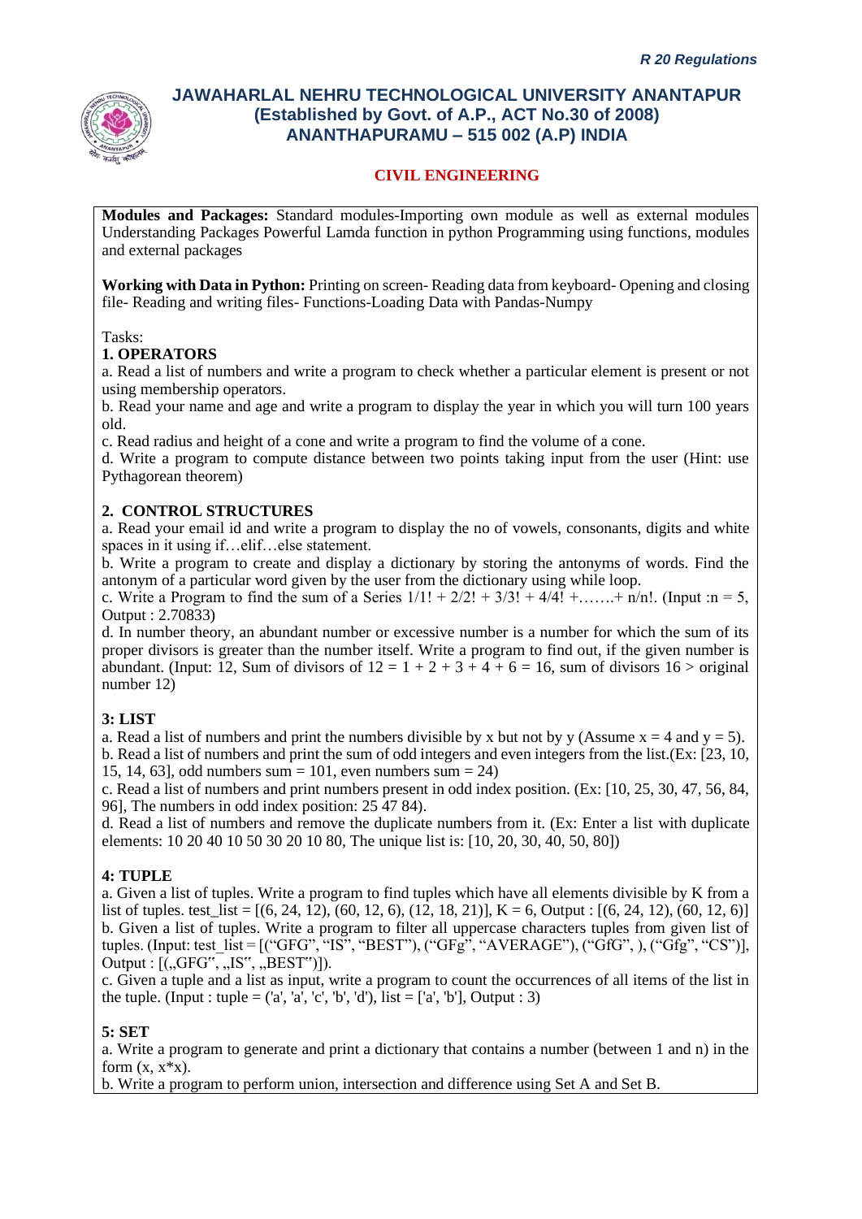**Modules and Packages:** Standard modules-Importing own module as well as external modules Understanding Packages Powerful Lamda function in python Programming using functions, modules and external packages

**Working with Data in Python:** Printing on screen- Reading data from keyboard- Opening and closing file- Reading and writing files- Functions-Loading Data with Pandas-Numpy

Tasks:

**1. OPERATORS**

a. Read a list of numbers and write a program to check whether a particular element is present or not using membership operators.

b. Read your name and age and write a program to display the year in which you will turn 100 years old.

c. Read radius and height of a cone and write a program to find the volume of a cone.

d. Write a program to compute distance between two points taking input from the user (Hint: use Pythagorean theorem)

**2. CONTROL STRUCTURES**

a. Read your email id and write a program to display the no of vowels, consonants, digits and white spaces in it using if…elif…else statement.

b. Write a program to create and display a dictionary by storing the antonyms of words. Find the antonym of a particular word given by the user from the dictionary using while loop.

c. Write a Program to find the sum of a Series 1/1! + 2/2! + 3/3! + 4/4! +…….+ n/n!. (Input :n = 5, Output : 2.70833)

d. In number theory, an abundant number or excessive number is a number for which the sum of its proper divisors is greater than the number itself. Write a program to find out, if the given number is abundant. (Input: 12, Sum of divisors of 12 = 1 + 2 + 3 + 4 + 6 = 16, sum of divisors 16 > original number 12)

**3: LIST**

a. Read a list of numbers and print the numbers divisible by x but not by y (Assume x = 4 and y = 5).

b. Read a list of numbers and print the sum of odd integers and even integers from the list.(Ex: [23, 10, 15, 14, 63], odd numbers sum = 101, even numbers sum = 24)

c. Read a list of numbers and print numbers present in odd index position. (Ex: [10, 25, 30, 47, 56, 84, 96], The numbers in odd index position: 25 47 84).

d. Read a list of numbers and remove the duplicate numbers from it. (Ex: Enter a list with duplicate elements: 10 20 40 10 50 30 20 10 80, The unique list is: [10, 20, 30, 40, 50, 80])

**4: TUPLE**

a. Given a list of tuples. Write a program to find tuples which have all elements divisible by K from a list of tuples. test_list = [(6, 24, 12), (60, 12, 6), (12, 18, 21)], K = 6, Output : [(6, 24, 12), (60, 12, 6)]

b. Given a list of tuples. Write a program to filter all uppercase characters tuples from given list of tuples. (Input: test_list = [("GFG", "IS", "BEST"), ("GFg", "AVERAGE"), ("GfG", ), ("Gfg", "CS")], Output : [(„GFG‟, „IS‟, „BEST‟)]).

c. Given a tuple and a list as input, write a program to count the occurrences of all items of the list in the tuple. (Input : tuple = ('a', 'a', 'c', 'b', 'd'), list = ['a', 'b'], Output : 3)

**5: SET**

a. Write a program to generate and print a dictionary that contains a number (between 1 and n) in the form (x, x*x).

b. Write a program to perform union, intersection and difference using Set A and Set B.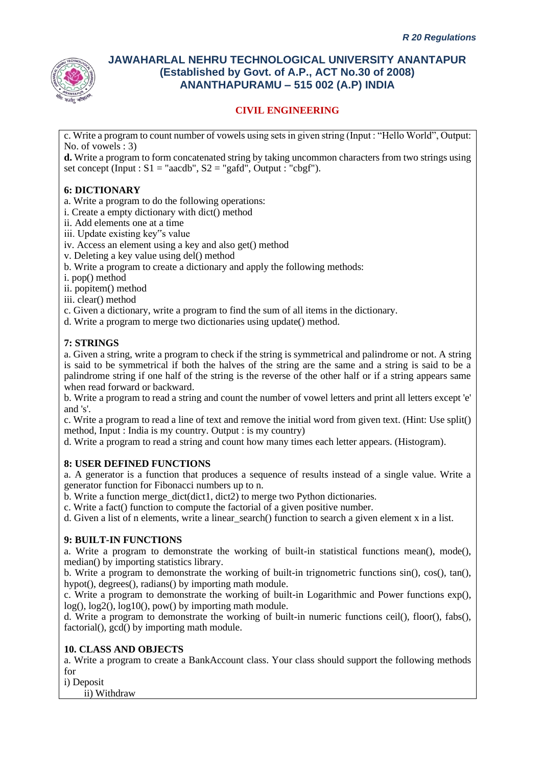c. Write a program to count number of vowels using sets in given string (Input : "Hello World", Output: No. of vowels : 3)

**d.** Write a program to form concatenated string by taking uncommon characters from two strings using set concept (Input : S1 = "aacdb", S2 = "gafd", Output : "cbgf").

**6: DICTIONARY**

a. Write a program to do the following operations:
i. Create a empty dictionary with dict() method
ii. Add elements one at a time
iii. Update existing key"s value
iv. Access an element using a key and also get() method
v. Deleting a key value using del() method

b. Write a program to create a dictionary and apply the following methods:
i. pop() method
ii. popitem() method
iii. clear() method

c. Given a dictionary, write a program to find the sum of all items in the dictionary.

d. Write a program to merge two dictionaries using update() method.

**7: STRINGS**

a. Given a string, write a program to check if the string is symmetrical and palindrome or not. A string is said to be symmetrical if both the halves of the string are the same and a string is said to be a palindrome string if one half of the string is the reverse of the other half or if a string appears same when read forward or backward.

b. Write a program to read a string and count the number of vowel letters and print all letters except 'e' and 's'.

c. Write a program to read a line of text and remove the initial word from given text. (Hint: Use split() method, Input : India is my country. Output : is my country)

d. Write a program to read a string and count how many times each letter appears. (Histogram).

**8: USER DEFINED FUNCTIONS**

a. A generator is a function that produces a sequence of results instead of a single value. Write a generator function for Fibonacci numbers up to n.

b. Write a function merge_dict(dict1, dict2) to merge two Python dictionaries.

c. Write a fact() function to compute the factorial of a given positive number.

d. Given a list of n elements, write a linear_search() function to search a given element x in a list.

**9: BUILT-IN FUNCTIONS**

a. Write a program to demonstrate the working of built-in statistical functions mean(), mode(), median() by importing statistics library.

b. Write a program to demonstrate the working of built-in trignometric functions sin(), cos(), tan(), hypot(), degrees(), radians() by importing math module.

c. Write a program to demonstrate the working of built-in Logarithmic and Power functions exp(), log(), log2(), log10(), pow() by importing math module.

d. Write a program to demonstrate the working of built-in numeric functions ceil(), floor(), fabs(), factorial(), gcd() by importing math module.

**10. CLASS AND OBJECTS**

a. Write a program to create a BankAccount class. Your class should support the following methods for
i) Deposit
ii) Withdraw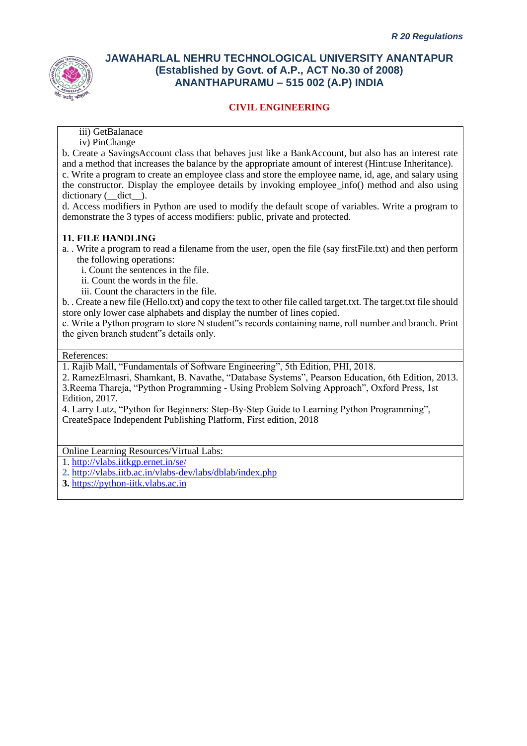iii) GetBalanace
iv) PinChange

b. Create a SavingsAccount class that behaves just like a BankAccount, but also has an interest rate and a method that increases the balance by the appropriate amount of interest (Hint:use Inheritance).

c. Write a program to create an employee class and store the employee name, id, age, and salary using the constructor. Display the employee details by invoking employee_info() method and also using dictionary (__dict__).

d. Access modifiers in Python are used to modify the default scope of variables. Write a program to demonstrate the 3 types of access modifiers: public, private and protected.

**11. FILE HANDLING**

a. . Write a program to read a filename from the user, open the file (say firstFile.txt) and then perform the following operations:

i. Count the sentences in the file.
ii. Count the words in the file.
iii. Count the characters in the file.

b. . Create a new file (Hello.txt) and copy the text to other file called target.txt. The target.txt file should store only lower case alphabets and display the number of lines copied.

c. Write a Python program to store N student"s records containing name, roll number and branch. Print the given branch student"s details only.

References:

1. Rajib Mall, "Fundamentals of Software Engineering", 5th Edition, PHI, 2018.
2. RamezElmasri, Shamkant, B. Navathe, "Database Systems", Pearson Education, 6th Edition, 2013.
3. Reema Thareja, "Python Programming - Using Problem Solving Approach", Oxford Press, 1st Edition, 2017.
4. Larry Lutz, "Python for Beginners: Step-By-Step Guide to Learning Python Programming", CreateSpace Independent Publishing Platform, First edition, 2018

Online Learning Resources/Virtual Labs:

1. http://vlabs.iitkgp.ernet.in/se/
2. http://vlabs.iitb.ac.in/vlabs-dev/labs/dblab/index.php
3. https://python-iitk.vlabs.ac.in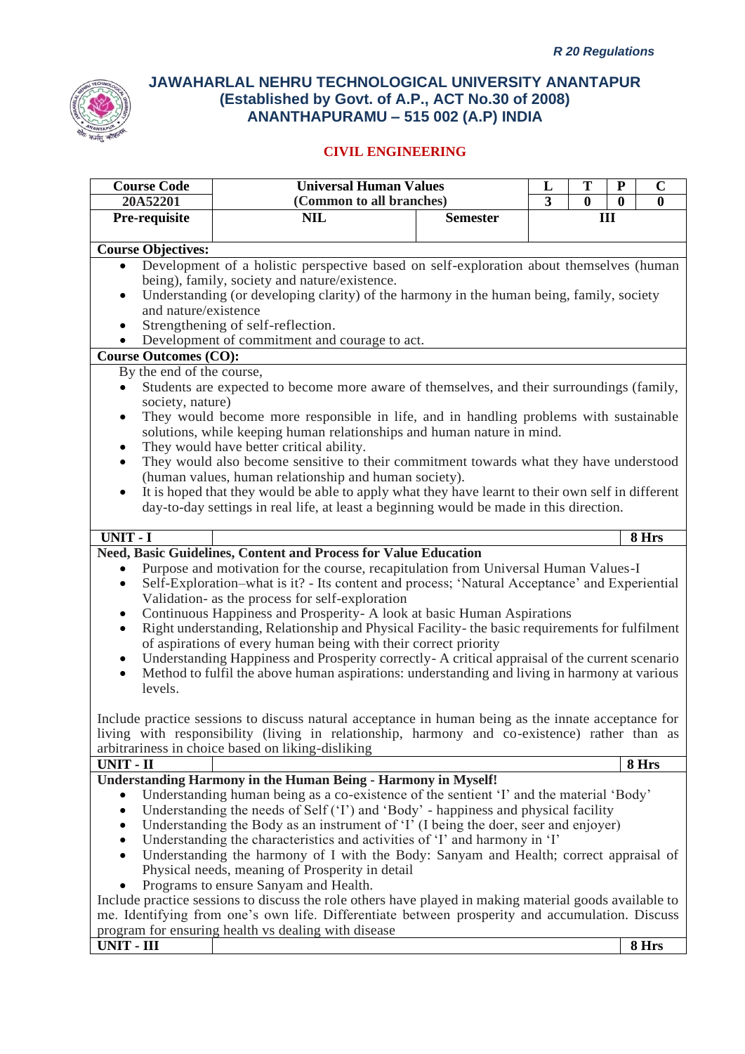*R 20 Regulations*

# JAWAHARLAL NEHRU TECHNOLOGICAL UNIVERSITY ANANTAPUR
## (Established by Govt. of A.P., ACT No.30 of 2008)
## ANANTHAPURAMU – 515 002 (A.P) INDIA

### CIVIL ENGINEERING

| Course Code | Universal Human Values | | L | T | P | C |
|---|---|---|---|---|---|---|
| 20A52201 | (Common to all branches) | | 3 | 0 | 0 | 0 |
| Pre-requisite | NIL | Semester | III | | | |

**Course Objectives:**

- Development of a holistic perspective based on self-exploration about themselves (human being), family, society and nature/existence.
- Understanding (or developing clarity) of the harmony in the human being, family, society and nature/existence
- Strengthening of self-reflection.
- Development of commitment and courage to act.

**Course Outcomes (CO):**

By the end of the course,

- Students are expected to become more aware of themselves, and their surroundings (family, society, nature)
- They would become more responsible in life, and in handling problems with sustainable solutions, while keeping human relationships and human nature in mind.
- They would have better critical ability.
- They would also become sensitive to their commitment towards what they have understood (human values, human relationship and human society).
- It is hoped that they would be able to apply what they have learnt to their own self in different day-to-day settings in real life, at least a beginning would be made in this direction.

**UNIT - I** — **8 Hrs**

**Need, Basic Guidelines, Content and Process for Value Education**

- Purpose and motivation for the course, recapitulation from Universal Human Values-I
- Self-Exploration–what is it? - Its content and process; 'Natural Acceptance' and Experiential Validation- as the process for self-exploration
- Continuous Happiness and Prosperity- A look at basic Human Aspirations
- Right understanding, Relationship and Physical Facility- the basic requirements for fulfilment of aspirations of every human being with their correct priority
- Understanding Happiness and Prosperity correctly- A critical appraisal of the current scenario
- Method to fulfil the above human aspirations: understanding and living in harmony at various levels.

Include practice sessions to discuss natural acceptance in human being as the innate acceptance for living with responsibility (living in relationship, harmony and co-existence) rather than as arbitrariness in choice based on liking-disliking

**UNIT - II** — **8 Hrs**

**Understanding Harmony in the Human Being - Harmony in Myself!**

- Understanding human being as a co-existence of the sentient 'I' and the material 'Body'
- Understanding the needs of Self ('I') and 'Body' - happiness and physical facility
- Understanding the Body as an instrument of 'I' (I being the doer, seer and enjoyer)
- Understanding the characteristics and activities of 'I' and harmony in 'I'
- Understanding the harmony of I with the Body: Sanyam and Health; correct appraisal of Physical needs, meaning of Prosperity in detail
- Programs to ensure Sanyam and Health.

Include practice sessions to discuss the role others have played in making material goods available to me. Identifying from one's own life. Differentiate between prosperity and accumulation. Discuss program for ensuring health vs dealing with disease

**UNIT - III** — **8 Hrs**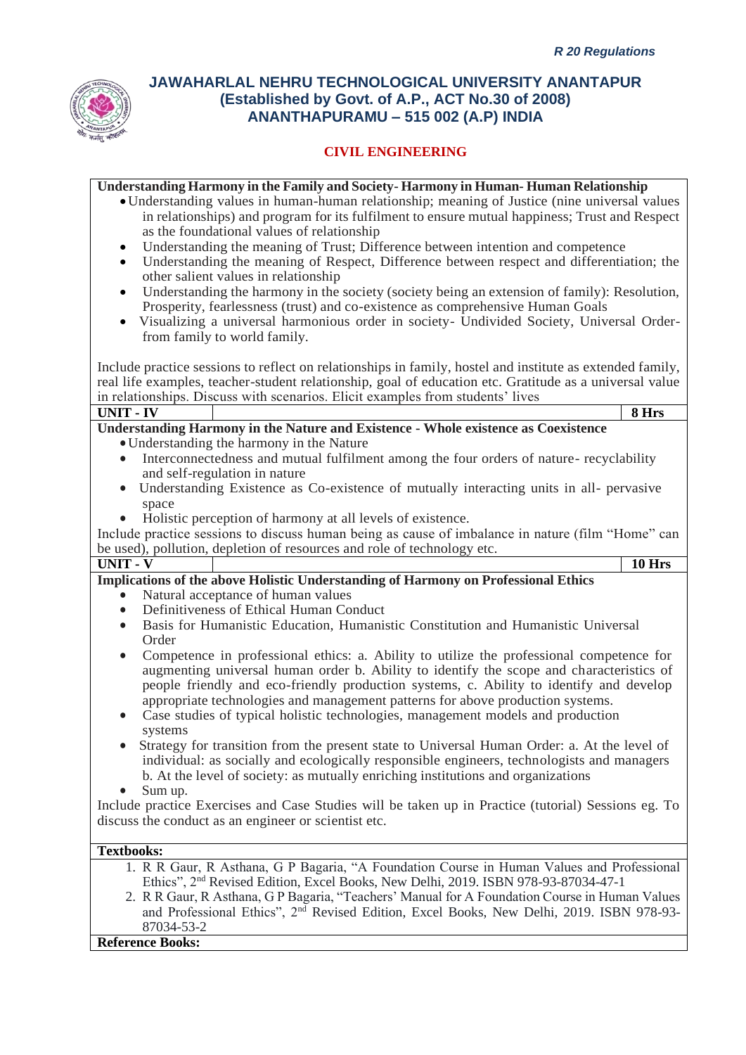**Understanding Harmony in the Family and Society- Harmony in Human- Human Relationship**

- Understanding values in human-human relationship; meaning of Justice (nine universal values in relationships) and program for its fulfilment to ensure mutual happiness; Trust and Respect as the foundational values of relationship
- Understanding the meaning of Trust; Difference between intention and competence
- Understanding the meaning of Respect, Difference between respect and differentiation; the other salient values in relationship
- Understanding the harmony in the society (society being an extension of family): Resolution, Prosperity, fearlessness (trust) and co-existence as comprehensive Human Goals
- Visualizing a universal harmonious order in society- Undivided Society, Universal Order- from family to world family.

Include practice sessions to reflect on relationships in family, hostel and institute as extended family, real life examples, teacher-student relationship, goal of education etc. Gratitude as a universal value in relationships. Discuss with scenarios. Elicit examples from students' lives

| UNIT - IV | | 8 Hrs |
|---|---|---|

**Understanding Harmony in the Nature and Existence - Whole existence as Coexistence**

- Understanding the harmony in the Nature
- Interconnectedness and mutual fulfilment among the four orders of nature- recyclability and self-regulation in nature
- Understanding Existence as Co-existence of mutually interacting units in all- pervasive space
- Holistic perception of harmony at all levels of existence.

Include practice sessions to discuss human being as cause of imbalance in nature (film "Home" can be used), pollution, depletion of resources and role of technology etc.

| UNIT - V | | 10 Hrs |
|---|---|---|

**Implications of the above Holistic Understanding of Harmony on Professional Ethics**

- Natural acceptance of human values
- Definitiveness of Ethical Human Conduct
- Basis for Humanistic Education, Humanistic Constitution and Humanistic Universal Order
- Competence in professional ethics: a. Ability to utilize the professional competence for augmenting universal human order b. Ability to identify the scope and characteristics of people friendly and eco-friendly production systems, c. Ability to identify and develop appropriate technologies and management patterns for above production systems.
- Case studies of typical holistic technologies, management models and production systems
- Strategy for transition from the present state to Universal Human Order: a. At the level of individual: as socially and ecologically responsible engineers, technologists and managers b. At the level of society: as mutually enriching institutions and organizations
- Sum up.

Include practice Exercises and Case Studies will be taken up in Practice (tutorial) Sessions eg. To discuss the conduct as an engineer or scientist etc.

**Textbooks:**

1. R R Gaur, R Asthana, G P Bagaria, "A Foundation Course in Human Values and Professional Ethics", 2nd Revised Edition, Excel Books, New Delhi, 2019. ISBN 978-93-87034-47-1
2. R R Gaur, R Asthana, G P Bagaria, "Teachers' Manual for A Foundation Course in Human Values and Professional Ethics", 2nd Revised Edition, Excel Books, New Delhi, 2019. ISBN 978-93-87034-53-2

**Reference Books:**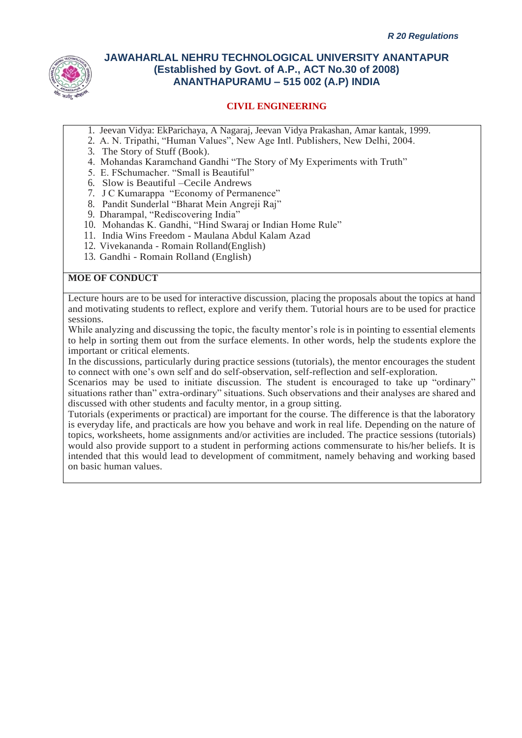1. Jeevan Vidya: EkParichaya, A Nagaraj, Jeevan Vidya Prakashan, Amar kantak, 1999.
2. A. N. Tripathi, "Human Values", New Age Intl. Publishers, New Delhi, 2004.
3. The Story of Stuff (Book).
4. Mohandas Karamchand Gandhi "The Story of My Experiments with Truth"
5. E. FSchumacher. "Small is Beautiful"
6. Slow is Beautiful –Cecile Andrews
7. J C Kumarappa "Economy of Permanence"
8. Pandit Sunderlal "Bharat Mein Angreji Raj"
9. Dharampal, "Rediscovering India"
10. Mohandas K. Gandhi, "Hind Swaraj or Indian Home Rule"
11. India Wins Freedom - Maulana Abdul Kalam Azad
12. Vivekananda - Romain Rolland(English)
13. Gandhi - Romain Rolland (English)

**MOE OF CONDUCT**

Lecture hours are to be used for interactive discussion, placing the proposals about the topics at hand and motivating students to reflect, explore and verify them. Tutorial hours are to be used for practice sessions.

While analyzing and discussing the topic, the faculty mentor's role is in pointing to essential elements to help in sorting them out from the surface elements. In other words, help the students explore the important or critical elements.

In the discussions, particularly during practice sessions (tutorials), the mentor encourages the student to connect with one's own self and do self-observation, self-reflection and self-exploration.

Scenarios may be used to initiate discussion. The student is encouraged to take up "ordinary" situations rather than" extra-ordinary" situations. Such observations and their analyses are shared and discussed with other students and faculty mentor, in a group sitting.

Tutorials (experiments or practical) are important for the course. The difference is that the laboratory is everyday life, and practicals are how you behave and work in real life. Depending on the nature of topics, worksheets, home assignments and/or activities are included. The practice sessions (tutorials) would also provide support to a student in performing actions commensurate to his/her beliefs. It is intended that this would lead to development of commitment, namely behaving and working based on basic human values.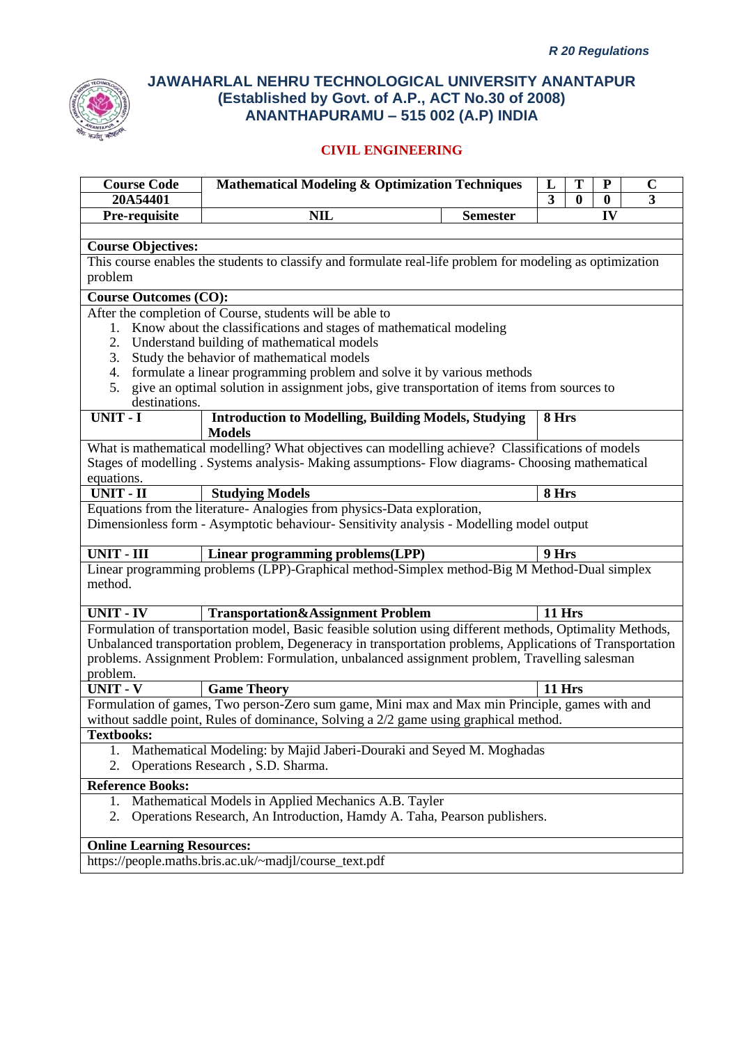*R 20 Regulations*

# JAWAHARLAL NEHRU TECHNOLOGICAL UNIVERSITY ANANTAPUR
## (Established by Govt. of A.P., ACT No.30 of 2008)
## ANANTHAPURAMU – 515 002 (A.P) INDIA

### CIVIL ENGINEERING

| Course Code | Mathematical Modeling & Optimization Techniques | | L | T | P | C |
|---|---|---|---|---|---|---|
| 20A54401 | | | 3 | 0 | 0 | 3 |
| Pre-requisite | NIL | Semester | IV | | | |

**Course Objectives:**

This course enables the students to classify and formulate real-life problem for modeling as optimization problem

**Course Outcomes (CO):**

After the completion of Course, students will be able to

1. Know about the classifications and stages of mathematical modeling
2. Understand building of mathematical models
3. Study the behavior of mathematical models
4. formulate a linear programming problem and solve it by various methods
5. give an optimal solution in assignment jobs, give transportation of items from sources to destinations.

| UNIT - I | Introduction to Modelling, Building Models, Studying Models | 8 Hrs |
|---|---|---|

What is mathematical modelling? What objectives can modelling achieve? Classifications of models Stages of modelling . Systems analysis- Making assumptions- Flow diagrams- Choosing mathematical equations.

| UNIT - II | Studying Models | 8 Hrs |
|---|---|---|

Equations from the literature- Analogies from physics-Data exploration,
Dimensionless form - Asymptotic behaviour- Sensitivity analysis - Modelling model output

| UNIT - III | Linear programming problems(LPP) | 9 Hrs |
|---|---|---|

Linear programming problems (LPP)-Graphical method-Simplex method-Big M Method-Dual simplex method.

| UNIT - IV | Transportation&Assignment Problem | 11 Hrs |
|---|---|---|

Formulation of transportation model, Basic feasible solution using different methods, Optimality Methods, Unbalanced transportation problem, Degeneracy in transportation problems, Applications of Transportation problems. Assignment Problem: Formulation, unbalanced assignment problem, Travelling salesman problem.

| UNIT - V | Game Theory | 11 Hrs |
|---|---|---|

Formulation of games, Two person-Zero sum game, Mini max and Max min Principle, games with and without saddle point, Rules of dominance, Solving a 2/2 game using graphical method.

**Textbooks:**

1. Mathematical Modeling: by Majid Jaberi-Douraki and Seyed M. Moghadas
2. Operations Research , S.D. Sharma.

**Reference Books:**

1. Mathematical Models in Applied Mechanics A.B. Tayler
2. Operations Research, An Introduction, Hamdy A. Taha, Pearson publishers.

**Online Learning Resources:**

https://people.maths.bris.ac.uk/~madjl/course_text.pdf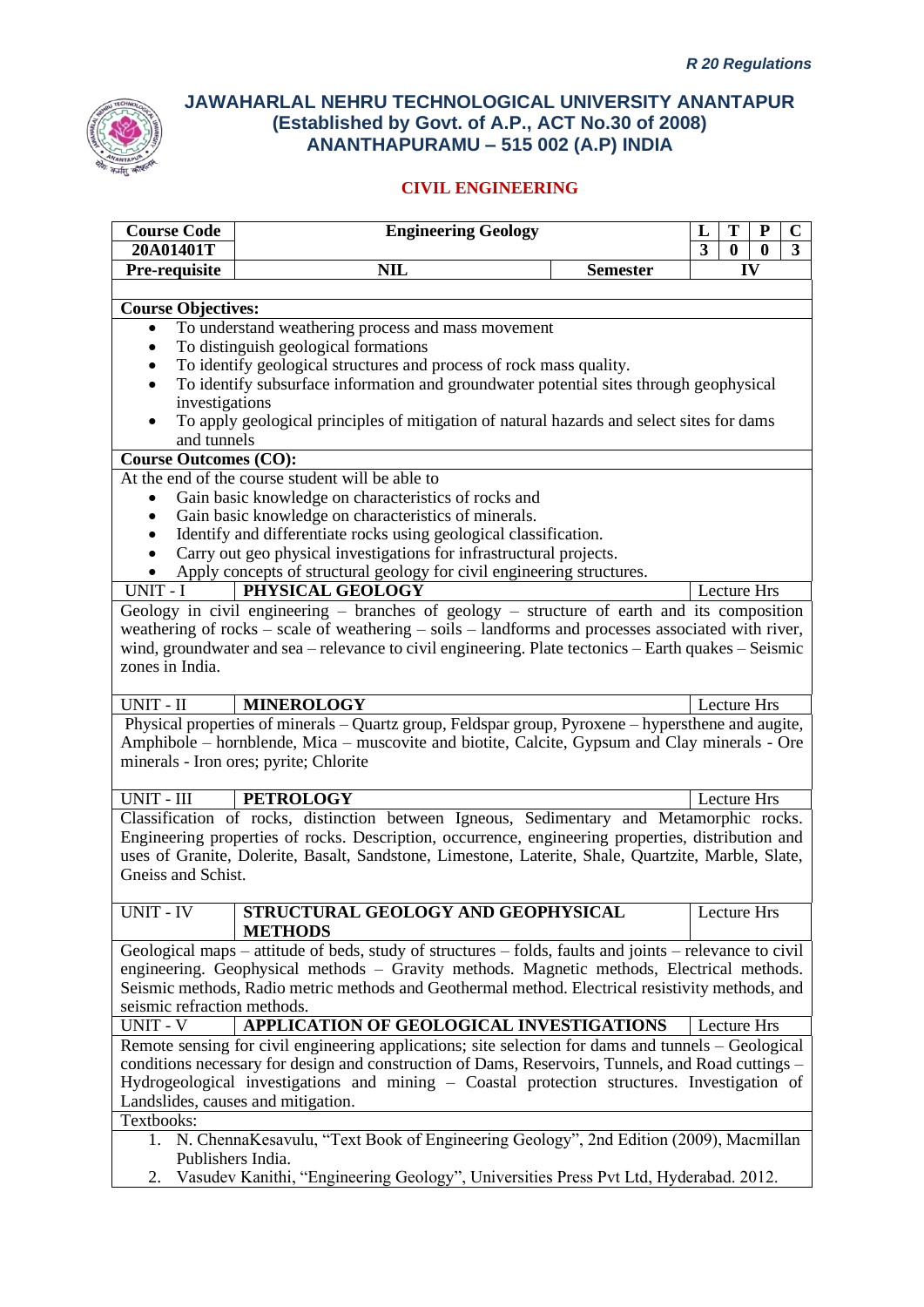*R 20 Regulations*

# JAWAHARLAL NEHRU TECHNOLOGICAL UNIVERSITY ANANTAPUR
## (Established by Govt. of A.P., ACT No.30 of 2008)
## ANANTHAPURAMU – 515 002 (A.P) INDIA

### CIVIL ENGINEERING

| Course Code | Engineering Geology | | L | T | P | C |
|---|---|---|---|---|---|---|
| 20A01401T | | | 3 | 0 | 0 | 3 |
| Pre-requisite | NIL | Semester | IV | | | |

**Course Objectives:**

- To understand weathering process and mass movement
- To distinguish geological formations
- To identify geological structures and process of rock mass quality.
- To identify subsurface information and groundwater potential sites through geophysical investigations
- To apply geological principles of mitigation of natural hazards and select sites for dams and tunnels

**Course Outcomes (CO):**

At the end of the course student will be able to

- Gain basic knowledge on characteristics of rocks and
- Gain basic knowledge on characteristics of minerals.
- Identify and differentiate rocks using geological classification.
- Carry out geo physical investigations for infrastructural projects.
- Apply concepts of structural geology for civil engineering structures.

| UNIT - I | PHYSICAL GEOLOGY | Lecture Hrs |
|---|---|---|

Geology in civil engineering – branches of geology – structure of earth and its composition weathering of rocks – scale of weathering – soils – landforms and processes associated with river, wind, groundwater and sea – relevance to civil engineering. Plate tectonics – Earth quakes – Seismic zones in India.

| UNIT - II | MINEROLOGY | Lecture Hrs |
|---|---|---|

Physical properties of minerals – Quartz group, Feldspar group, Pyroxene – hypersthene and augite, Amphibole – hornblende, Mica – muscovite and biotite, Calcite, Gypsum and Clay minerals - Ore minerals - Iron ores; pyrite; Chlorite

| UNIT - III | PETROLOGY | Lecture Hrs |
|---|---|---|

Classification of rocks, distinction between Igneous, Sedimentary and Metamorphic rocks. Engineering properties of rocks. Description, occurrence, engineering properties, distribution and uses of Granite, Dolerite, Basalt, Sandstone, Limestone, Laterite, Shale, Quartzite, Marble, Slate, Gneiss and Schist.

| UNIT - IV | STRUCTURAL GEOLOGY AND GEOPHYSICAL METHODS | Lecture Hrs |
|---|---|---|

Geological maps – attitude of beds, study of structures – folds, faults and joints – relevance to civil engineering. Geophysical methods – Gravity methods. Magnetic methods, Electrical methods. Seismic methods, Radio metric methods and Geothermal method. Electrical resistivity methods, and seismic refraction methods.

| UNIT - V | APPLICATION OF GEOLOGICAL INVESTIGATIONS | Lecture Hrs |
|---|---|---|

Remote sensing for civil engineering applications; site selection for dams and tunnels – Geological conditions necessary for design and construction of Dams, Reservoirs, Tunnels, and Road cuttings – Hydrogeological investigations and mining – Coastal protection structures. Investigation of Landslides, causes and mitigation.

Textbooks:

1. N. ChennaKesavulu, "Text Book of Engineering Geology", 2nd Edition (2009), Macmillan Publishers India.
2. Vasudev Kanithi, "Engineering Geology", Universities Press Pvt Ltd, Hyderabad. 2012.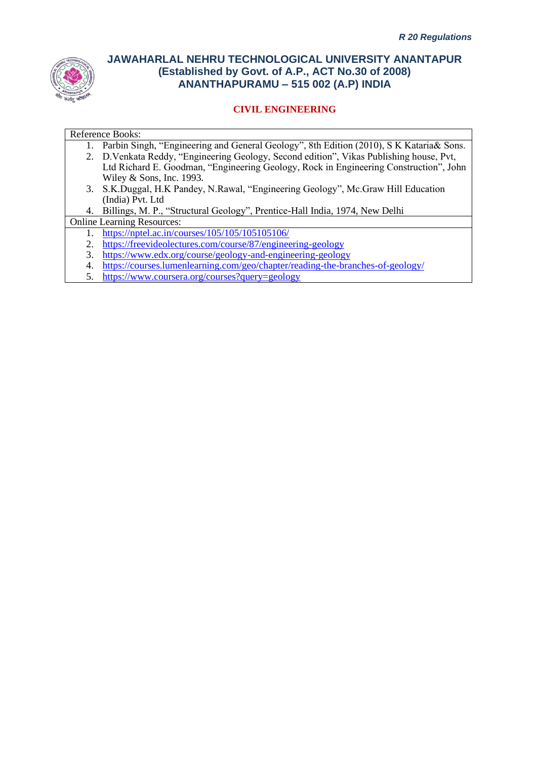**CIVIL ENGINEERING**

Reference Books:

1. Parbin Singh, "Engineering and General Geology", 8th Edition (2010), S K Kataria& Sons.
2. D.Venkata Reddy, "Engineering Geology, Second edition", Vikas Publishing house, Pvt, Ltd Richard E. Goodman, "Engineering Geology, Rock in Engineering Construction", John Wiley & Sons, Inc. 1993.
3. S.K.Duggal, H.K Pandey, N.Rawal, "Engineering Geology", Mc.Graw Hill Education (India) Pvt. Ltd
4. Billings, M. P., "Structural Geology", Prentice-Hall India, 1974, New Delhi

Online Learning Resources:

1. https://nptel.ac.in/courses/105/105/105105106/
2. https://freevideolectures.com/course/87/engineering-geology
3. https://www.edx.org/course/geology-and-engineering-geology
4. https://courses.lumenlearning.com/geo/chapter/reading-the-branches-of-geology/
5. https://www.coursera.org/courses?query=geology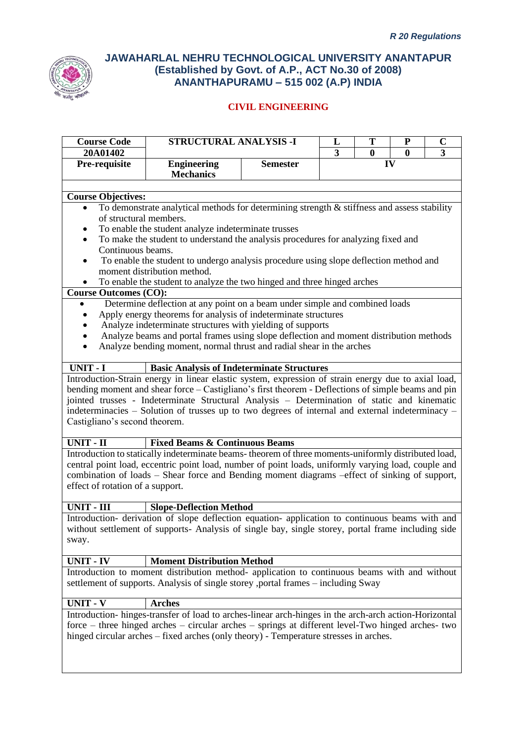*R 20 Regulations*

# JAWAHARLAL NEHRU TECHNOLOGICAL UNIVERSITY ANANTAPUR
## (Established by Govt. of A.P., ACT No.30 of 2008)
## ANANTHAPURAMU – 515 002 (A.P) INDIA

### CIVIL ENGINEERING

| Course Code | STRUCTURAL ANALYSIS -I | | L | T | P | C |
|---|---|---|---|---|---|---|
| 20A01402 | | | 3 | 0 | 0 | 3 |
| Pre-requisite | Engineering Mechanics | Semester | IV | | | |

**Course Objectives:**

- To demonstrate analytical methods for determining strength & stiffness and assess stability of structural members.
- To enable the student analyze indeterminate trusses
- To make the student to understand the analysis procedures for analyzing fixed and Continuous beams.
- To enable the student to undergo analysis procedure using slope deflection method and moment distribution method.
- To enable the student to analyze the two hinged and three hinged arches

**Course Outcomes (CO):**

- Determine deflection at any point on a beam under simple and combined loads
- Apply energy theorems for analysis of indeterminate structures
- Analyze indeterminate structures with yielding of supports
- Analyze beams and portal frames using slope deflection and moment distribution methods
- Analyze bending moment, normal thrust and radial shear in the arches

**UNIT - I — Basic Analysis of Indeterminate Structures**

Introduction-Strain energy in linear elastic system, expression of strain energy due to axial load, bending moment and shear force – Castigliano's first theorem - Deflections of simple beams and pin jointed trusses - Indeterminate Structural Analysis – Determination of static and kinematic indeterminacies – Solution of trusses up to two degrees of internal and external indeterminacy – Castigliano's second theorem.

**UNIT - II — Fixed Beams & Continuous Beams**

Introduction to statically indeterminate beams- theorem of three moments-uniformly distributed load, central point load, eccentric point load, number of point loads, uniformly varying load, couple and combination of loads – Shear force and Bending moment diagrams –effect of sinking of support, effect of rotation of a support.

**UNIT - III — Slope-Deflection Method**

Introduction- derivation of slope deflection equation- application to continuous beams with and without settlement of supports- Analysis of single bay, single storey, portal frame including side sway.

**UNIT - IV — Moment Distribution Method**

Introduction to moment distribution method- application to continuous beams with and without settlement of supports. Analysis of single storey ,portal frames – including Sway

**UNIT - V — Arches**

Introduction- hinges-transfer of load to arches-linear arch-hinges in the arch-arch action-Horizontal force – three hinged arches – circular arches – springs at different level-Two hinged arches- two hinged circular arches – fixed arches (only theory) - Temperature stresses in arches.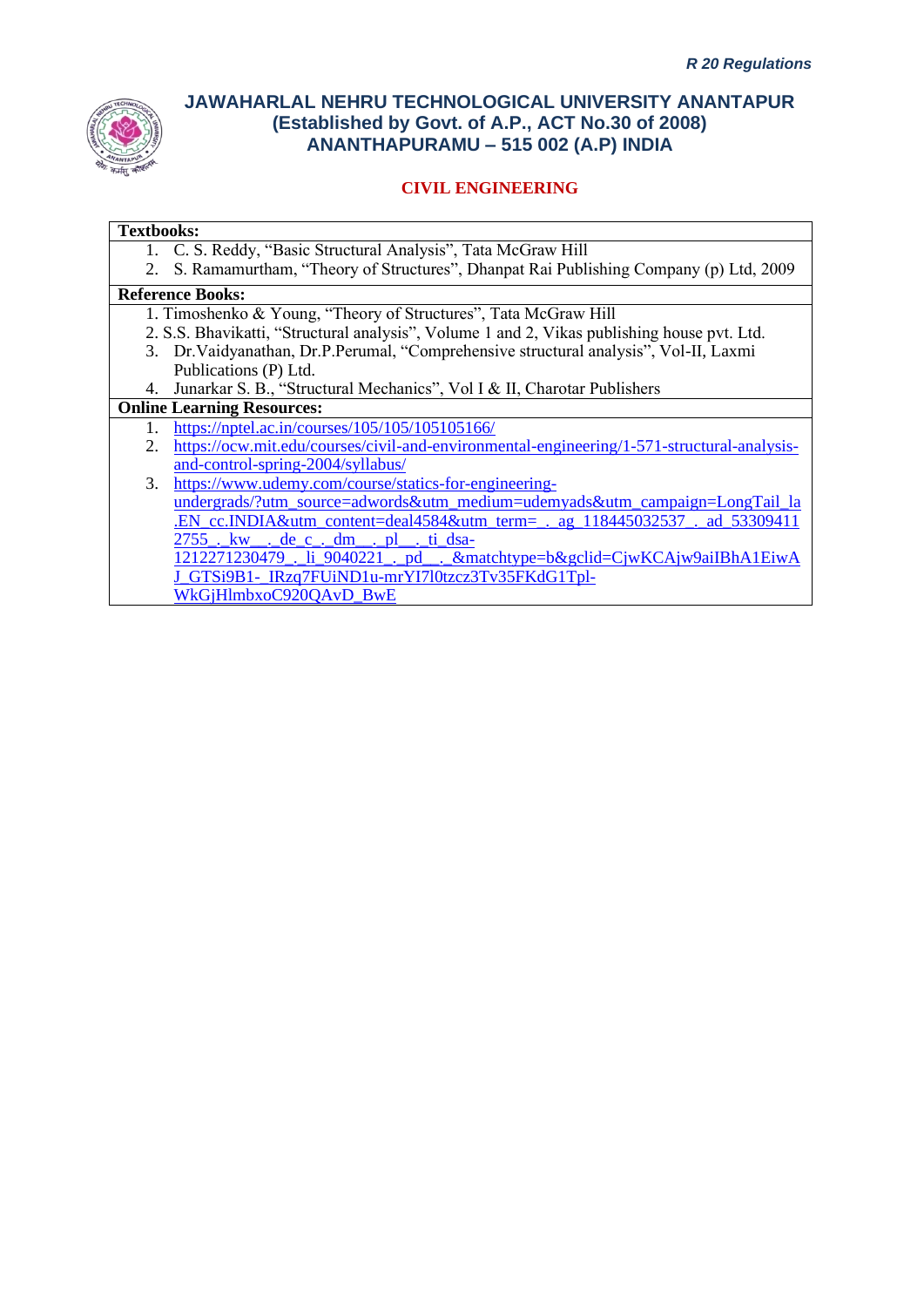**Textbooks:**

1. C. S. Reddy, “Basic Structural Analysis”, Tata McGraw Hill
2. S. Ramamurtham, “Theory of Structures”, Dhanpat Rai Publishing Company (p) Ltd, 2009

**Reference Books:**

1. Timoshenko & Young, “Theory of Structures”, Tata McGraw Hill
2. S.S. Bhavikatti, “Structural analysis”, Volume 1 and 2, Vikas publishing house pvt. Ltd.
3. Dr.Vaidyanathan, Dr.P.Perumal, “Comprehensive structural analysis”, Vol-II, Laxmi Publications (P) Ltd.
4. Junarkar S. B., “Structural Mechanics”, Vol I & II, Charotar Publishers

**Online Learning Resources:**

1. https://nptel.ac.in/courses/105/105/105105166/
2. https://ocw.mit.edu/courses/civil-and-environmental-engineering/1-571-structural-analysis-and-control-spring-2004/syllabus/
3. https://www.udemy.com/course/statics-for-engineering-undergrads/?utm_source=adwords&utm_medium=udemyads&utm_campaign=LongTail_la.EN_cc.INDIA&utm_content=deal4584&utm_term=_._ag_118445032537_._ad_533094112755_._kw__._de_c_._dm__._pl__._ti_dsa-1212271230479_._li_9040221_._pd__._&matchtype=b&gclid=CjwKCAjw9aiIBhA1EiwAJ_GTSi9B1-_IRzq7FUiND1u-mrYI7l0tzcz3Tv35FKdG1Tpl-WkGjHlmbxoC920QAvD_BwE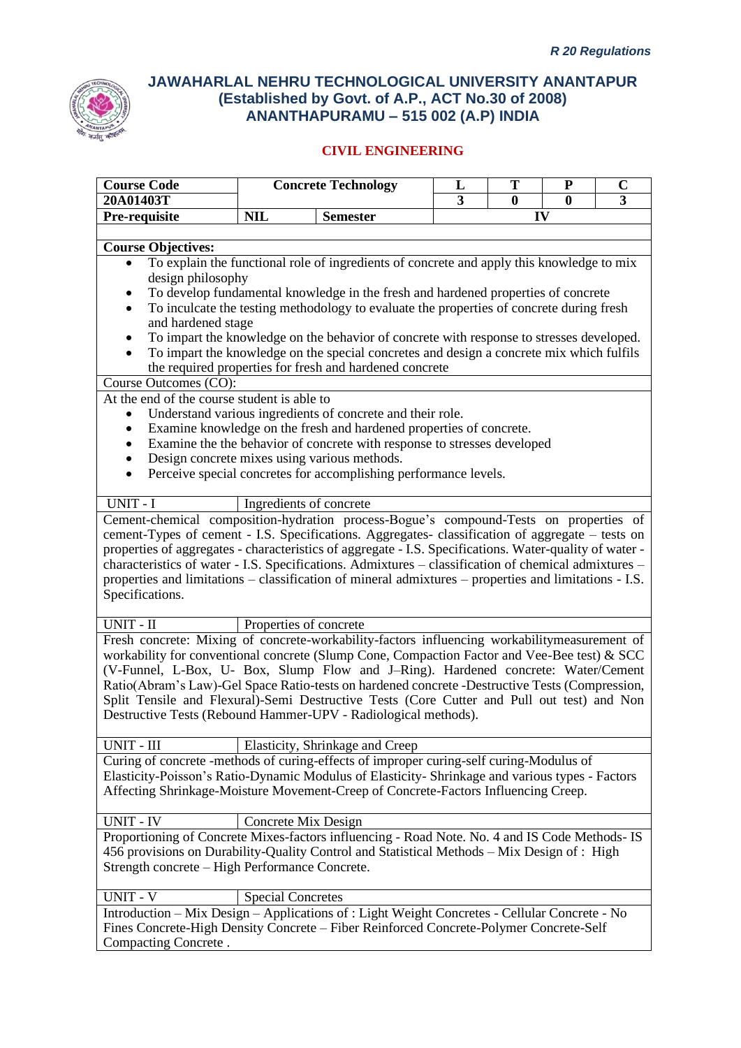*R 20 Regulations*

# JAWAHARLAL NEHRU TECHNOLOGICAL UNIVERSITY ANANTAPUR
## (Established by Govt. of A.P., ACT No.30 of 2008)
## ANANTHAPURAMU – 515 002 (A.P) INDIA

### CIVIL ENGINEERING

| **Course Code** | **Concrete Technology** | | **L** | **T** | **P** | **C** |
|---|---|---|---|---|---|---|
| **20A01403T** | | | **3** | **0** | **0** | **3** |
| **Pre-requisite** | **NIL** | **Semester** | **IV** | | | |

**Course Objectives:**

- To explain the functional role of ingredients of concrete and apply this knowledge to mix design philosophy
- To develop fundamental knowledge in the fresh and hardened properties of concrete
- To inculcate the testing methodology to evaluate the properties of concrete during fresh and hardened stage
- To impart the knowledge on the behavior of concrete with response to stresses developed.
- To impart the knowledge on the special concretes and design a concrete mix which fulfils the required properties for fresh and hardened concrete

Course Outcomes (CO):

At the end of the course student is able to

- Understand various ingredients of concrete and their role.
- Examine knowledge on the fresh and hardened properties of concrete.
- Examine the the behavior of concrete with response to stresses developed
- Design concrete mixes using various methods.
- Perceive special concretes for accomplishing performance levels.

| UNIT - I | Ingredients of concrete |
|---|---|

Cement-chemical composition-hydration process-Bogue's compound-Tests on properties of cement-Types of cement - I.S. Specifications. Aggregates- classification of aggregate – tests on properties of aggregates - characteristics of aggregate - I.S. Specifications. Water-quality of water - characteristics of water - I.S. Specifications. Admixtures – classification of chemical admixtures – properties and limitations – classification of mineral admixtures – properties and limitations - I.S. Specifications.

| UNIT - II | Properties of concrete |
|---|---|

Fresh concrete: Mixing of concrete-workability-factors influencing workabilitymeasurement of workability for conventional concrete (Slump Cone, Compaction Factor and Vee-Bee test) & SCC (V-Funnel, L-Box, U- Box, Slump Flow and J–Ring). Hardened concrete: Water/Cement Ratio(Abram's Law)-Gel Space Ratio-tests on hardened concrete -Destructive Tests (Compression, Split Tensile and Flexural)-Semi Destructive Tests (Core Cutter and Pull out test) and Non Destructive Tests (Rebound Hammer-UPV - Radiological methods).

| UNIT - III | Elasticity, Shrinkage and Creep |
|---|---|

Curing of concrete -methods of curing-effects of improper curing-self curing-Modulus of Elasticity-Poisson's Ratio-Dynamic Modulus of Elasticity- Shrinkage and various types - Factors Affecting Shrinkage-Moisture Movement-Creep of Concrete-Factors Influencing Creep.

| UNIT - IV | Concrete Mix Design |
|---|---|

Proportioning of Concrete Mixes-factors influencing - Road Note. No. 4 and IS Code Methods- IS 456 provisions on Durability-Quality Control and Statistical Methods – Mix Design of : High Strength concrete – High Performance Concrete.

| UNIT - V | Special Concretes |
|---|---|

Introduction – Mix Design – Applications of : Light Weight Concretes - Cellular Concrete - No Fines Concrete-High Density Concrete – Fiber Reinforced Concrete-Polymer Concrete-Self Compacting Concrete .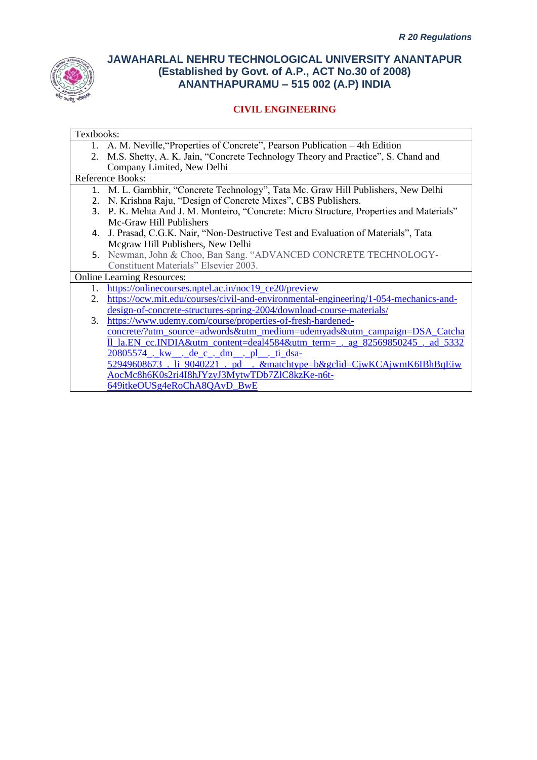# JAWAHARLAL NEHRU TECHNOLOGICAL UNIVERSITY ANANTAPUR
## (Established by Govt. of A.P., ACT No.30 of 2008)
## ANANTHAPURAMU – 515 002 (A.P) INDIA

### CIVIL ENGINEERING

**Textbooks:**

1. A. M. Neville,"Properties of Concrete", Pearson Publication – 4th Edition
2. M.S. Shetty, A. K. Jain, "Concrete Technology Theory and Practice", S. Chand and Company Limited, New Delhi

**Reference Books:**

1. M. L. Gambhir, "Concrete Technology", Tata Mc. Graw Hill Publishers, New Delhi
2. N. Krishna Raju, "Design of Concrete Mixes", CBS Publishers.
3. P. K. Mehta And J. M. Monteiro, "Concrete: Micro Structure, Properties and Materials" Mc-Graw Hill Publishers
4. J. Prasad, C.G.K. Nair, "Non-Destructive Test and Evaluation of Materials", Tata Mcgraw Hill Publishers, New Delhi
5. Newman, John & Choo, Ban Sang. "ADVANCED CONCRETE TECHNOLOGY-Constituent Materials" Elsevier 2003.

**Online Learning Resources:**

1. https://onlinecourses.nptel.ac.in/noc19_ce20/preview
2. https://ocw.mit.edu/courses/civil-and-environmental-engineering/1-054-mechanics-and-design-of-concrete-structures-spring-2004/download-course-materials/
3. https://www.udemy.com/course/properties-of-fresh-hardened-concrete/?utm_source=adwords&utm_medium=udemyads&utm_campaign=DSA_Catchall_la.EN_cc.INDIA&utm_content=deal4584&utm_term=_._ag_82569850245_._ad_533220805574_._kw__._de_c_._dm__._pl__._ti_dsa-52949608673_._li_9040221_._pd__._&matchtype=b&gclid=CjwKCAjwmK6IBhBqEiwAocMc8h6K0s2ri4I8hJYzyJ3MytwTDb7ZlC8kzKe-n6t-649itkeOUSg4eRoChA8QAvD_BwE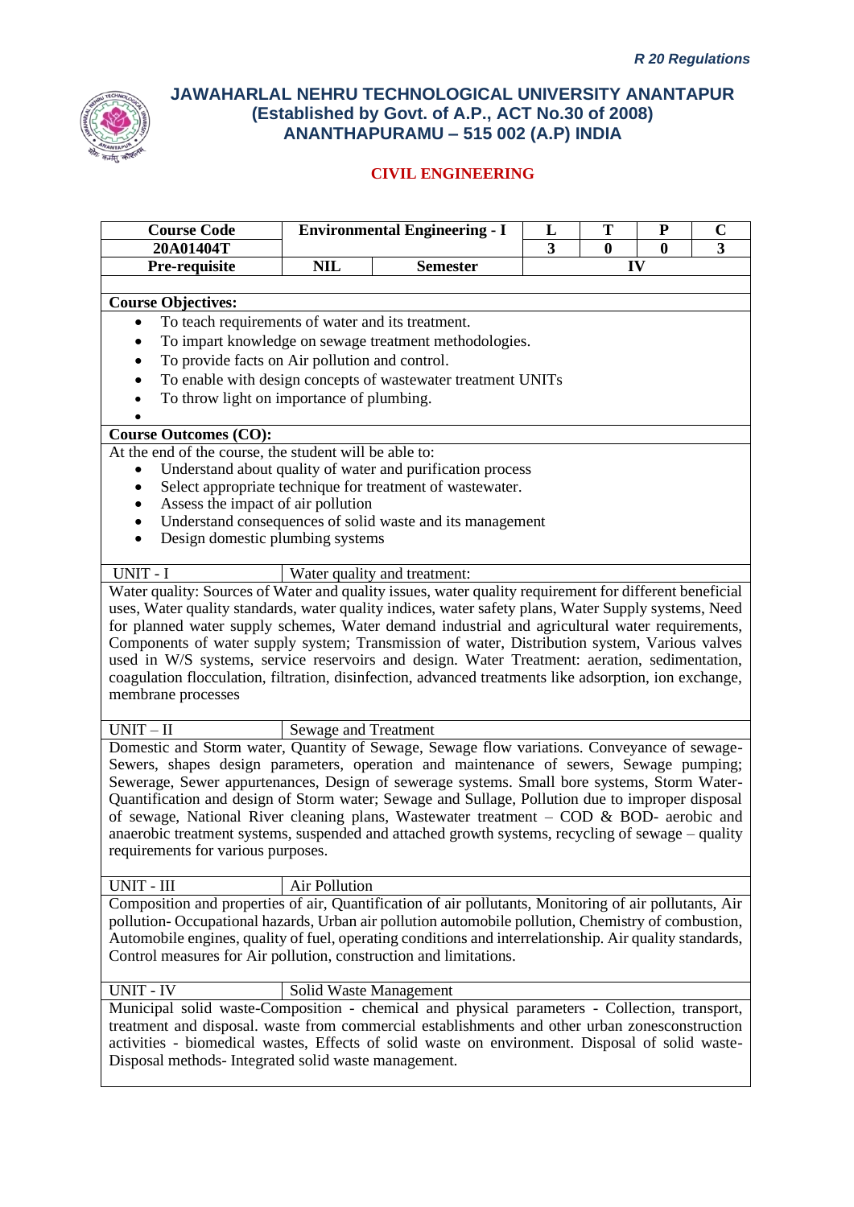*R 20 Regulations*

# JAWAHARLAL NEHRU TECHNOLOGICAL UNIVERSITY ANANTAPUR
## (Established by Govt. of A.P., ACT No.30 of 2008)
## ANANTHAPURAMU – 515 002 (A.P) INDIA

### CIVIL ENGINEERING

| Course Code | Environmental Engineering - I | | L | T | P | C |
|---|---|---|---|---|---|---|
| 20A01404T | | | 3 | 0 | 0 | 3 |
| Pre-requisite | NIL | Semester | IV | | | |

**Course Objectives:**

- To teach requirements of water and its treatment.
- To impart knowledge on sewage treatment methodologies.
- To provide facts on Air pollution and control.
- To enable with design concepts of wastewater treatment UNITs
- To throw light on importance of plumbing.

**Course Outcomes (CO):**

At the end of the course, the student will be able to:

- Understand about quality of water and purification process
- Select appropriate technique for treatment of wastewater.
- Assess the impact of air pollution
- Understand consequences of solid waste and its management
- Design domestic plumbing systems

**UNIT - I** — Water quality and treatment:

Water quality: Sources of Water and quality issues, water quality requirement for different beneficial uses, Water quality standards, water quality indices, water safety plans, Water Supply systems, Need for planned water supply schemes, Water demand industrial and agricultural water requirements, Components of water supply system; Transmission of water, Distribution system, Various valves used in W/S systems, service reservoirs and design. Water Treatment: aeration, sedimentation, coagulation flocculation, filtration, disinfection, advanced treatments like adsorption, ion exchange, membrane processes

**UNIT – II** — Sewage and Treatment

Domestic and Storm water, Quantity of Sewage, Sewage flow variations. Conveyance of sewage-Sewers, shapes design parameters, operation and maintenance of sewers, Sewage pumping; Sewerage, Sewer appurtenances, Design of sewerage systems. Small bore systems, Storm Water-Quantification and design of Storm water; Sewage and Sullage, Pollution due to improper disposal of sewage, National River cleaning plans, Wastewater treatment – COD & BOD- aerobic and anaerobic treatment systems, suspended and attached growth systems, recycling of sewage – quality requirements for various purposes.

**UNIT - III** — Air Pollution

Composition and properties of air, Quantification of air pollutants, Monitoring of air pollutants, Air pollution- Occupational hazards, Urban air pollution automobile pollution, Chemistry of combustion, Automobile engines, quality of fuel, operating conditions and interrelationship. Air quality standards, Control measures for Air pollution, construction and limitations.

**UNIT - IV** — Solid Waste Management

Municipal solid waste-Composition - chemical and physical parameters - Collection, transport, treatment and disposal. waste from commercial establishments and other urban zonesconstruction activities - biomedical wastes, Effects of solid waste on environment. Disposal of solid waste-Disposal methods- Integrated solid waste management.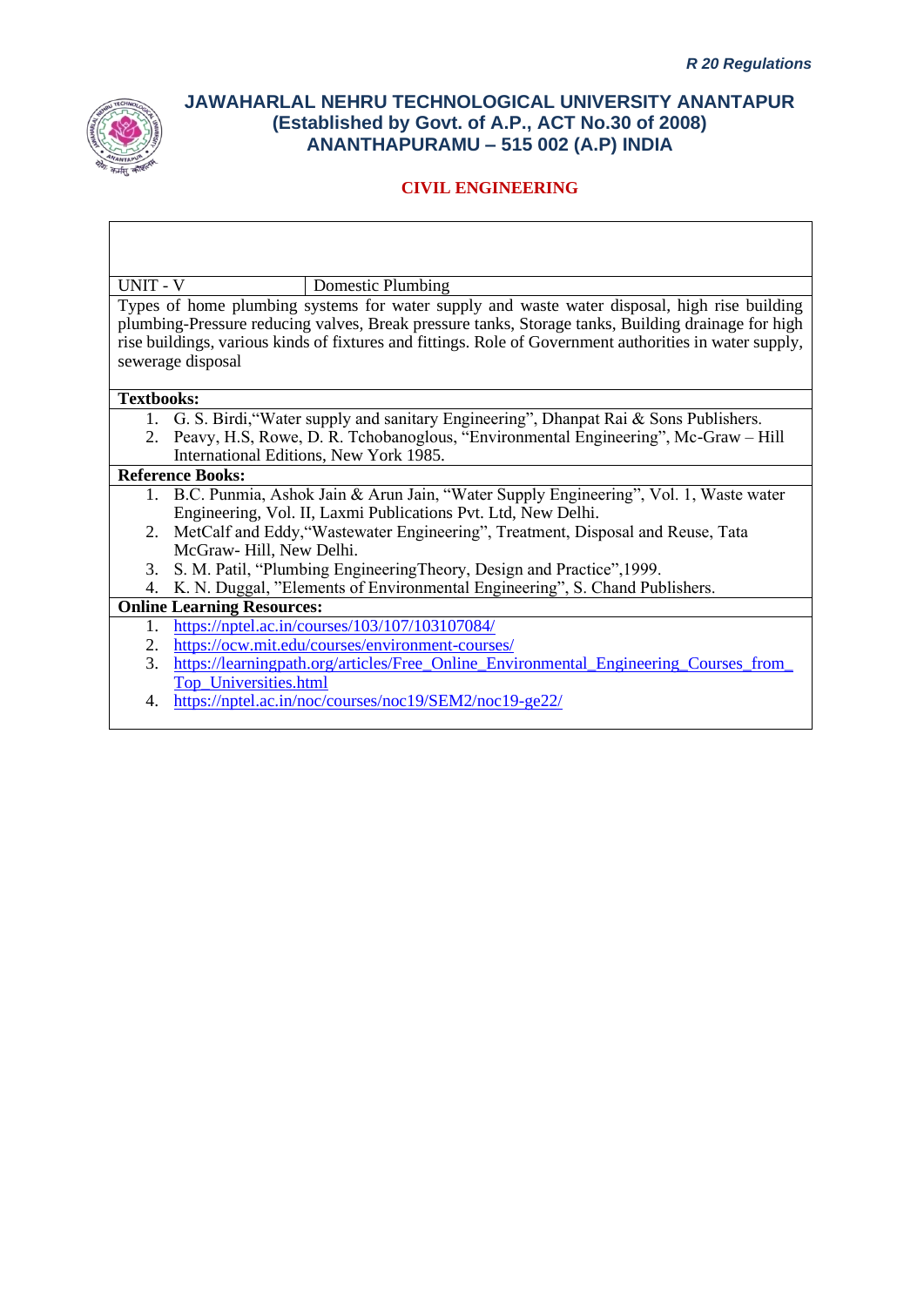| UNIT - V | Domestic Plumbing |
|---|---|

Types of home plumbing systems for water supply and waste water disposal, high rise building plumbing-Pressure reducing valves, Break pressure tanks, Storage tanks, Building drainage for high rise buildings, various kinds of fixtures and fittings. Role of Government authorities in water supply, sewerage disposal

**Textbooks:**

1. G. S. Birdi,"Water supply and sanitary Engineering", Dhanpat Rai & Sons Publishers.
2. Peavy, H.S, Rowe, D. R. Tchobanoglous, "Environmental Engineering", Mc-Graw – Hill International Editions, New York 1985.

**Reference Books:**

1. B.C. Punmia, Ashok Jain & Arun Jain, "Water Supply Engineering", Vol. 1, Waste water Engineering, Vol. II, Laxmi Publications Pvt. Ltd, New Delhi.
2. MetCalf and Eddy,"Wastewater Engineering", Treatment, Disposal and Reuse, Tata McGraw- Hill, New Delhi.
3. S. M. Patil, "Plumbing EngineeringTheory, Design and Practice",1999.
4. K. N. Duggal, "Elements of Environmental Engineering", S. Chand Publishers.

**Online Learning Resources:**

1. https://nptel.ac.in/courses/103/107/103107084/
2. https://ocw.mit.edu/courses/environment-courses/
3. https://learningpath.org/articles/Free_Online_Environmental_Engineering_Courses_from_Top_Universities.html
4. https://nptel.ac.in/noc/courses/noc19/SEM2/noc19-ge22/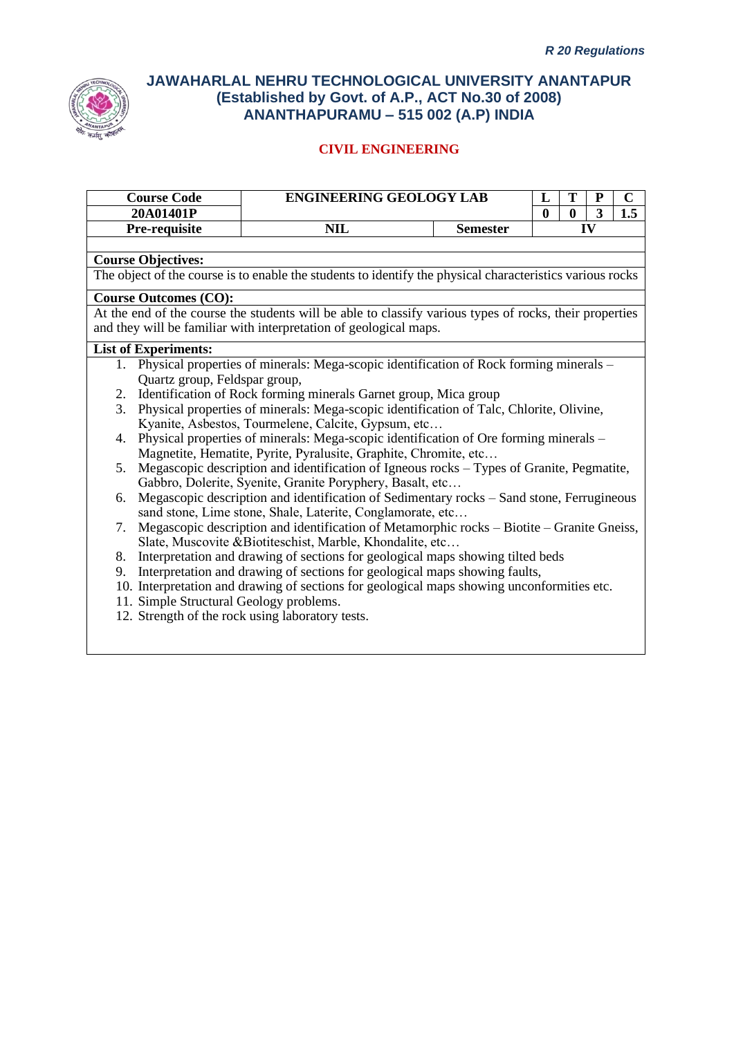*R 20 Regulations*

# JAWAHARLAL NEHRU TECHNOLOGICAL UNIVERSITY ANANTAPUR
## (Established by Govt. of A.P., ACT No.30 of 2008)
## ANANTHAPURAMU – 515 002 (A.P) INDIA

### CIVIL ENGINEERING

| Course Code | ENGINEERING GEOLOGY LAB | | L | T | P | C |
|---|---|---|---|---|---|---|
| 20A01401P | | | 0 | 0 | 3 | 1.5 |
| Pre-requisite | NIL | Semester | IV | | | |

**Course Objectives:**

The object of the course is to enable the students to identify the physical characteristics various rocks

**Course Outcomes (CO):**

At the end of the course the students will be able to classify various types of rocks, their properties and they will be familiar with interpretation of geological maps.

**List of Experiments:**

1. Physical properties of minerals: Mega-scopic identification of Rock forming minerals – Quartz group, Feldspar group,
2. Identification of Rock forming minerals Garnet group, Mica group
3. Physical properties of minerals: Mega-scopic identification of Talc, Chlorite, Olivine, Kyanite, Asbestos, Tourmelene, Calcite, Gypsum, etc…
4. Physical properties of minerals: Mega-scopic identification of Ore forming minerals – Magnetite, Hematite, Pyrite, Pyralusite, Graphite, Chromite, etc…
5. Megascopic description and identification of Igneous rocks – Types of Granite, Pegmatite, Gabbro, Dolerite, Syenite, Granite Poryphery, Basalt, etc…
6. Megascopic description and identification of Sedimentary rocks – Sand stone, Ferrugineous sand stone, Lime stone, Shale, Laterite, Conglamorate, etc…
7. Megascopic description and identification of Metamorphic rocks – Biotite – Granite Gneiss, Slate, Muscovite &Biotiteschist, Marble, Khondalite, etc…
8. Interpretation and drawing of sections for geological maps showing tilted beds
9. Interpretation and drawing of sections for geological maps showing faults,
10. Interpretation and drawing of sections for geological maps showing unconformities etc.
11. Simple Structural Geology problems.
12. Strength of the rock using laboratory tests.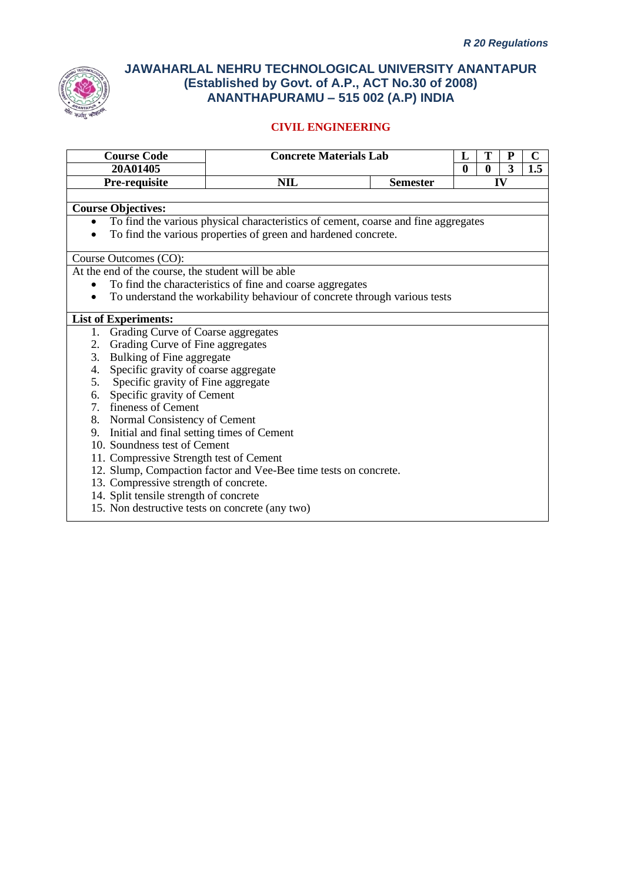*R 20 Regulations*

# JAWAHARLAL NEHRU TECHNOLOGICAL UNIVERSITY ANANTAPUR
## (Established by Govt. of A.P., ACT No.30 of 2008)
## ANANTHAPURAMU – 515 002 (A.P) INDIA

### CIVIL ENGINEERING

| Course Code | Concrete Materials Lab | | L | T | P | C |
|---|---|---|---|---|---|---|
| 20A01405 | | | 0 | 0 | 3 | 1.5 |
| Pre-requisite | NIL | Semester | IV | | | |

**Course Objectives:**

- To find the various physical characteristics of cement, coarse and fine aggregates
- To find the various properties of green and hardened concrete.

Course Outcomes (CO):

At the end of the course, the student will be able

- To find the characteristics of fine and coarse aggregates
- To understand the workability behaviour of concrete through various tests

**List of Experiments:**

1. Grading Curve of Coarse aggregates
2. Grading Curve of Fine aggregates
3. Bulking of Fine aggregate
4. Specific gravity of coarse aggregate
5. Specific gravity of Fine aggregate
6. Specific gravity of Cement
7. fineness of Cement
8. Normal Consistency of Cement
9. Initial and final setting times of Cement
10. Soundness test of Cement
11. Compressive Strength test of Cement
12. Slump, Compaction factor and Vee-Bee time tests on concrete.
13. Compressive strength of concrete.
14. Split tensile strength of concrete
15. Non destructive tests on concrete (any two)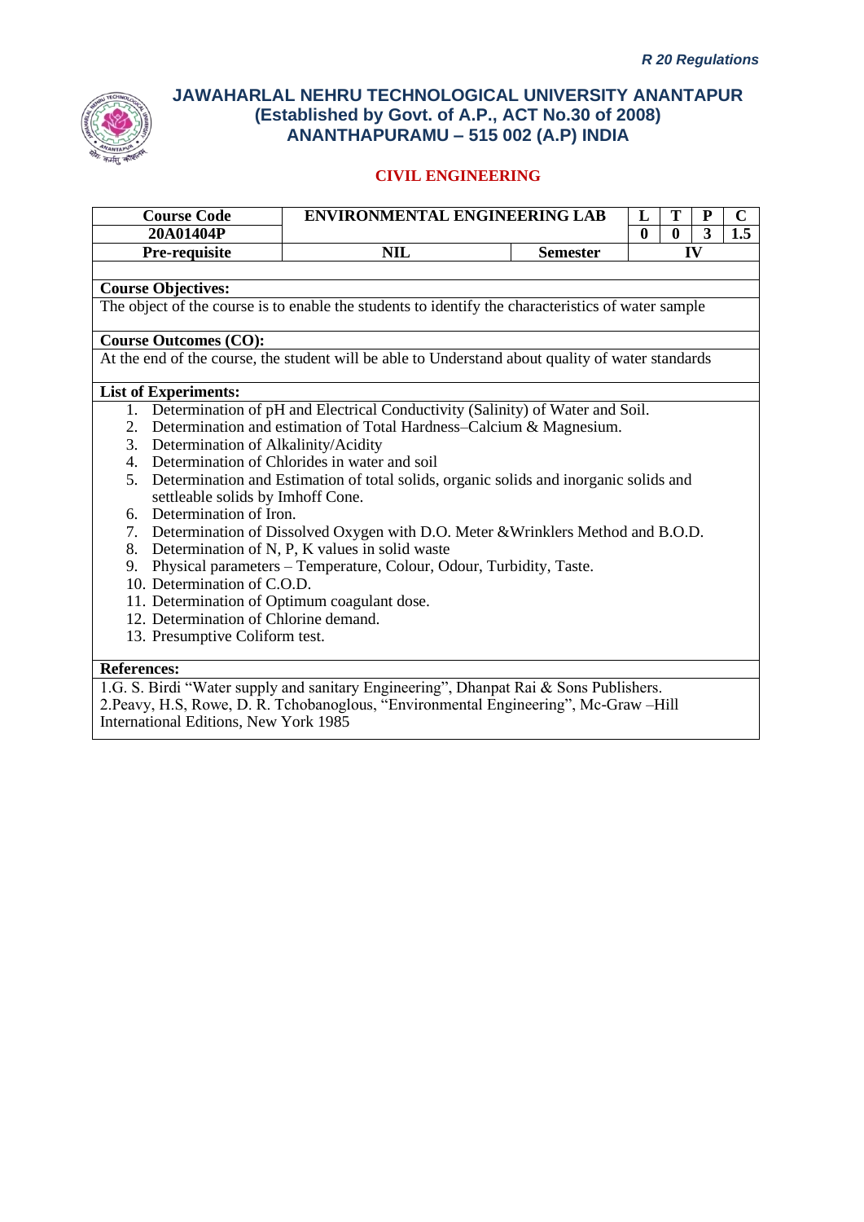# JAWAHARLAL NEHRU TECHNOLOGICAL UNIVERSITY ANANTAPUR
## (Established by Govt. of A.P., ACT No.30 of 2008)
## ANANTHAPURAMU – 515 002 (A.P) INDIA

### CIVIL ENGINEERING

| Course Code | ENVIRONMENTAL ENGINEERING LAB | | L | T | P | C |
|---|---|---|---|---|---|---|
| 20A01404P | | | 0 | 0 | 3 | 1.5 |
| Pre-requisite | NIL | Semester | IV | | | |

**Course Objectives:**

The object of the course is to enable the students to identify the characteristics of water sample

**Course Outcomes (CO):**

At the end of the course, the student will be able to Understand about quality of water standards

**List of Experiments:**

1. Determination of pH and Electrical Conductivity (Salinity) of Water and Soil.
2. Determination and estimation of Total Hardness–Calcium & Magnesium.
3. Determination of Alkalinity/Acidity
4. Determination of Chlorides in water and soil
5. Determination and Estimation of total solids, organic solids and inorganic solids and settleable solids by Imhoff Cone.
6. Determination of Iron.
7. Determination of Dissolved Oxygen with D.O. Meter &Wrinklers Method and B.O.D.
8. Determination of N, P, K values in solid waste
9. Physical parameters – Temperature, Colour, Odour, Turbidity, Taste.
10. Determination of C.O.D.
11. Determination of Optimum coagulant dose.
12. Determination of Chlorine demand.
13. Presumptive Coliform test.

**References:**

1.G. S. Birdi "Water supply and sanitary Engineering", Dhanpat Rai & Sons Publishers.
2.Peavy, H.S, Rowe, D. R. Tchobanoglous, "Environmental Engineering", Mc-Graw –Hill International Editions, New York 1985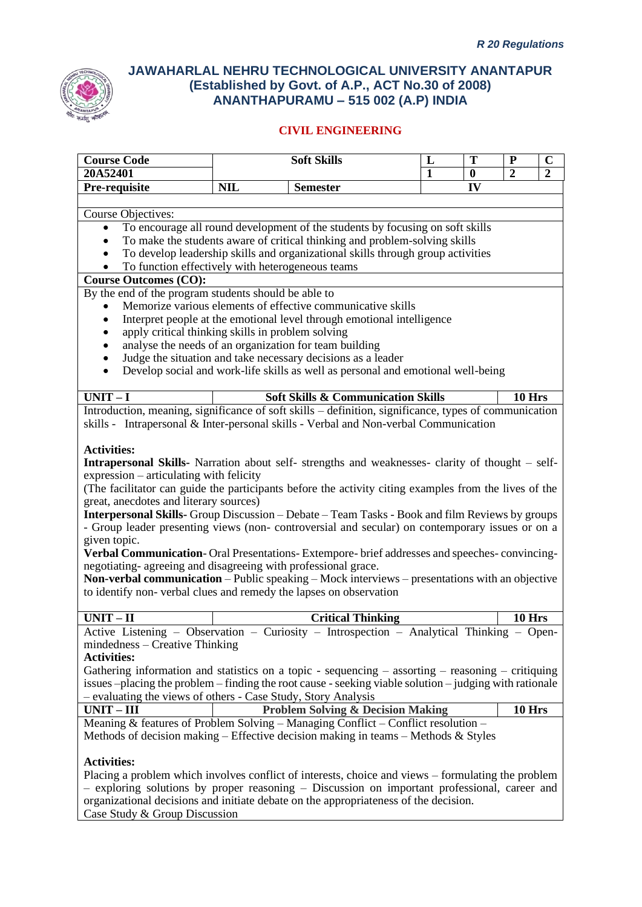# JAWAHARLAL NEHRU TECHNOLOGICAL UNIVERSITY ANANTAPUR
## (Established by Govt. of A.P., ACT No.30 of 2008)
## ANANTHAPURAMU – 515 002 (A.P) INDIA

### CIVIL ENGINEERING

| Course Code | Soft Skills | | L | T | P | C |
|---|---|---|---|---|---|---|
| 20A52401 | | | 1 | 0 | 2 | 2 |
| Pre-requisite | NIL | Semester | IV | | | |

Course Objectives:

- To encourage all round development of the students by focusing on soft skills
- To make the students aware of critical thinking and problem-solving skills
- To develop leadership skills and organizational skills through group activities
- To function effectively with heterogeneous teams

**Course Outcomes (CO):**

By the end of the program students should be able to

- Memorize various elements of effective communicative skills
- Interpret people at the emotional level through emotional intelligence
- apply critical thinking skills in problem solving
- analyse the needs of an organization for team building
- Judge the situation and take necessary decisions as a leader
- Develop social and work-life skills as well as personal and emotional well-being

| UNIT – I | Soft Skills & Communication Skills | 10 Hrs |
|---|---|---|

Introduction, meaning, significance of soft skills – definition, significance, types of communication skills - Intrapersonal & Inter-personal skills - Verbal and Non-verbal Communication

**Activities:**

**Intrapersonal Skills**- Narration about self- strengths and weaknesses- clarity of thought – self-expression – articulating with felicity

(The facilitator can guide the participants before the activity citing examples from the lives of the great, anecdotes and literary sources)

**Interpersonal Skills**- Group Discussion – Debate – Team Tasks - Book and film Reviews by groups - Group leader presenting views (non- controversial and secular) on contemporary issues or on a given topic.

**Verbal Communication**- Oral Presentations- Extempore- brief addresses and speeches- convincing-negotiating- agreeing and disagreeing with professional grace.

**Non-verbal communication** – Public speaking – Mock interviews – presentations with an objective to identify non- verbal clues and remedy the lapses on observation

| UNIT – II | Critical Thinking | 10 Hrs |
|---|---|---|

Active Listening – Observation – Curiosity – Introspection – Analytical Thinking – Open-mindedness – Creative Thinking

**Activities:**

Gathering information and statistics on a topic - sequencing – assorting – reasoning – critiquing issues –placing the problem – finding the root cause - seeking viable solution – judging with rationale – evaluating the views of others - Case Study, Story Analysis

| UNIT – III | Problem Solving & Decision Making | 10 Hrs |
|---|---|---|

Meaning & features of Problem Solving – Managing Conflict – Conflict resolution –
Methods of decision making – Effective decision making in teams – Methods & Styles

**Activities:**

Placing a problem which involves conflict of interests, choice and views – formulating the problem – exploring solutions by proper reasoning – Discussion on important professional, career and organizational decisions and initiate debate on the appropriateness of the decision.

Case Study & Group Discussion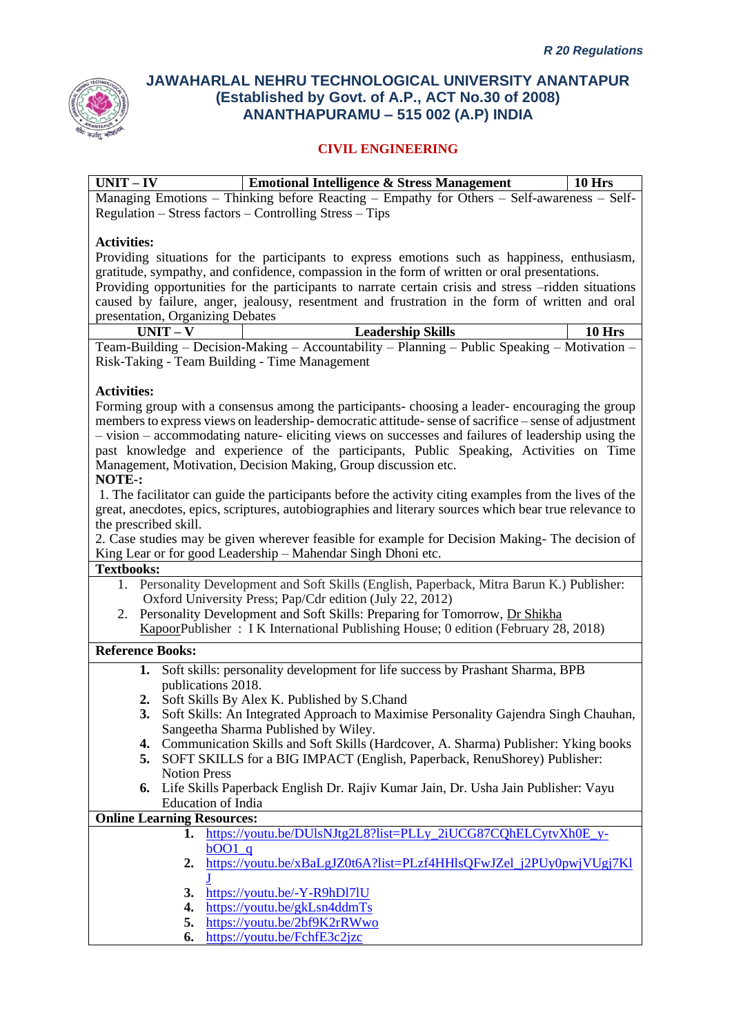# JAWAHARLAL NEHRU TECHNOLOGICAL UNIVERSITY ANANTAPUR
## (Established by Govt. of A.P., ACT No.30 of 2008)
## ANANTHAPURAMU – 515 002 (A.P) INDIA

### CIVIL ENGINEERING

| UNIT – IV | Emotional Intelligence & Stress Management | 10 Hrs |
|---|---|---|

Managing Emotions – Thinking before Reacting – Empathy for Others – Self-awareness – Self-Regulation – Stress factors – Controlling Stress – Tips

**Activities:**

Providing situations for the participants to express emotions such as happiness, enthusiasm, gratitude, sympathy, and confidence, compassion in the form of written or oral presentations.
Providing opportunities for the participants to narrate certain crisis and stress –ridden situations caused by failure, anger, jealousy, resentment and frustration in the form of written and oral presentation, Organizing Debates

| UNIT – V | Leadership Skills | 10 Hrs |
|---|---|---|

Team-Building – Decision-Making – Accountability – Planning – Public Speaking – Motivation – Risk-Taking - Team Building - Time Management

**Activities:**

Forming group with a consensus among the participants- choosing a leader- encouraging the group members to express views on leadership- democratic attitude- sense of sacrifice – sense of adjustment – vision – accommodating nature- eliciting views on successes and failures of leadership using the past knowledge and experience of the participants, Public Speaking, Activities on Time Management, Motivation, Decision Making, Group discussion etc.

**NOTE-:**

1. The facilitator can guide the participants before the activity citing examples from the lives of the great, anecdotes, epics, scriptures, autobiographies and literary sources which bear true relevance to the prescribed skill.
2. Case studies may be given wherever feasible for example for Decision Making- The decision of King Lear or for good Leadership – Mahendar Singh Dhoni etc.

**Textbooks:**

1. Personality Development and Soft Skills (English, Paperback, Mitra Barun K.) Publisher: Oxford University Press; Pap/Cdr edition (July 22, 2012)
2. Personality Development and Soft Skills: Preparing for Tomorrow, Dr Shikha KapoorPublisher : I K International Publishing House; 0 edition (February 28, 2018)

**Reference Books:**

1. Soft skills: personality development for life success by Prashant Sharma, BPB publications 2018.
2. Soft Skills By Alex K. Published by S.Chand
3. Soft Skills: An Integrated Approach to Maximise Personality Gajendra Singh Chauhan, Sangeetha Sharma Published by Wiley.
4. Communication Skills and Soft Skills (Hardcover, A. Sharma) Publisher: Yking books
5. SOFT SKILLS for a BIG IMPACT (English, Paperback, RenuShorey) Publisher: Notion Press
6. Life Skills Paperback English Dr. Rajiv Kumar Jain, Dr. Usha Jain Publisher: Vayu Education of India

**Online Learning Resources:**

1. https://youtu.be/DUlsNJtg2L8?list=PLLy_2iUCG87CQhELCytvXh0E_y-bOO1_q
2. https://youtu.be/xBaLgJZ0t6A?list=PLzf4HHlsQFwJZel_j2PUy0pwjVUgj7KlJ
3. https://youtu.be/-Y-R9hDl7lU
4. https://youtu.be/gkLsn4ddmTs
5. https://youtu.be/2bf9K2rRWwo
6. https://youtu.be/FchfE3c2jzc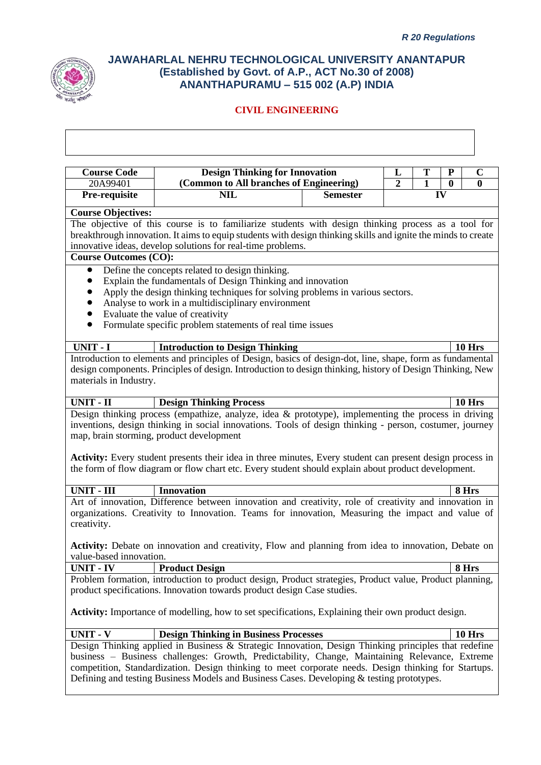# JAWAHARLAL NEHRU TECHNOLOGICAL UNIVERSITY ANANTAPUR
## (Established by Govt. of A.P., ACT No.30 of 2008)
## ANANTHAPURAMU – 515 002 (A.P) INDIA

### CIVIL ENGINEERING

| Course Code | Design Thinking for Innovation | | L | T | P | C |
|---|---|---|---|---|---|---|
| 20A99401 | (Common to All branches of Engineering) | | 2 | 1 | 0 | 0 |
| Pre-requisite | NIL | Semester | IV | | | |

**Course Objectives:**

The objective of this course is to familiarize students with design thinking process as a tool for breakthrough innovation. It aims to equip students with design thinking skills and ignite the minds to create innovative ideas, develop solutions for real-time problems.

**Course Outcomes (CO):**

- Define the concepts related to design thinking.
- Explain the fundamentals of Design Thinking and innovation
- Apply the design thinking techniques for solving problems in various sectors.
- Analyse to work in a multidisciplinary environment
- Evaluate the value of creativity
- Formulate specific problem statements of real time issues

| UNIT - I | Introduction to Design Thinking | 10 Hrs |
|---|---|---|

Introduction to elements and principles of Design, basics of design-dot, line, shape, form as fundamental design components. Principles of design. Introduction to design thinking, history of Design Thinking, New materials in Industry.

| UNIT - II | Design Thinking Process | 10 Hrs |
|---|---|---|

Design thinking process (empathize, analyze, idea & prototype), implementing the process in driving inventions, design thinking in social innovations. Tools of design thinking - person, costumer, journey map, brain storming, product development

**Activity:** Every student presents their idea in three minutes, Every student can present design process in the form of flow diagram or flow chart etc. Every student should explain about product development.

| UNIT - III | Innovation | 8 Hrs |
|---|---|---|

Art of innovation, Difference between innovation and creativity, role of creativity and innovation in organizations. Creativity to Innovation. Teams for innovation, Measuring the impact and value of creativity.

**Activity:** Debate on innovation and creativity, Flow and planning from idea to innovation, Debate on value-based innovation.

| UNIT - IV | Product Design | 8 Hrs |
|---|---|---|

Problem formation, introduction to product design, Product strategies, Product value, Product planning, product specifications. Innovation towards product design Case studies.

**Activity:** Importance of modelling, how to set specifications, Explaining their own product design.

| UNIT - V | Design Thinking in Business Processes | 10 Hrs |
|---|---|---|

Design Thinking applied in Business & Strategic Innovation, Design Thinking principles that redefine business – Business challenges: Growth, Predictability, Change, Maintaining Relevance, Extreme competition, Standardization. Design thinking to meet corporate needs. Design thinking for Startups. Defining and testing Business Models and Business Cases. Developing & testing prototypes.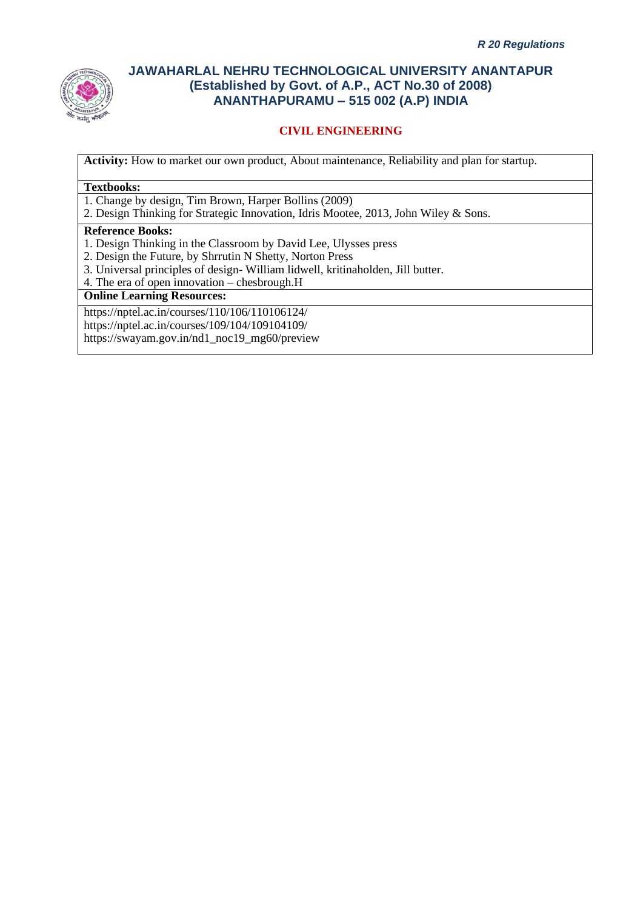**Activity:** How to market our own product, About maintenance, Reliability and plan for startup.

**Textbooks:**

1. Change by design, Tim Brown, Harper Bollins (2009)
2. Design Thinking for Strategic Innovation, Idris Mootee, 2013, John Wiley & Sons.

**Reference Books:**

1. Design Thinking in the Classroom by David Lee, Ulysses press
2. Design the Future, by Shrrutin N Shetty, Norton Press
3. Universal principles of design- William lidwell, kritinaholden, Jill butter.
4. The era of open innovation – chesbrough.H

**Online Learning Resources:**

https://nptel.ac.in/courses/110/106/110106124/
https://nptel.ac.in/courses/109/104/109104109/
https://swayam.gov.in/nd1_noc19_mg60/preview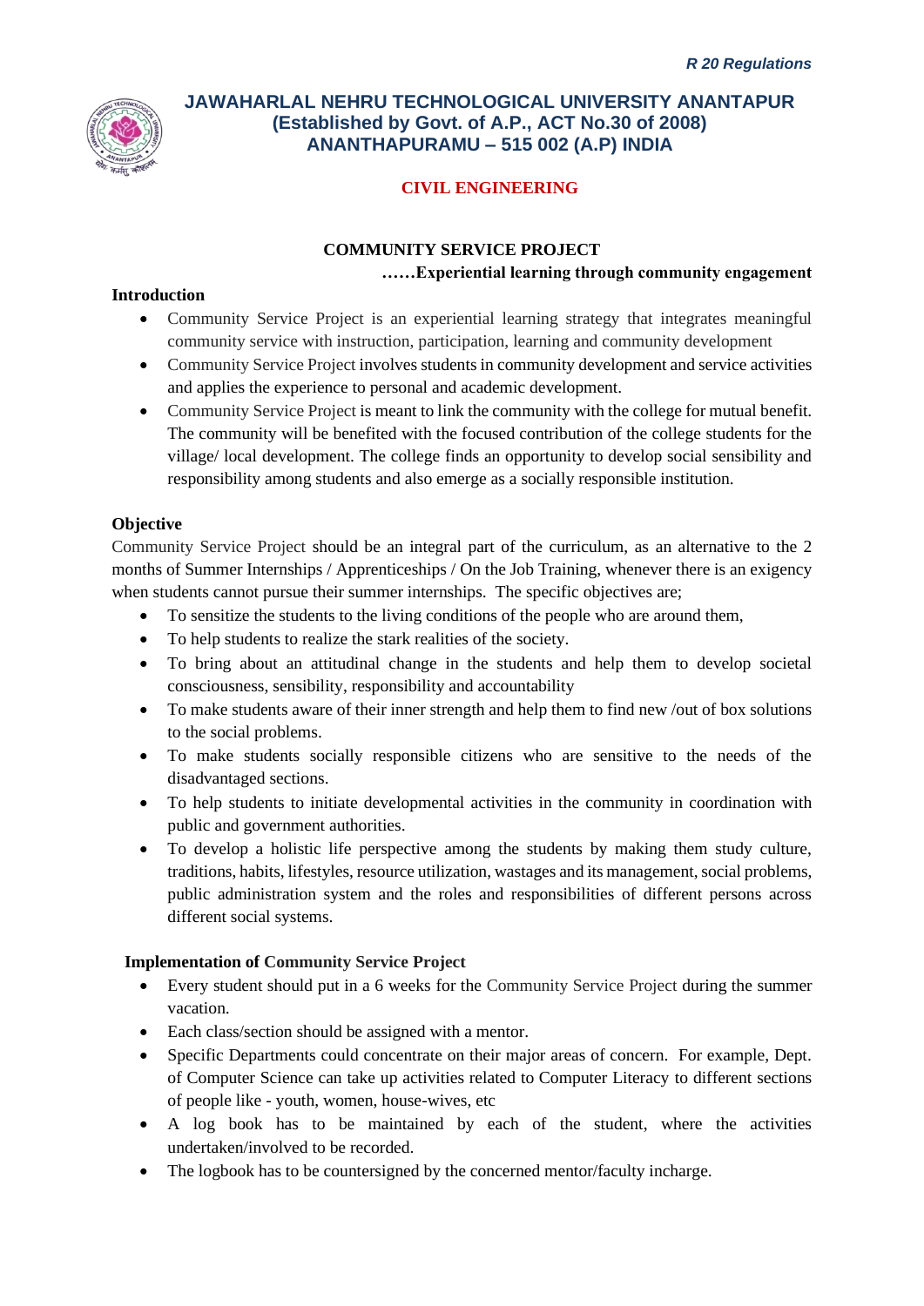*R 20 Regulations*

# JAWAHARLAL NEHRU TECHNOLOGICAL UNIVERSITY ANANTAPUR
## (Established by Govt. of A.P., ACT No.30 of 2008)
## ANANTHAPURAMU – 515 002 (A.P) INDIA

**CIVIL ENGINEERING**

### COMMUNITY SERVICE PROJECT

**……Experiential learning through community engagement**

**Introduction**

- Community Service Project is an experiential learning strategy that integrates meaningful community service with instruction, participation, learning and community development
- Community Service Project involves students in community development and service activities and applies the experience to personal and academic development.
- Community Service Project is meant to link the community with the college for mutual benefit. The community will be benefited with the focused contribution of the college students for the village/ local development. The college finds an opportunity to develop social sensibility and responsibility among students and also emerge as a socially responsible institution.

**Objective**

Community Service Project should be an integral part of the curriculum, as an alternative to the 2 months of Summer Internships / Apprenticeships / On the Job Training, whenever there is an exigency when students cannot pursue their summer internships. The specific objectives are;

- To sensitize the students to the living conditions of the people who are around them,
- To help students to realize the stark realities of the society.
- To bring about an attitudinal change in the students and help them to develop societal consciousness, sensibility, responsibility and accountability
- To make students aware of their inner strength and help them to find new /out of box solutions to the social problems.
- To make students socially responsible citizens who are sensitive to the needs of the disadvantaged sections.
- To help students to initiate developmental activities in the community in coordination with public and government authorities.
- To develop a holistic life perspective among the students by making them study culture, traditions, habits, lifestyles, resource utilization, wastages and its management, social problems, public administration system and the roles and responsibilities of different persons across different social systems.

**Implementation of Community Service Project**

- Every student should put in a 6 weeks for the Community Service Project during the summer vacation.
- Each class/section should be assigned with a mentor.
- Specific Departments could concentrate on their major areas of concern. For example, Dept. of Computer Science can take up activities related to Computer Literacy to different sections of people like - youth, women, house-wives, etc
- A log book has to be maintained by each of the student, where the activities undertaken/involved to be recorded.
- The logbook has to be countersigned by the concerned mentor/faculty incharge.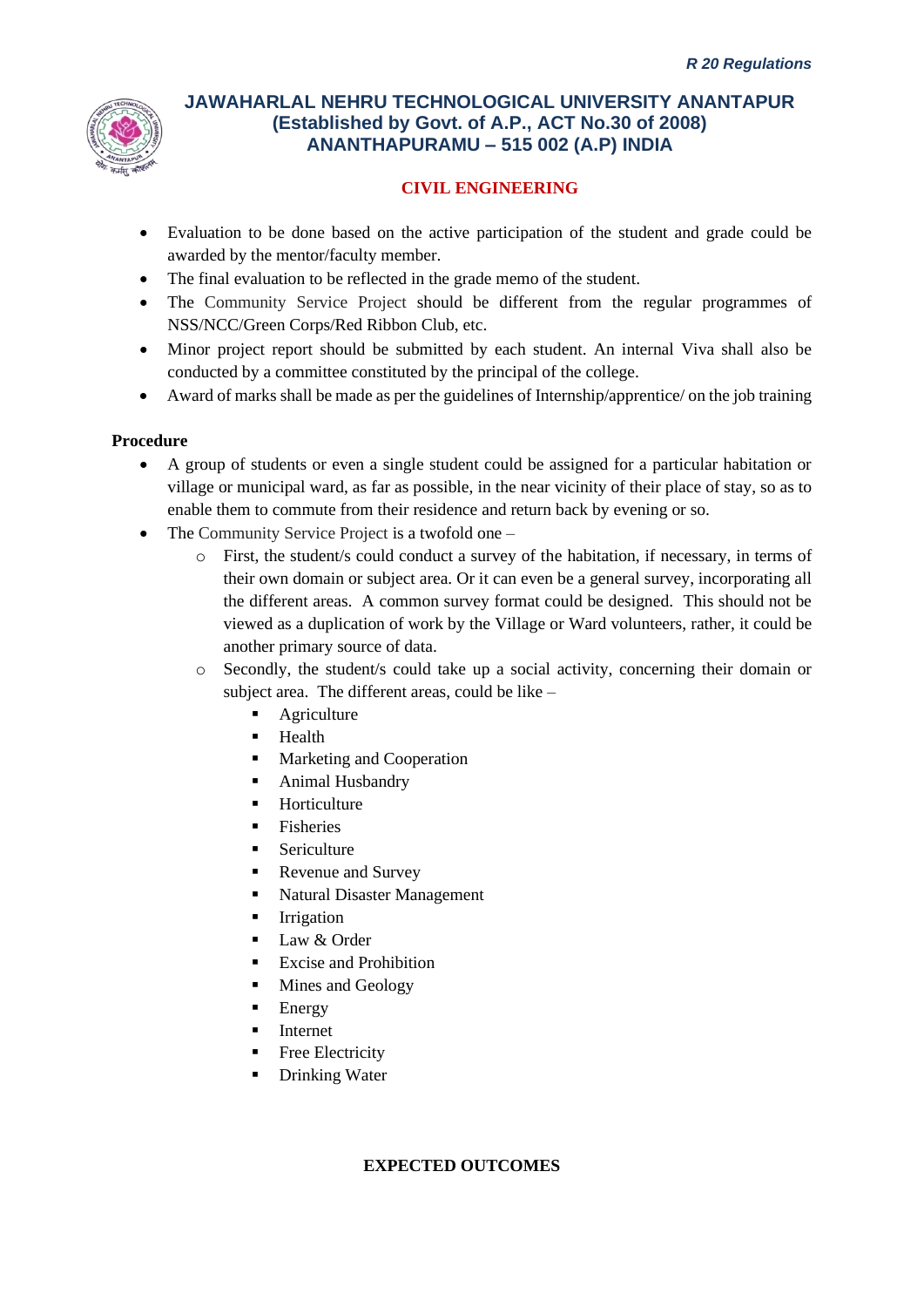- Evaluation to be done based on the active participation of the student and grade could be awarded by the mentor/faculty member.
- The final evaluation to be reflected in the grade memo of the student.
- The Community Service Project should be different from the regular programmes of NSS/NCC/Green Corps/Red Ribbon Club, etc.
- Minor project report should be submitted by each student. An internal Viva shall also be conducted by a committee constituted by the principal of the college.
- Award of marks shall be made as per the guidelines of Internship/apprentice/ on the job training

**Procedure**

- A group of students or even a single student could be assigned for a particular habitation or village or municipal ward, as far as possible, in the near vicinity of their place of stay, so as to enable them to commute from their residence and return back by evening or so.
- The Community Service Project is a twofold one –
    - First, the student/s could conduct a survey of the habitation, if necessary, in terms of their own domain or subject area. Or it can even be a general survey, incorporating all the different areas. A common survey format could be designed. This should not be viewed as a duplication of work by the Village or Ward volunteers, rather, it could be another primary source of data.
    - Secondly, the student/s could take up a social activity, concerning their domain or subject area. The different areas, could be like –
        - Agriculture
        - Health
        - Marketing and Cooperation
        - Animal Husbandry
        - Horticulture
        - Fisheries
        - Sericulture
        - Revenue and Survey
        - Natural Disaster Management
        - Irrigation
        - Law & Order
        - Excise and Prohibition
        - Mines and Geology
        - Energy
        - Internet
        - Free Electricity
        - Drinking Water

**EXPECTED OUTCOMES**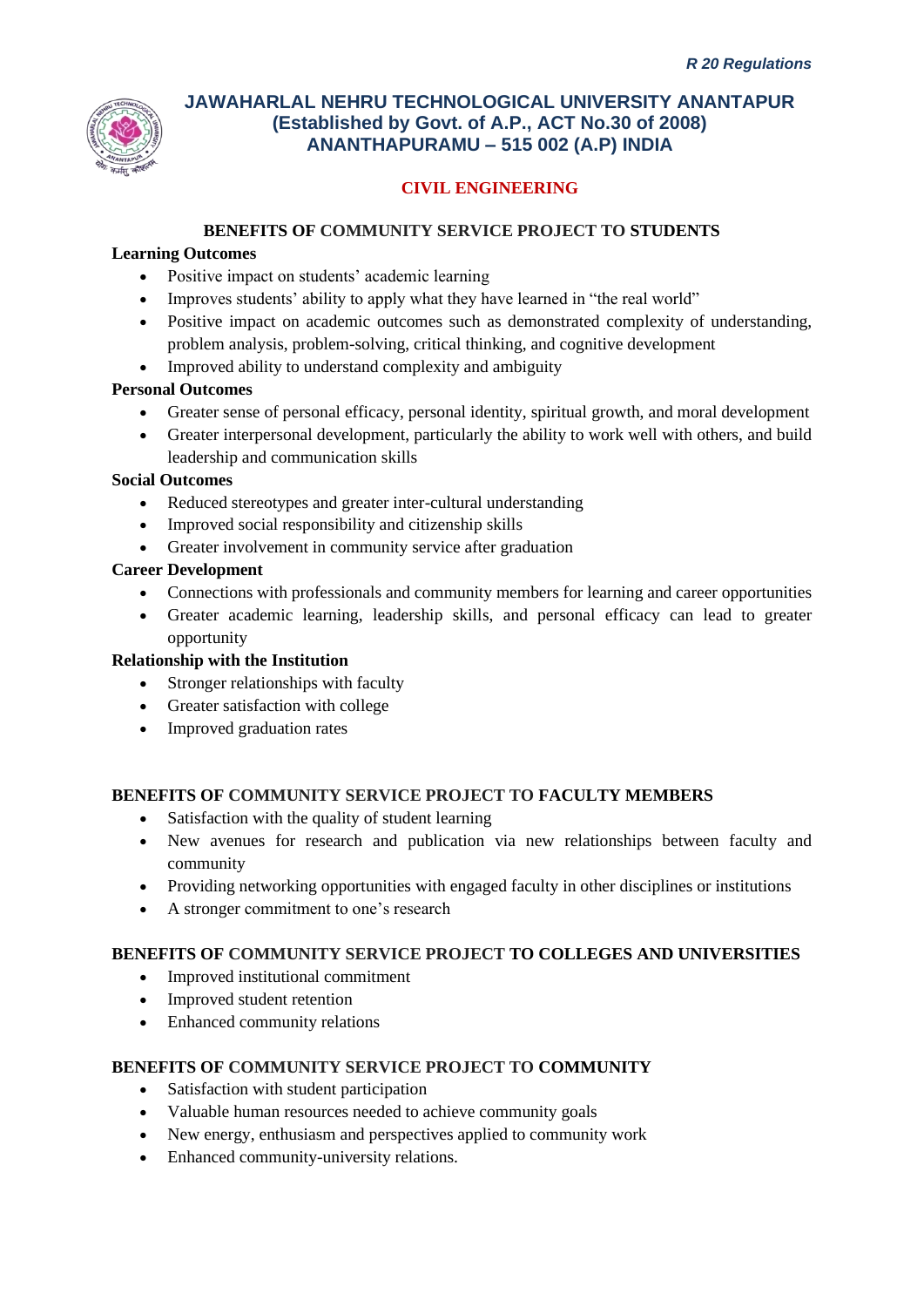## CIVIL ENGINEERING

### BENEFITS OF COMMUNITY SERVICE PROJECT TO STUDENTS

**Learning Outcomes**

- Positive impact on students' academic learning
- Improves students' ability to apply what they have learned in "the real world"
- Positive impact on academic outcomes such as demonstrated complexity of understanding, problem analysis, problem-solving, critical thinking, and cognitive development
- Improved ability to understand complexity and ambiguity

**Personal Outcomes**

- Greater sense of personal efficacy, personal identity, spiritual growth, and moral development
- Greater interpersonal development, particularly the ability to work well with others, and build leadership and communication skills

**Social Outcomes**

- Reduced stereotypes and greater inter-cultural understanding
- Improved social responsibility and citizenship skills
- Greater involvement in community service after graduation

**Career Development**

- Connections with professionals and community members for learning and career opportunities
- Greater academic learning, leadership skills, and personal efficacy can lead to greater opportunity

**Relationship with the Institution**

- Stronger relationships with faculty
- Greater satisfaction with college
- Improved graduation rates

### BENEFITS OF COMMUNITY SERVICE PROJECT TO FACULTY MEMBERS

- Satisfaction with the quality of student learning
- New avenues for research and publication via new relationships between faculty and community
- Providing networking opportunities with engaged faculty in other disciplines or institutions
- A stronger commitment to one's research

### BENEFITS OF COMMUNITY SERVICE PROJECT TO COLLEGES AND UNIVERSITIES

- Improved institutional commitment
- Improved student retention
- Enhanced community relations

### BENEFITS OF COMMUNITY SERVICE PROJECT TO COMMUNITY

- Satisfaction with student participation
- Valuable human resources needed to achieve community goals
- New energy, enthusiasm and perspectives applied to community work
- Enhanced community-university relations.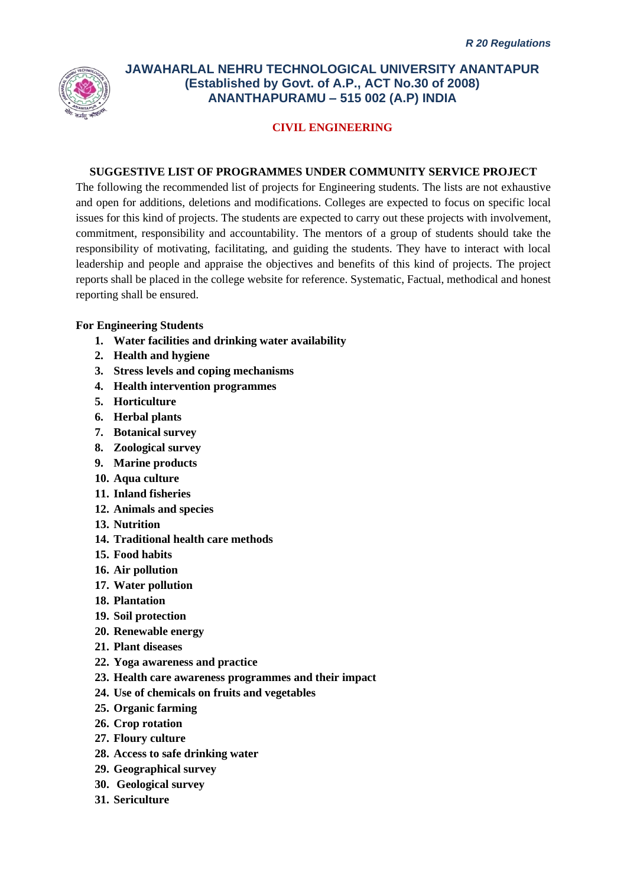*R 20 Regulations*

**JAWAHARLAL NEHRU TECHNOLOGICAL UNIVERSITY ANANTAPUR**
**(Established by Govt. of A.P., ACT No.30 of 2008)**
**ANANTHAPURAMU – 515 002 (A.P) INDIA**

**CIVIL ENGINEERING**

## SUGGESTIVE LIST OF PROGRAMMES UNDER COMMUNITY SERVICE PROJECT

The following the recommended list of projects for Engineering students. The lists are not exhaustive and open for additions, deletions and modifications. Colleges are expected to focus on specific local issues for this kind of projects. The students are expected to carry out these projects with involvement, commitment, responsibility and accountability. The mentors of a group of students should take the responsibility of motivating, facilitating, and guiding the students. They have to interact with local leadership and people and appraise the objectives and benefits of this kind of projects. The project reports shall be placed in the college website for reference. Systematic, Factual, methodical and honest reporting shall be ensured.

**For Engineering Students**

1. **Water facilities and drinking water availability**
2. **Health and hygiene**
3. **Stress levels and coping mechanisms**
4. **Health intervention programmes**
5. **Horticulture**
6. **Herbal plants**
7. **Botanical survey**
8. **Zoological survey**
9. **Marine products**
10. **Aqua culture**
11. **Inland fisheries**
12. **Animals and species**
13. **Nutrition**
14. **Traditional health care methods**
15. **Food habits**
16. **Air pollution**
17. **Water pollution**
18. **Plantation**
19. **Soil protection**
20. **Renewable energy**
21. **Plant diseases**
22. **Yoga awareness and practice**
23. **Health care awareness programmes and their impact**
24. **Use of chemicals on fruits and vegetables**
25. **Organic farming**
26. **Crop rotation**
27. **Floury culture**
28. **Access to safe drinking water**
29. **Geographical survey**
30. **Geological survey**
31. **Sericulture**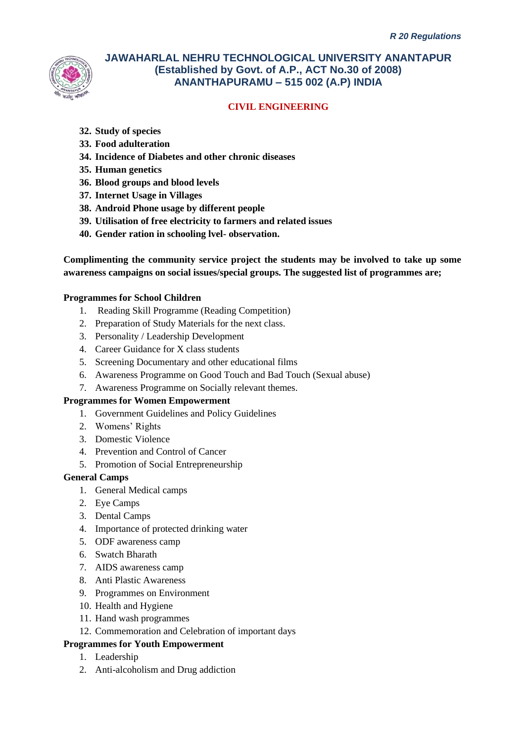32. **Study of species**
33. **Food adulteration**
34. **Incidence of Diabetes and other chronic diseases**
35. **Human genetics**
36. **Blood groups and blood levels**
37. **Internet Usage in Villages**
38. **Android Phone usage by different people**
39. **Utilisation of free electricity to farmers and related issues**
40. **Gender ration in schooling lvel- observation.**

**Complimenting the community service project the students may be involved to take up some awareness campaigns on social issues/special groups. The suggested list of programmes are;**

**Programmes for School Children**

1. Reading Skill Programme (Reading Competition)
2. Preparation of Study Materials for the next class.
3. Personality / Leadership Development
4. Career Guidance for X class students
5. Screening Documentary and other educational films
6. Awareness Programme on Good Touch and Bad Touch (Sexual abuse)
7. Awareness Programme on Socially relevant themes.

**Programmes for Women Empowerment**

1. Government Guidelines and Policy Guidelines
2. Womens' Rights
3. Domestic Violence
4. Prevention and Control of Cancer
5. Promotion of Social Entrepreneurship

**General Camps**

1. General Medical camps
2. Eye Camps
3. Dental Camps
4. Importance of protected drinking water
5. ODF awareness camp
6. Swatch Bharath
7. AIDS awareness camp
8. Anti Plastic Awareness
9. Programmes on Environment
10. Health and Hygiene
11. Hand wash programmes
12. Commemoration and Celebration of important days

**Programmes for Youth Empowerment**

1. Leadership
2. Anti-alcoholism and Drug addiction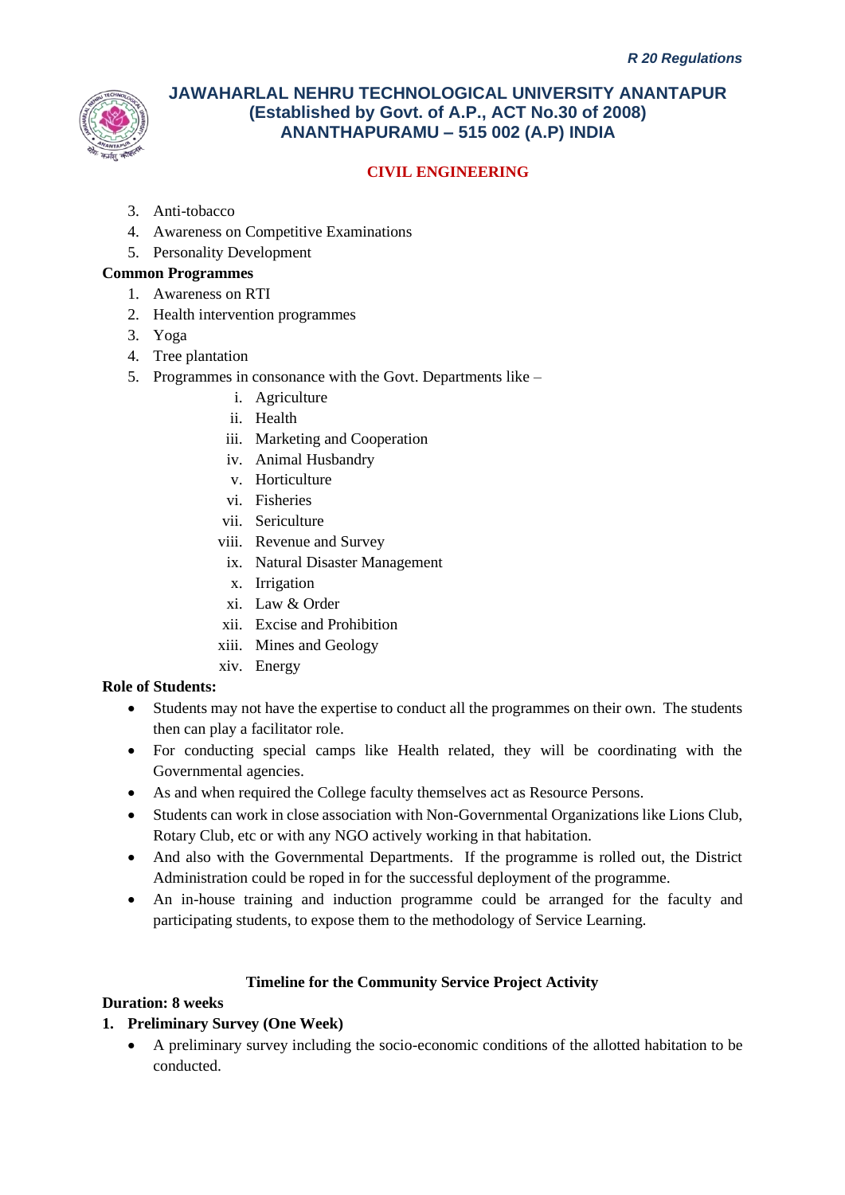3. Anti-tobacco
4. Awareness on Competitive Examinations
5. Personality Development

**Common Programmes**

1. Awareness on RTI
2. Health intervention programmes
3. Yoga
4. Tree plantation
5. Programmes in consonance with the Govt. Departments like –
    - i. Agriculture
    - ii. Health
    - iii. Marketing and Cooperation
    - iv. Animal Husbandry
    - v. Horticulture
    - vi. Fisheries
    - vii. Sericulture
    - viii. Revenue and Survey
    - ix. Natural Disaster Management
    - x. Irrigation
    - xi. Law & Order
    - xii. Excise and Prohibition
    - xiii. Mines and Geology
    - xiv. Energy

**Role of Students:**

- Students may not have the expertise to conduct all the programmes on their own. The students then can play a facilitator role.
- For conducting special camps like Health related, they will be coordinating with the Governmental agencies.
- As and when required the College faculty themselves act as Resource Persons.
- Students can work in close association with Non-Governmental Organizations like Lions Club, Rotary Club, etc or with any NGO actively working in that habitation.
- And also with the Governmental Departments. If the programme is rolled out, the District Administration could be roped in for the successful deployment of the programme.
- An in-house training and induction programme could be arranged for the faculty and participating students, to expose them to the methodology of Service Learning.

**Timeline for the Community Service Project Activity**

**Duration: 8 weeks**

**1. Preliminary Survey (One Week)**

- A preliminary survey including the socio-economic conditions of the allotted habitation to be conducted.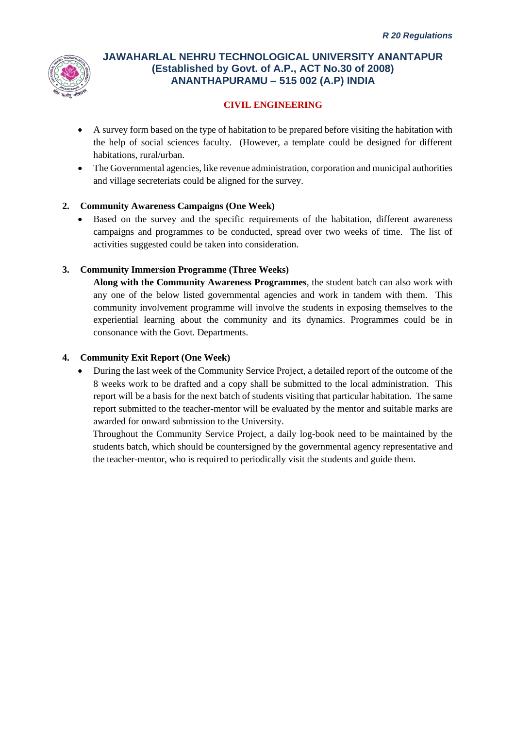**CIVIL ENGINEERING**

- A survey form based on the type of habitation to be prepared before visiting the habitation with the help of social sciences faculty. (However, a template could be designed for different habitations, rural/urban.
- The Governmental agencies, like revenue administration, corporation and municipal authorities and village secreteriats could be aligned for the survey.

**2. Community Awareness Campaigns (One Week)**

- Based on the survey and the specific requirements of the habitation, different awareness campaigns and programmes to be conducted, spread over two weeks of time. The list of activities suggested could be taken into consideration.

**3. Community Immersion Programme (Three Weeks)**

**Along with the Community Awareness Programmes**, the student batch can also work with any one of the below listed governmental agencies and work in tandem with them. This community involvement programme will involve the students in exposing themselves to the experiential learning about the community and its dynamics. Programmes could be in consonance with the Govt. Departments.

**4. Community Exit Report (One Week)**

- During the last week of the Community Service Project, a detailed report of the outcome of the 8 weeks work to be drafted and a copy shall be submitted to the local administration. This report will be a basis for the next batch of students visiting that particular habitation. The same report submitted to the teacher-mentor will be evaluated by the mentor and suitable marks are awarded for onward submission to the University.

Throughout the Community Service Project, a daily log-book need to be maintained by the students batch, which should be countersigned by the governmental agency representative and the teacher-mentor, who is required to periodically visit the students and guide them.